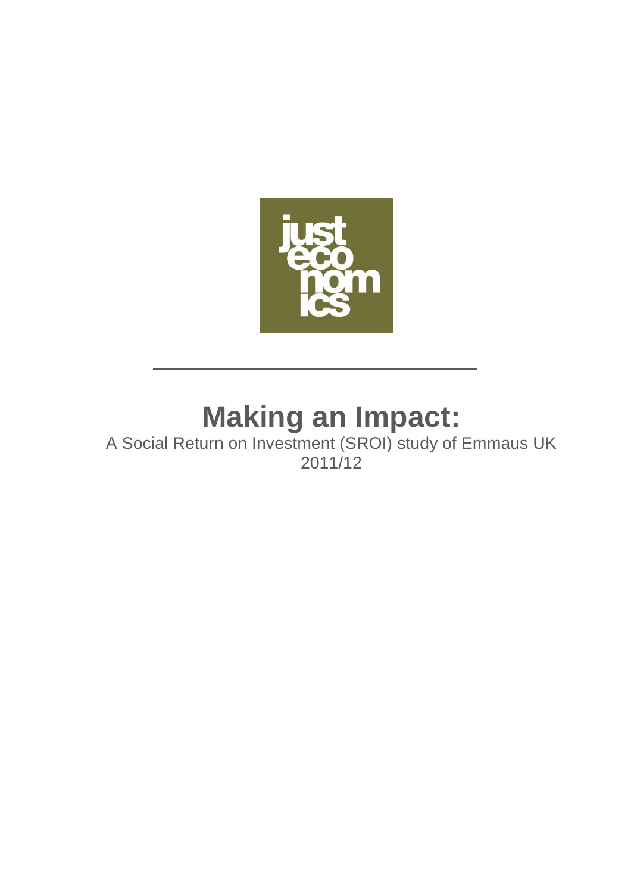just
eco
nom
ics

# Making an Impact:

A Social Return on Investment (SROI) study of Emmaus UK 2011/12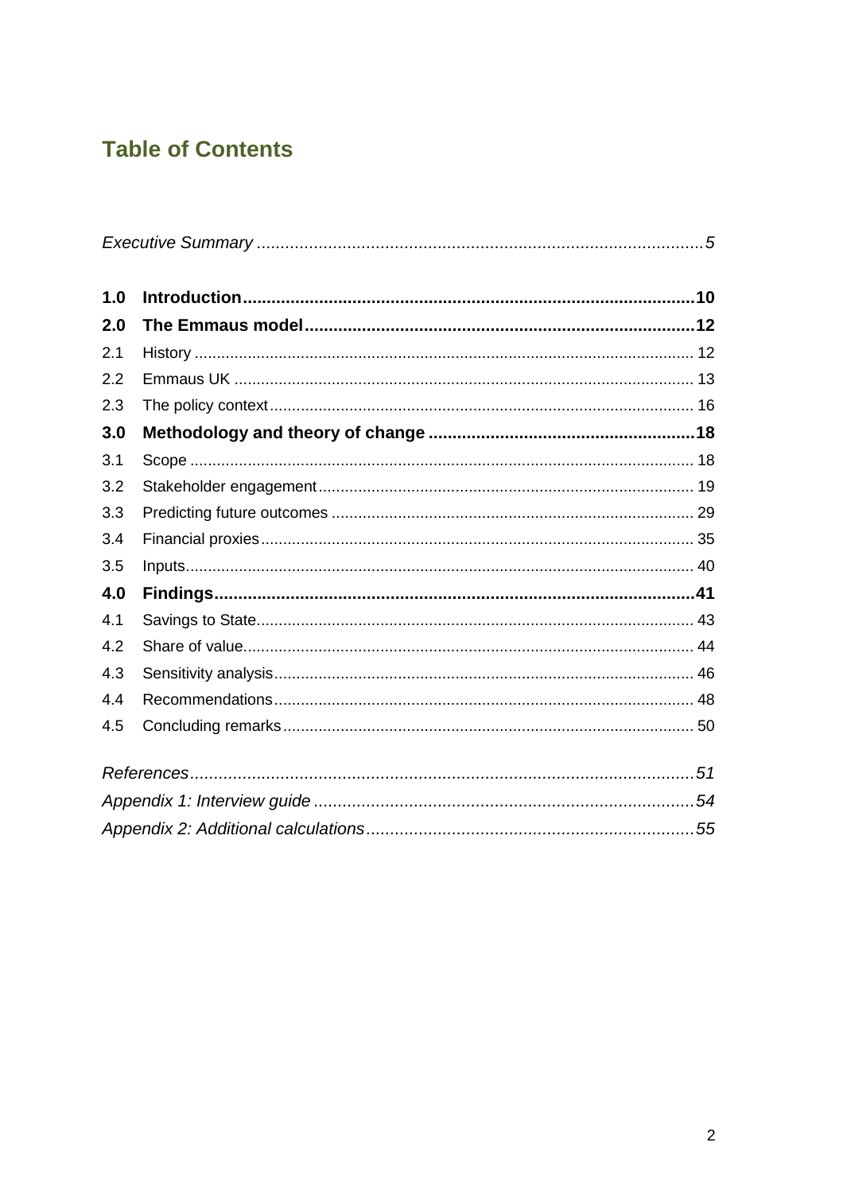# Table of Contents

*Executive Summary* ..... *5*

**1.0 Introduction** ..... **10**

**2.0 The Emmaus model** ..... **12**

2.1 History ..... 12

2.2 Emmaus UK ..... 13

2.3 The policy context ..... 16

**3.0 Methodology and theory of change** ..... **18**

3.1 Scope ..... 18

3.2 Stakeholder engagement ..... 19

3.3 Predicting future outcomes ..... 29

3.4 Financial proxies ..... 35

3.5 Inputs ..... 40

**4.0 Findings** ..... **41**

4.1 Savings to State ..... 43

4.2 Share of value ..... 44

4.3 Sensitivity analysis ..... 46

4.4 Recommendations ..... 48

4.5 Concluding remarks ..... 50

*References* ..... *51*

*Appendix 1: Interview guide* ..... *54*

*Appendix 2: Additional calculations* ..... *55*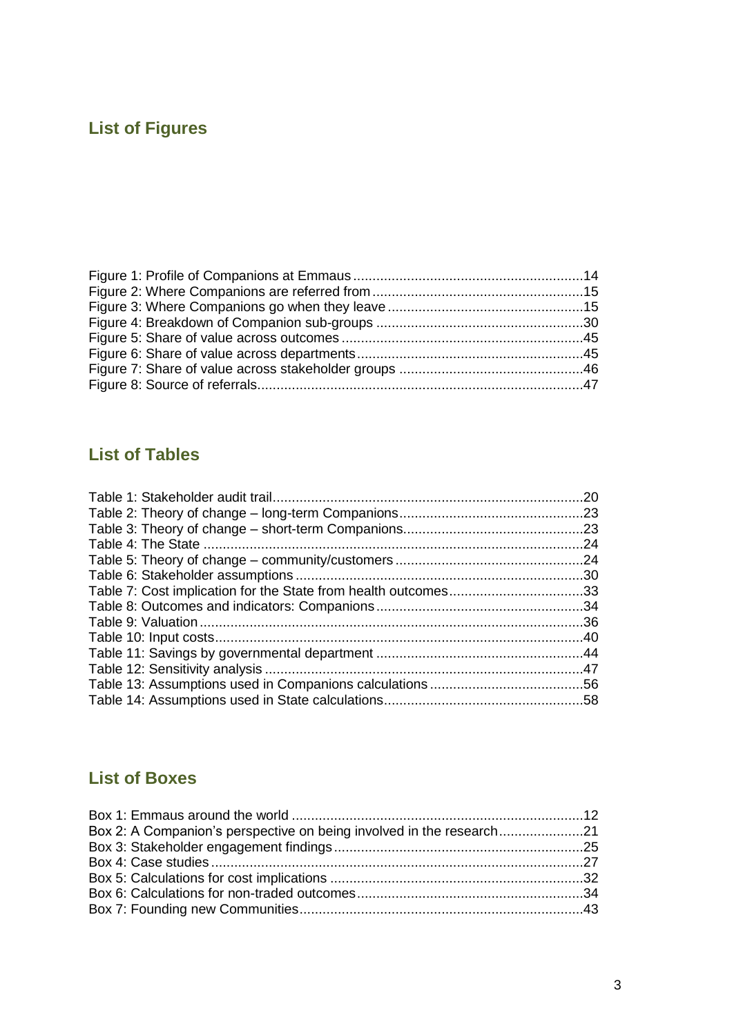## List of Figures

Figure 1: Profile of Companions at Emmaus ............................................................ 14
Figure 2: Where Companions are referred from ....................................................... 15
Figure 3: Where Companions go when they leave ................................................... 15
Figure 4: Breakdown of Companion sub-groups ...................................................... 30
Figure 5: Share of value across outcomes ............................................................... 45
Figure 6: Share of value across departments ........................................................... 45
Figure 7: Share of value across stakeholder groups ................................................ 46
Figure 8: Source of referrals..................................................................................... 47

## List of Tables

Table 1: Stakeholder audit trail................................................................................. 20
Table 2: Theory of change – long-term Companions................................................ 23
Table 3: Theory of change – short-term Companions............................................... 23
Table 4: The State .................................................................................................... 24
Table 5: Theory of change – community/customers ................................................. 24
Table 6: Stakeholder assumptions ........................................................................... 30
Table 7: Cost implication for the State from health outcomes................................... 33
Table 8: Outcomes and indicators: Companions ...................................................... 34
Table 9: Valuation .................................................................................................... 36
Table 10: Input costs................................................................................................ 40
Table 11: Savings by governmental department ...................................................... 44
Table 12: Sensitivity analysis ................................................................................... 47
Table 13: Assumptions used in Companions calculations ........................................ 56
Table 14: Assumptions used in State calculations.................................................... 58

## List of Boxes

Box 1: Emmaus around the world ............................................................................ 12
Box 2: A Companion's perspective on being involved in the research...................... 21
Box 3: Stakeholder engagement findings ................................................................. 25
Box 4: Case studies ................................................................................................. 27
Box 5: Calculations for cost implications .................................................................. 32
Box 6: Calculations for non-traded outcomes ........................................................... 34
Box 7: Founding new Communities.......................................................................... 43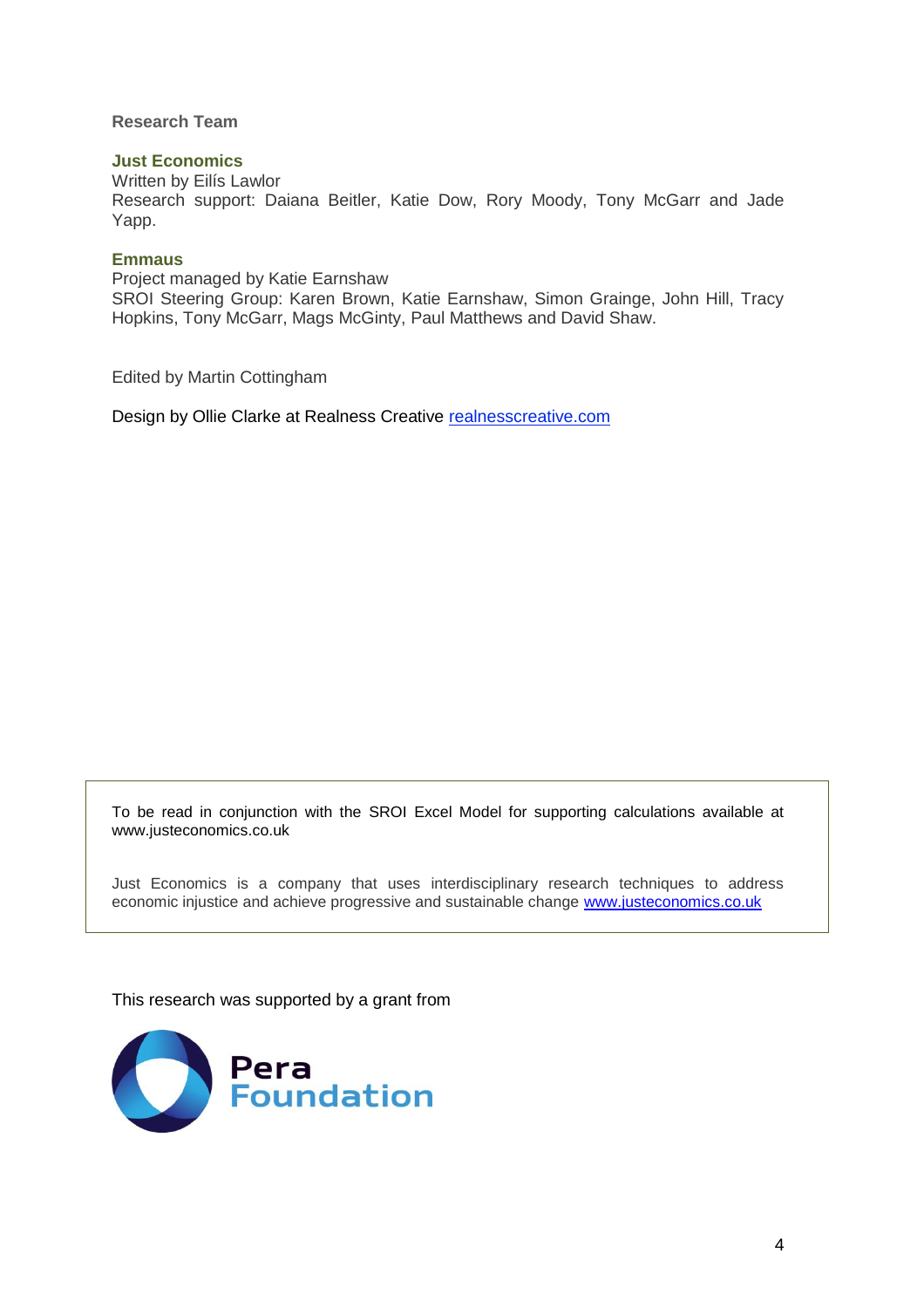**Research Team**

**Just Economics**

Written by Eilís Lawlor

Research support: Daiana Beitler, Katie Dow, Rory Moody, Tony McGarr and Jade Yapp.

**Emmaus**

Project managed by Katie Earnshaw

SROI Steering Group: Karen Brown, Katie Earnshaw, Simon Grainge, John Hill, Tracy Hopkins, Tony McGarr, Mags McGinty, Paul Matthews and David Shaw.

Edited by Martin Cottingham

Design by Ollie Clarke at Realness Creative realnesscreative.com

To be read in conjunction with the SROI Excel Model for supporting calculations available at www.justeconomics.co.uk

Just Economics is a company that uses interdisciplinary research techniques to address economic injustice and achieve progressive and sustainable change www.justeconomics.co.uk

This research was supported by a grant from

Pera Foundation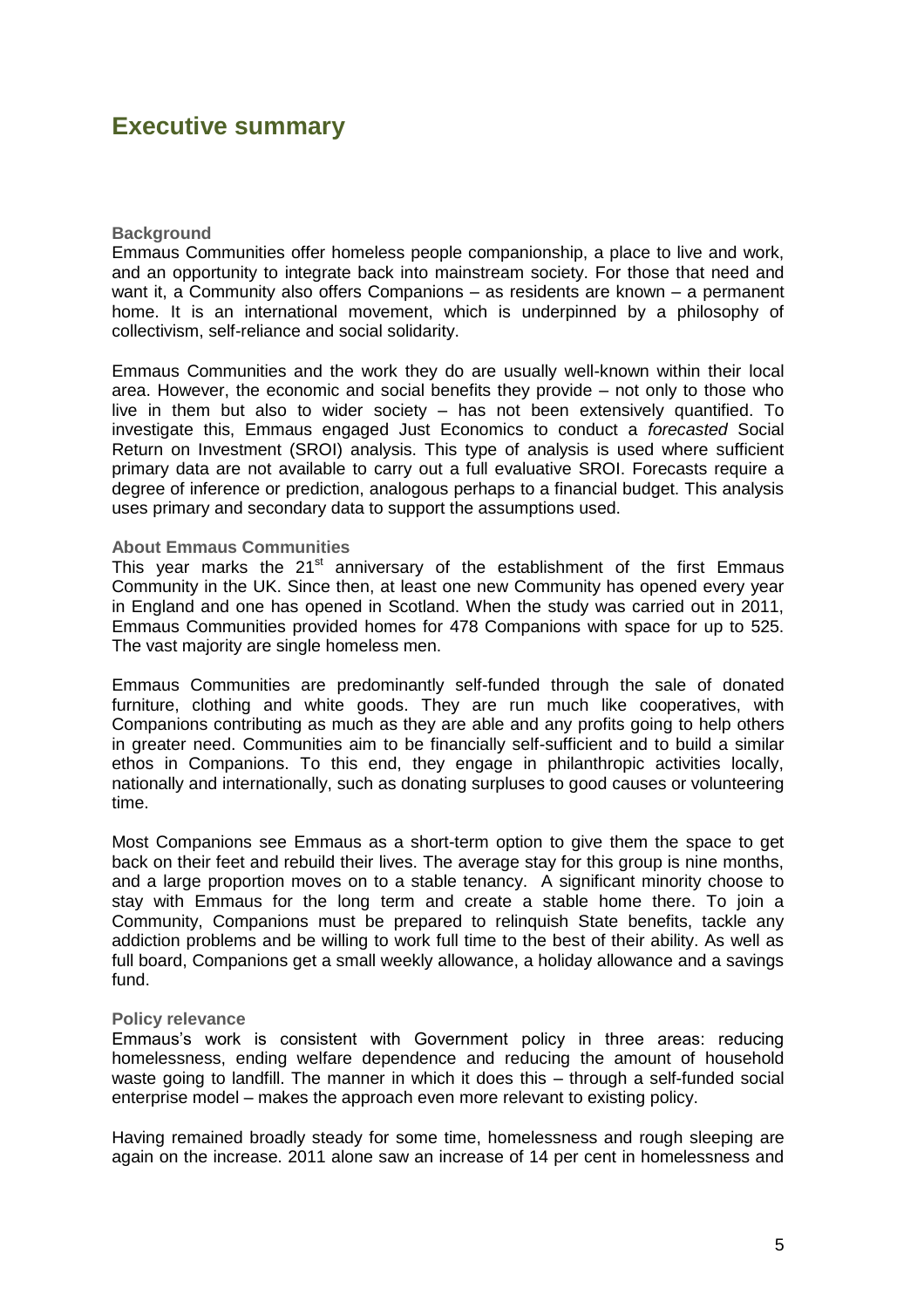# Executive summary

### Background

Emmaus Communities offer homeless people companionship, a place to live and work, and an opportunity to integrate back into mainstream society. For those that need and want it, a Community also offers Companions – as residents are known – a permanent home. It is an international movement, which is underpinned by a philosophy of collectivism, self-reliance and social solidarity.

Emmaus Communities and the work they do are usually well-known within their local area. However, the economic and social benefits they provide – not only to those who live in them but also to wider society – has not been extensively quantified. To investigate this, Emmaus engaged Just Economics to conduct a *forecasted* Social Return on Investment (SROI) analysis. This type of analysis is used where sufficient primary data are not available to carry out a full evaluative SROI. Forecasts require a degree of inference or prediction, analogous perhaps to a financial budget. This analysis uses primary and secondary data to support the assumptions used.

### About Emmaus Communities

This year marks the 21st anniversary of the establishment of the first Emmaus Community in the UK. Since then, at least one new Community has opened every year in England and one has opened in Scotland. When the study was carried out in 2011, Emmaus Communities provided homes for 478 Companions with space for up to 525. The vast majority are single homeless men.

Emmaus Communities are predominantly self-funded through the sale of donated furniture, clothing and white goods. They are run much like cooperatives, with Companions contributing as much as they are able and any profits going to help others in greater need. Communities aim to be financially self-sufficient and to build a similar ethos in Companions. To this end, they engage in philanthropic activities locally, nationally and internationally, such as donating surpluses to good causes or volunteering time.

Most Companions see Emmaus as a short-term option to give them the space to get back on their feet and rebuild their lives. The average stay for this group is nine months, and a large proportion moves on to a stable tenancy. A significant minority choose to stay with Emmaus for the long term and create a stable home there. To join a Community, Companions must be prepared to relinquish State benefits, tackle any addiction problems and be willing to work full time to the best of their ability. As well as full board, Companions get a small weekly allowance, a holiday allowance and a savings fund.

### Policy relevance

Emmaus's work is consistent with Government policy in three areas: reducing homelessness, ending welfare dependence and reducing the amount of household waste going to landfill. The manner in which it does this – through a self-funded social enterprise model – makes the approach even more relevant to existing policy.

Having remained broadly steady for some time, homelessness and rough sleeping are again on the increase. 2011 alone saw an increase of 14 per cent in homelessness and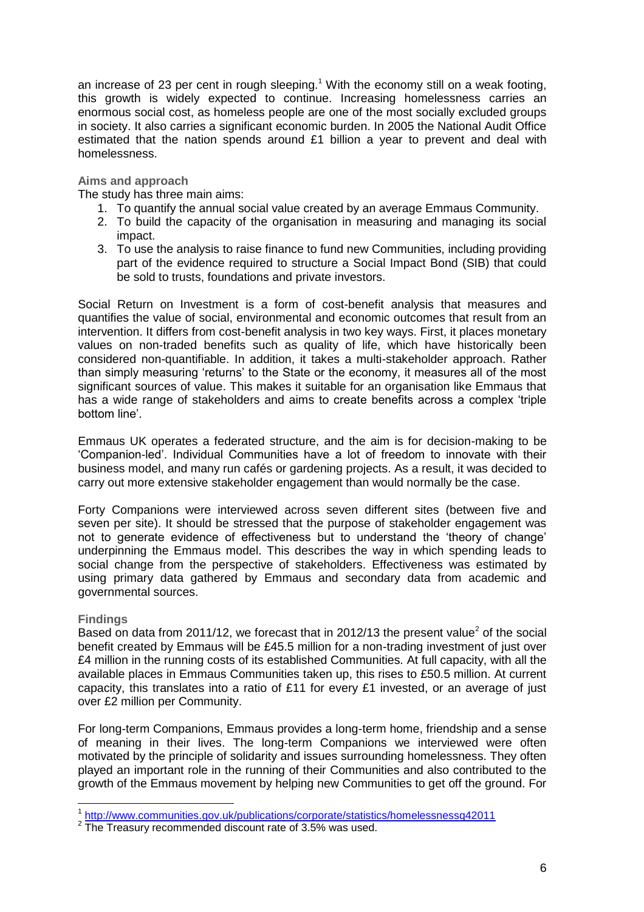an increase of 23 per cent in rough sleeping.[1] With the economy still on a weak footing, this growth is widely expected to continue. Increasing homelessness carries an enormous social cost, as homeless people are one of the most socially excluded groups in society. It also carries a significant economic burden. In 2005 the National Audit Office estimated that the nation spends around £1 billion a year to prevent and deal with homelessness.

### Aims and approach

The study has three main aims:

1. To quantify the annual social value created by an average Emmaus Community.
2. To build the capacity of the organisation in measuring and managing its social impact.
3. To use the analysis to raise finance to fund new Communities, including providing part of the evidence required to structure a Social Impact Bond (SIB) that could be sold to trusts, foundations and private investors.

Social Return on Investment is a form of cost-benefit analysis that measures and quantifies the value of social, environmental and economic outcomes that result from an intervention. It differs from cost-benefit analysis in two key ways. First, it places monetary values on non-traded benefits such as quality of life, which have historically been considered non-quantifiable. In addition, it takes a multi-stakeholder approach. Rather than simply measuring 'returns' to the State or the economy, it measures all of the most significant sources of value. This makes it suitable for an organisation like Emmaus that has a wide range of stakeholders and aims to create benefits across a complex 'triple bottom line'.

Emmaus UK operates a federated structure, and the aim is for decision-making to be 'Companion-led'. Individual Communities have a lot of freedom to innovate with their business model, and many run cafés or gardening projects. As a result, it was decided to carry out more extensive stakeholder engagement than would normally be the case.

Forty Companions were interviewed across seven different sites (between five and seven per site). It should be stressed that the purpose of stakeholder engagement was not to generate evidence of effectiveness but to understand the 'theory of change' underpinning the Emmaus model. This describes the way in which spending leads to social change from the perspective of stakeholders. Effectiveness was estimated by using primary data gathered by Emmaus and secondary data from academic and governmental sources.

### Findings

Based on data from 2011/12, we forecast that in 2012/13 the present value[2] of the social benefit created by Emmaus will be £45.5 million for a non-trading investment of just over £4 million in the running costs of its established Communities. At full capacity, with all the available places in Emmaus Communities taken up, this rises to £50.5 million. At current capacity, this translates into a ratio of £11 for every £1 invested, or an average of just over £2 million per Community.

For long-term Companions, Emmaus provides a long-term home, friendship and a sense of meaning in their lives. The long-term Companions we interviewed were often motivated by the principle of solidarity and issues surrounding homelessness. They often played an important role in the running of their Communities and also contributed to the growth of the Emmaus movement by helping new Communities to get off the ground. For

---

[1] http://www.communities.gov.uk/publications/corporate/statistics/homelessnessq42011

[2] The Treasury recommended discount rate of 3.5% was used.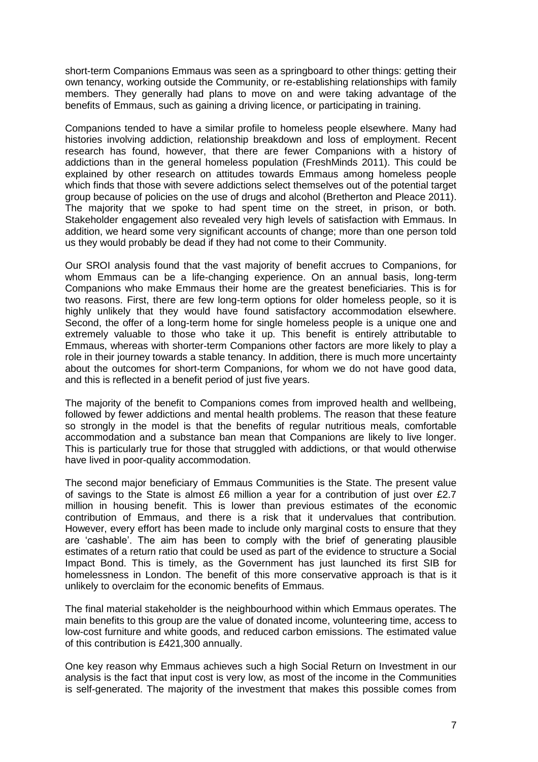short-term Companions Emmaus was seen as a springboard to other things: getting their own tenancy, working outside the Community, or re-establishing relationships with family members. They generally had plans to move on and were taking advantage of the benefits of Emmaus, such as gaining a driving licence, or participating in training.

Companions tended to have a similar profile to homeless people elsewhere. Many had histories involving addiction, relationship breakdown and loss of employment. Recent research has found, however, that there are fewer Companions with a history of addictions than in the general homeless population (FreshMinds 2011). This could be explained by other research on attitudes towards Emmaus among homeless people which finds that those with severe addictions select themselves out of the potential target group because of policies on the use of drugs and alcohol (Bretherton and Pleace 2011). The majority that we spoke to had spent time on the street, in prison, or both. Stakeholder engagement also revealed very high levels of satisfaction with Emmaus. In addition, we heard some very significant accounts of change; more than one person told us they would probably be dead if they had not come to their Community.

Our SROI analysis found that the vast majority of benefit accrues to Companions, for whom Emmaus can be a life-changing experience. On an annual basis, long-term Companions who make Emmaus their home are the greatest beneficiaries. This is for two reasons. First, there are few long-term options for older homeless people, so it is highly unlikely that they would have found satisfactory accommodation elsewhere. Second, the offer of a long-term home for single homeless people is a unique one and extremely valuable to those who take it up. This benefit is entirely attributable to Emmaus, whereas with shorter-term Companions other factors are more likely to play a role in their journey towards a stable tenancy. In addition, there is much more uncertainty about the outcomes for short-term Companions, for whom we do not have good data, and this is reflected in a benefit period of just five years.

The majority of the benefit to Companions comes from improved health and wellbeing, followed by fewer addictions and mental health problems. The reason that these feature so strongly in the model is that the benefits of regular nutritious meals, comfortable accommodation and a substance ban mean that Companions are likely to live longer. This is particularly true for those that struggled with addictions, or that would otherwise have lived in poor-quality accommodation.

The second major beneficiary of Emmaus Communities is the State. The present value of savings to the State is almost £6 million a year for a contribution of just over £2.7 million in housing benefit. This is lower than previous estimates of the economic contribution of Emmaus, and there is a risk that it undervalues that contribution. However, every effort has been made to include only marginal costs to ensure that they are 'cashable'. The aim has been to comply with the brief of generating plausible estimates of a return ratio that could be used as part of the evidence to structure a Social Impact Bond. This is timely, as the Government has just launched its first SIB for homelessness in London. The benefit of this more conservative approach is that is it unlikely to overclaim for the economic benefits of Emmaus.

The final material stakeholder is the neighbourhood within which Emmaus operates. The main benefits to this group are the value of donated income, volunteering time, access to low-cost furniture and white goods, and reduced carbon emissions. The estimated value of this contribution is £421,300 annually.

One key reason why Emmaus achieves such a high Social Return on Investment in our analysis is the fact that input cost is very low, as most of the income in the Communities is self-generated. The majority of the investment that makes this possible comes from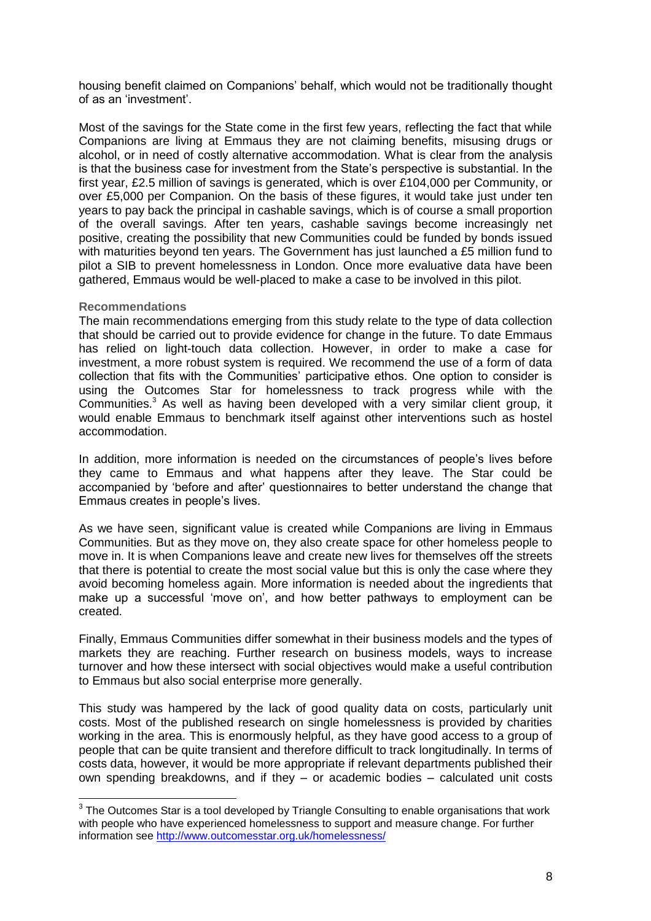housing benefit claimed on Companions' behalf, which would not be traditionally thought of as an 'investment'.

Most of the savings for the State come in the first few years, reflecting the fact that while Companions are living at Emmaus they are not claiming benefits, misusing drugs or alcohol, or in need of costly alternative accommodation. What is clear from the analysis is that the business case for investment from the State's perspective is substantial. In the first year, £2.5 million of savings is generated, which is over £104,000 per Community, or over £5,000 per Companion. On the basis of these figures, it would take just under ten years to pay back the principal in cashable savings, which is of course a small proportion of the overall savings. After ten years, cashable savings become increasingly net positive, creating the possibility that new Communities could be funded by bonds issued with maturities beyond ten years. The Government has just launched a £5 million fund to pilot a SIB to prevent homelessness in London. Once more evaluative data have been gathered, Emmaus would be well-placed to make a case to be involved in this pilot.

### Recommendations

The main recommendations emerging from this study relate to the type of data collection that should be carried out to provide evidence for change in the future. To date Emmaus has relied on light-touch data collection. However, in order to make a case for investment, a more robust system is required. We recommend the use of a form of data collection that fits with the Communities' participative ethos. One option to consider is using the Outcomes Star for homelessness to track progress while with the Communities.[3] As well as having been developed with a very similar client group, it would enable Emmaus to benchmark itself against other interventions such as hostel accommodation.

In addition, more information is needed on the circumstances of people's lives before they came to Emmaus and what happens after they leave. The Star could be accompanied by 'before and after' questionnaires to better understand the change that Emmaus creates in people's lives.

As we have seen, significant value is created while Companions are living in Emmaus Communities. But as they move on, they also create space for other homeless people to move in. It is when Companions leave and create new lives for themselves off the streets that there is potential to create the most social value but this is only the case where they avoid becoming homeless again. More information is needed about the ingredients that make up a successful 'move on', and how better pathways to employment can be created.

Finally, Emmaus Communities differ somewhat in their business models and the types of markets they are reaching. Further research on business models, ways to increase turnover and how these intersect with social objectives would make a useful contribution to Emmaus but also social enterprise more generally.

This study was hampered by the lack of good quality data on costs, particularly unit costs. Most of the published research on single homelessness is provided by charities working in the area. This is enormously helpful, as they have good access to a group of people that can be quite transient and therefore difficult to track longitudinally. In terms of costs data, however, it would be more appropriate if relevant departments published their own spending breakdowns, and if they – or academic bodies – calculated unit costs

[3] The Outcomes Star is a tool developed by Triangle Consulting to enable organisations that work with people who have experienced homelessness to support and measure change. For further information see http://www.outcomesstar.org.uk/homelessness/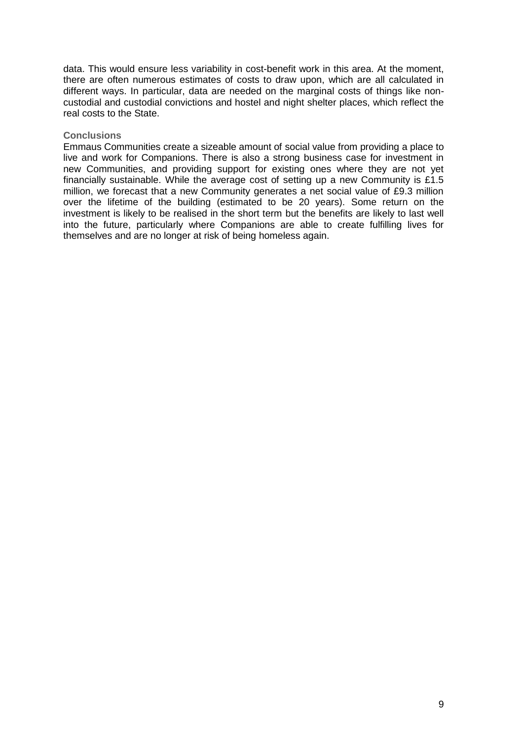data. This would ensure less variability in cost-benefit work in this area. At the moment, there are often numerous estimates of costs to draw upon, which are all calculated in different ways. In particular, data are needed on the marginal costs of things like non-custodial and custodial convictions and hostel and night shelter places, which reflect the real costs to the State.

### Conclusions

Emmaus Communities create a sizeable amount of social value from providing a place to live and work for Companions. There is also a strong business case for investment in new Communities, and providing support for existing ones where they are not yet financially sustainable. While the average cost of setting up a new Community is £1.5 million, we forecast that a new Community generates a net social value of £9.3 million over the lifetime of the building (estimated to be 20 years). Some return on the investment is likely to be realised in the short term but the benefits are likely to last well into the future, particularly where Companions are able to create fulfilling lives for themselves and are no longer at risk of being homeless again.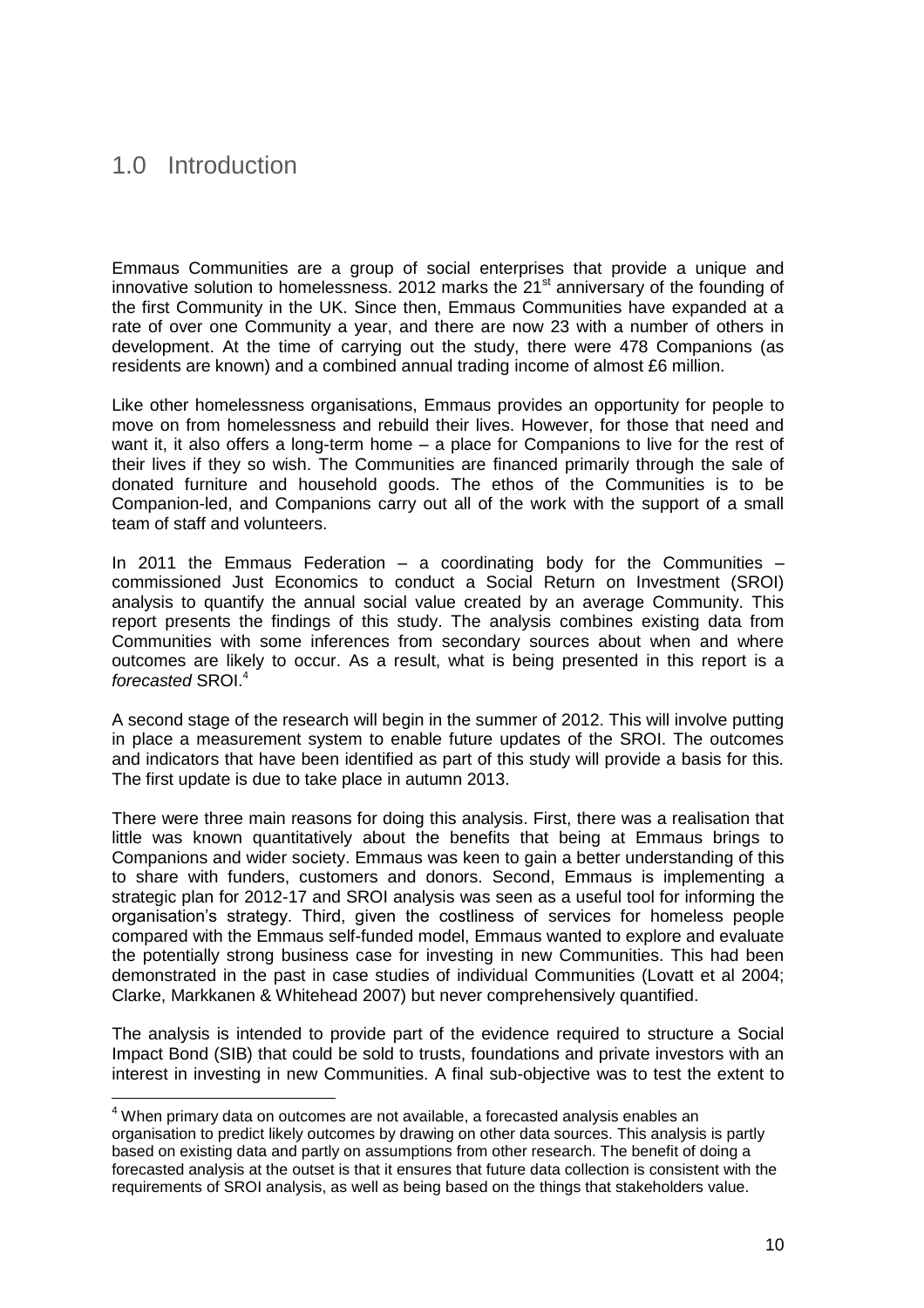# 1.0 Introduction

Emmaus Communities are a group of social enterprises that provide a unique and innovative solution to homelessness. 2012 marks the 21st anniversary of the founding of the first Community in the UK. Since then, Emmaus Communities have expanded at a rate of over one Community a year, and there are now 23 with a number of others in development. At the time of carrying out the study, there were 478 Companions (as residents are known) and a combined annual trading income of almost £6 million.

Like other homelessness organisations, Emmaus provides an opportunity for people to move on from homelessness and rebuild their lives. However, for those that need and want it, it also offers a long-term home – a place for Companions to live for the rest of their lives if they so wish. The Communities are financed primarily through the sale of donated furniture and household goods. The ethos of the Communities is to be Companion-led, and Companions carry out all of the work with the support of a small team of staff and volunteers.

In 2011 the Emmaus Federation – a coordinating body for the Communities – commissioned Just Economics to conduct a Social Return on Investment (SROI) analysis to quantify the annual social value created by an average Community. This report presents the findings of this study. The analysis combines existing data from Communities with some inferences from secondary sources about when and where outcomes are likely to occur. As a result, what is being presented in this report is a *forecasted* SROI.[4]

A second stage of the research will begin in the summer of 2012. This will involve putting in place a measurement system to enable future updates of the SROI. The outcomes and indicators that have been identified as part of this study will provide a basis for this. The first update is due to take place in autumn 2013.

There were three main reasons for doing this analysis. First, there was a realisation that little was known quantitatively about the benefits that being at Emmaus brings to Companions and wider society. Emmaus was keen to gain a better understanding of this to share with funders, customers and donors. Second, Emmaus is implementing a strategic plan for 2012-17 and SROI analysis was seen as a useful tool for informing the organisation's strategy. Third, given the costliness of services for homeless people compared with the Emmaus self-funded model, Emmaus wanted to explore and evaluate the potentially strong business case for investing in new Communities. This had been demonstrated in the past in case studies of individual Communities (Lovatt et al 2004; Clarke, Markkanen & Whitehead 2007) but never comprehensively quantified.

The analysis is intended to provide part of the evidence required to structure a Social Impact Bond (SIB) that could be sold to trusts, foundations and private investors with an interest in investing in new Communities. A final sub-objective was to test the extent to

[4] When primary data on outcomes are not available, a forecasted analysis enables an organisation to predict likely outcomes by drawing on other data sources. This analysis is partly based on existing data and partly on assumptions from other research. The benefit of doing a forecasted analysis at the outset is that it ensures that future data collection is consistent with the requirements of SROI analysis, as well as being based on the things that stakeholders value.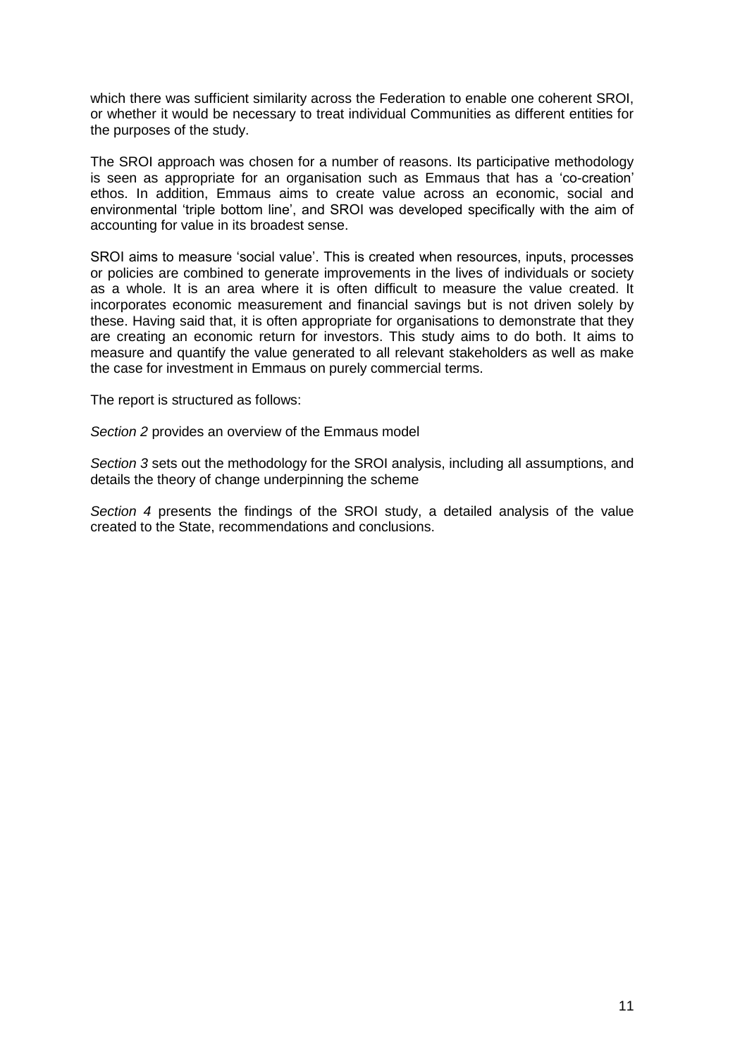which there was sufficient similarity across the Federation to enable one coherent SROI, or whether it would be necessary to treat individual Communities as different entities for the purposes of the study.

The SROI approach was chosen for a number of reasons. Its participative methodology is seen as appropriate for an organisation such as Emmaus that has a 'co-creation' ethos. In addition, Emmaus aims to create value across an economic, social and environmental 'triple bottom line', and SROI was developed specifically with the aim of accounting for value in its broadest sense.

SROI aims to measure 'social value'. This is created when resources, inputs, processes or policies are combined to generate improvements in the lives of individuals or society as a whole. It is an area where it is often difficult to measure the value created. It incorporates economic measurement and financial savings but is not driven solely by these. Having said that, it is often appropriate for organisations to demonstrate that they are creating an economic return for investors. This study aims to do both. It aims to measure and quantify the value generated to all relevant stakeholders as well as make the case for investment in Emmaus on purely commercial terms.

The report is structured as follows:

*Section 2* provides an overview of the Emmaus model

*Section 3* sets out the methodology for the SROI analysis, including all assumptions, and details the theory of change underpinning the scheme

*Section 4* presents the findings of the SROI study, a detailed analysis of the value created to the State, recommendations and conclusions.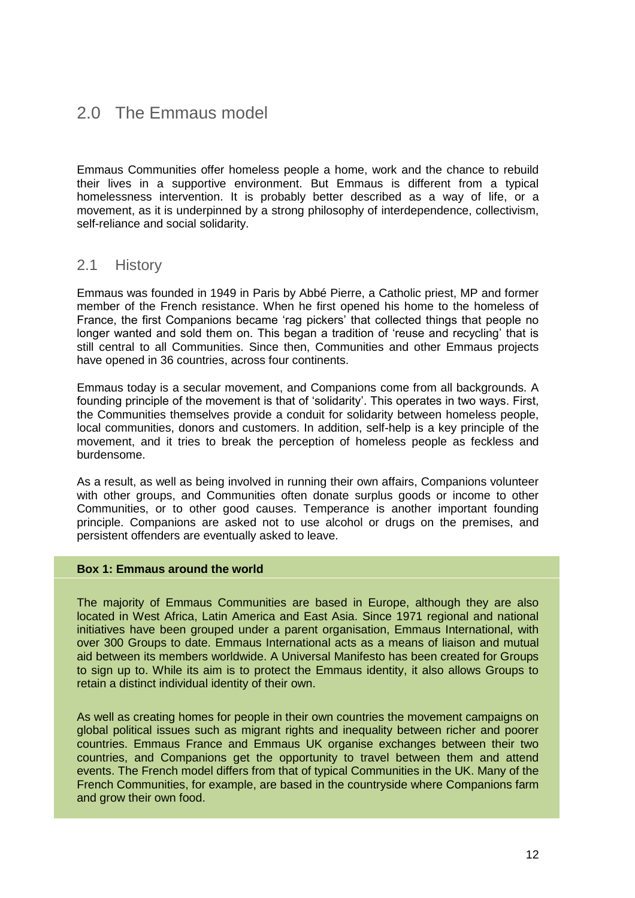## 2.0 The Emmaus model

Emmaus Communities offer homeless people a home, work and the chance to rebuild their lives in a supportive environment. But Emmaus is different from a typical homelessness intervention. It is probably better described as a way of life, or a movement, as it is underpinned by a strong philosophy of interdependence, collectivism, self-reliance and social solidarity.

### 2.1 History

Emmaus was founded in 1949 in Paris by Abbé Pierre, a Catholic priest, MP and former member of the French resistance. When he first opened his home to the homeless of France, the first Companions became 'rag pickers' that collected things that people no longer wanted and sold them on. This began a tradition of 'reuse and recycling' that is still central to all Communities. Since then, Communities and other Emmaus projects have opened in 36 countries, across four continents.

Emmaus today is a secular movement, and Companions come from all backgrounds. A founding principle of the movement is that of 'solidarity'. This operates in two ways. First, the Communities themselves provide a conduit for solidarity between homeless people, local communities, donors and customers. In addition, self-help is a key principle of the movement, and it tries to break the perception of homeless people as feckless and burdensome.

As a result, as well as being involved in running their own affairs, Companions volunteer with other groups, and Communities often donate surplus goods or income to other Communities, or to other good causes. Temperance is another important founding principle. Companions are asked not to use alcohol or drugs on the premises, and persistent offenders are eventually asked to leave.

**Box 1: Emmaus around the world**

The majority of Emmaus Communities are based in Europe, although they are also located in West Africa, Latin America and East Asia. Since 1971 regional and national initiatives have been grouped under a parent organisation, Emmaus International, with over 300 Groups to date. Emmaus International acts as a means of liaison and mutual aid between its members worldwide. A Universal Manifesto has been created for Groups to sign up to. While its aim is to protect the Emmaus identity, it also allows Groups to retain a distinct individual identity of their own.

As well as creating homes for people in their own countries the movement campaigns on global political issues such as migrant rights and inequality between richer and poorer countries. Emmaus France and Emmaus UK organise exchanges between their two countries, and Companions get the opportunity to travel between them and attend events. The French model differs from that of typical Communities in the UK. Many of the French Communities, for example, are based in the countryside where Companions farm and grow their own food.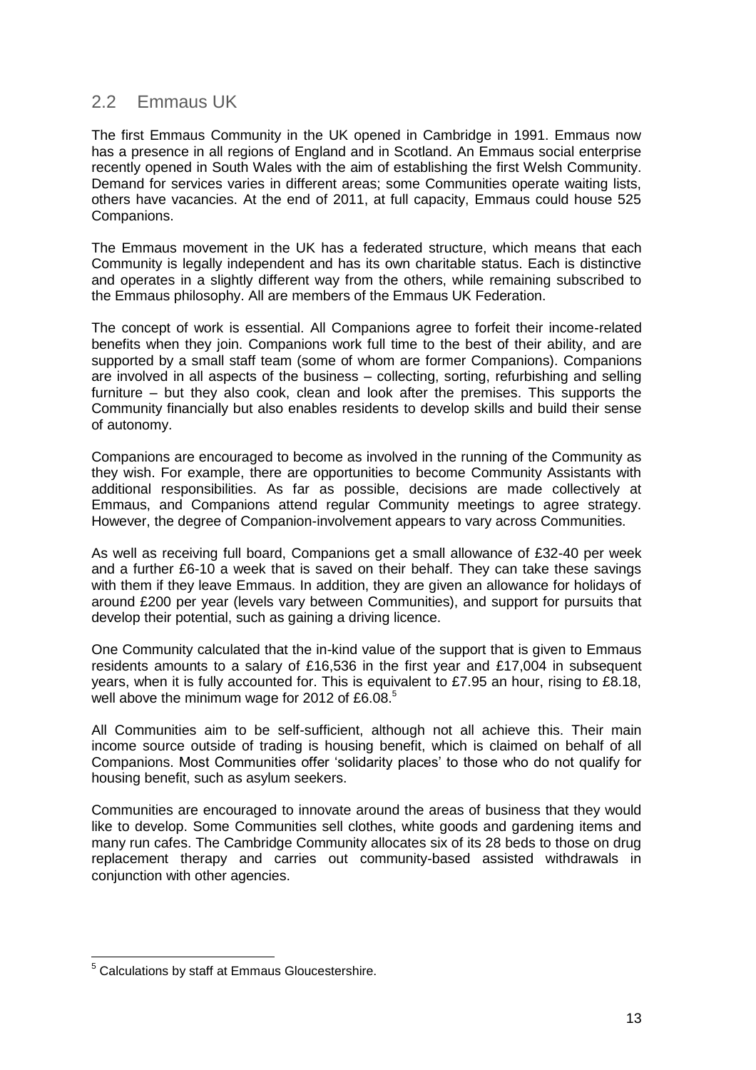## 2.2 Emmaus UK

The first Emmaus Community in the UK opened in Cambridge in 1991. Emmaus now has a presence in all regions of England and in Scotland. An Emmaus social enterprise recently opened in South Wales with the aim of establishing the first Welsh Community. Demand for services varies in different areas; some Communities operate waiting lists, others have vacancies. At the end of 2011, at full capacity, Emmaus could house 525 Companions.

The Emmaus movement in the UK has a federated structure, which means that each Community is legally independent and has its own charitable status. Each is distinctive and operates in a slightly different way from the others, while remaining subscribed to the Emmaus philosophy. All are members of the Emmaus UK Federation.

The concept of work is essential. All Companions agree to forfeit their income-related benefits when they join. Companions work full time to the best of their ability, and are supported by a small staff team (some of whom are former Companions). Companions are involved in all aspects of the business – collecting, sorting, refurbishing and selling furniture – but they also cook, clean and look after the premises. This supports the Community financially but also enables residents to develop skills and build their sense of autonomy.

Companions are encouraged to become as involved in the running of the Community as they wish. For example, there are opportunities to become Community Assistants with additional responsibilities. As far as possible, decisions are made collectively at Emmaus, and Companions attend regular Community meetings to agree strategy. However, the degree of Companion-involvement appears to vary across Communities.

As well as receiving full board, Companions get a small allowance of £32-40 per week and a further £6-10 a week that is saved on their behalf. They can take these savings with them if they leave Emmaus. In addition, they are given an allowance for holidays of around £200 per year (levels vary between Communities), and support for pursuits that develop their potential, such as gaining a driving licence.

One Community calculated that the in-kind value of the support that is given to Emmaus residents amounts to a salary of £16,536 in the first year and £17,004 in subsequent years, when it is fully accounted for. This is equivalent to £7.95 an hour, rising to £8.18, well above the minimum wage for 2012 of £6.08.[5]

All Communities aim to be self-sufficient, although not all achieve this. Their main income source outside of trading is housing benefit, which is claimed on behalf of all Companions. Most Communities offer 'solidarity places' to those who do not qualify for housing benefit, such as asylum seekers.

Communities are encouraged to innovate around the areas of business that they would like to develop. Some Communities sell clothes, white goods and gardening items and many run cafes. The Cambridge Community allocates six of its 28 beds to those on drug replacement therapy and carries out community-based assisted withdrawals in conjunction with other agencies.

---

[5] Calculations by staff at Emmaus Gloucestershire.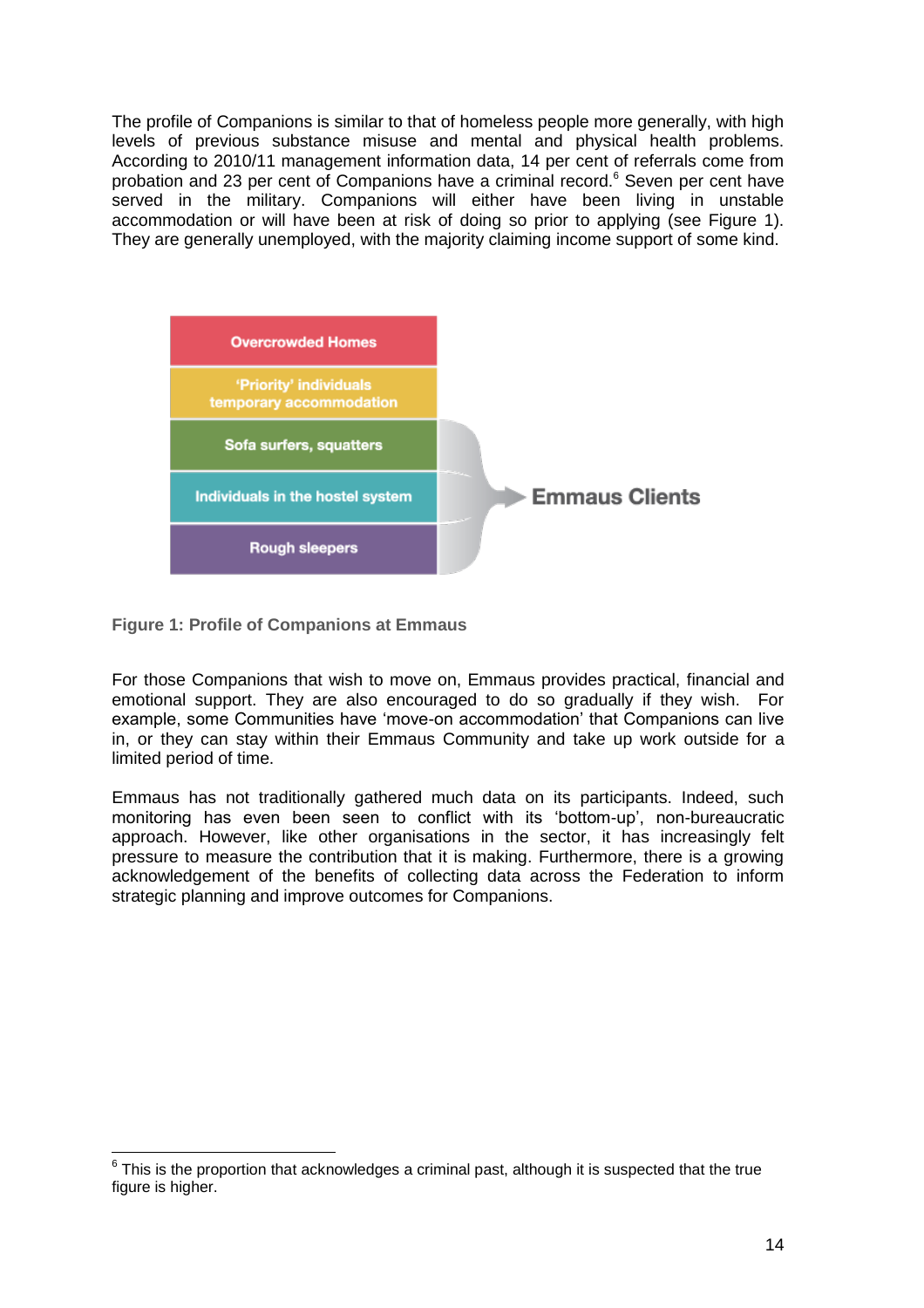The profile of Companions is similar to that of homeless people more generally, with high levels of previous substance misuse and mental and physical health problems. According to 2010/11 management information data, 14 per cent of referrals come from probation and 23 per cent of Companions have a criminal record.[6] Seven per cent have served in the military. Companions will either have been living in unstable accommodation or will have been at risk of doing so prior to applying (see Figure 1). They are generally unemployed, with the majority claiming income support of some kind.

Overcrowded Homes

'Priority' individuals temporary accommodation

Sofa surfers, squatters

Individuals in the hostel system

Rough sleepers

Emmaus Clients

**Figure 1: Profile of Companions at Emmaus**

For those Companions that wish to move on, Emmaus provides practical, financial and emotional support. They are also encouraged to do so gradually if they wish. For example, some Communities have 'move-on accommodation' that Companions can live in, or they can stay within their Emmaus Community and take up work outside for a limited period of time.

Emmaus has not traditionally gathered much data on its participants. Indeed, such monitoring has even been seen to conflict with its 'bottom-up', non-bureaucratic approach. However, like other organisations in the sector, it has increasingly felt pressure to measure the contribution that it is making. Furthermore, there is a growing acknowledgement of the benefits of collecting data across the Federation to inform strategic planning and improve outcomes for Companions.

[6] This is the proportion that acknowledges a criminal past, although it is suspected that the true figure is higher.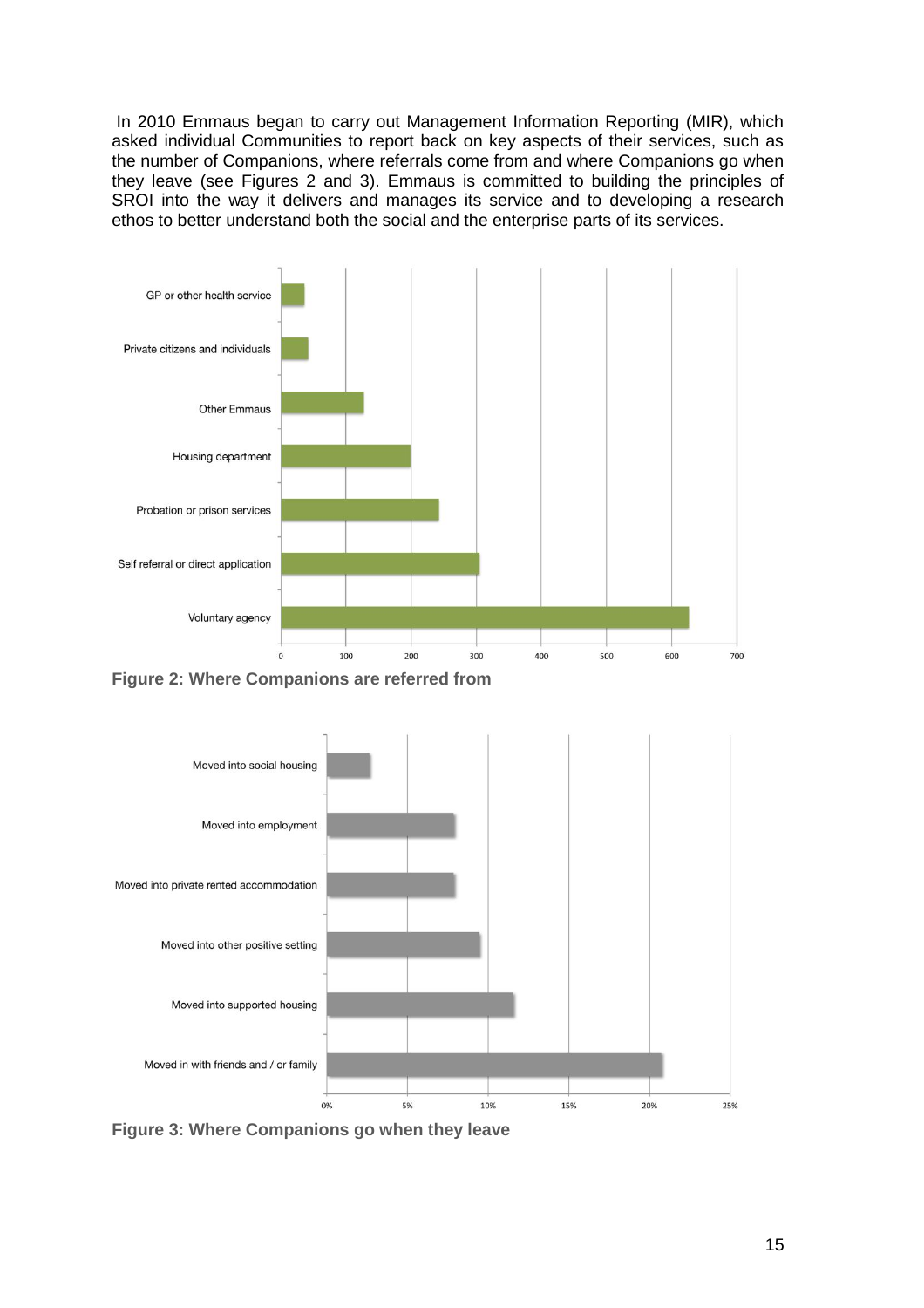In 2010 Emmaus began to carry out Management Information Reporting (MIR), which asked individual Communities to report back on key aspects of their services, such as the number of Companions, where referrals come from and where Companions go when they leave (see Figures 2 and 3). Emmaus is committed to building the principles of SROI into the way it delivers and manages its service and to developing a research ethos to better understand both the social and the enterprise parts of its services.

**Figure 2: Where Companions are referred from**

**Figure 3: Where Companions go when they leave**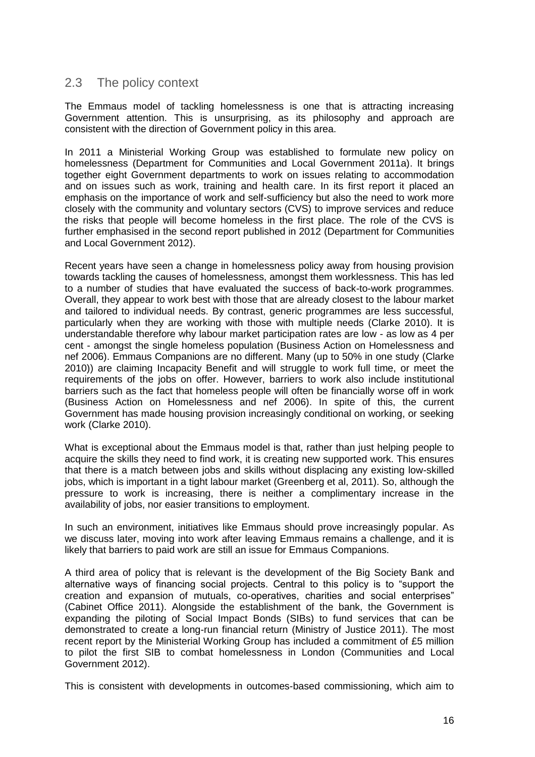## 2.3 The policy context

The Emmaus model of tackling homelessness is one that is attracting increasing Government attention. This is unsurprising, as its philosophy and approach are consistent with the direction of Government policy in this area.

In 2011 a Ministerial Working Group was established to formulate new policy on homelessness (Department for Communities and Local Government 2011a). It brings together eight Government departments to work on issues relating to accommodation and on issues such as work, training and health care. In its first report it placed an emphasis on the importance of work and self-sufficiency but also the need to work more closely with the community and voluntary sectors (CVS) to improve services and reduce the risks that people will become homeless in the first place. The role of the CVS is further emphasised in the second report published in 2012 (Department for Communities and Local Government 2012).

Recent years have seen a change in homelessness policy away from housing provision towards tackling the causes of homelessness, amongst them worklessness. This has led to a number of studies that have evaluated the success of back-to-work programmes. Overall, they appear to work best with those that are already closest to the labour market and tailored to individual needs. By contrast, generic programmes are less successful, particularly when they are working with those with multiple needs (Clarke 2010). It is understandable therefore why labour market participation rates are low - as low as 4 per cent - amongst the single homeless population (Business Action on Homelessness and nef 2006). Emmaus Companions are no different. Many (up to 50% in one study (Clarke 2010)) are claiming Incapacity Benefit and will struggle to work full time, or meet the requirements of the jobs on offer. However, barriers to work also include institutional barriers such as the fact that homeless people will often be financially worse off in work (Business Action on Homelessness and nef 2006). In spite of this, the current Government has made housing provision increasingly conditional on working, or seeking work (Clarke 2010).

What is exceptional about the Emmaus model is that, rather than just helping people to acquire the skills they need to find work, it is creating new supported work. This ensures that there is a match between jobs and skills without displacing any existing low-skilled jobs, which is important in a tight labour market (Greenberg et al, 2011). So, although the pressure to work is increasing, there is neither a complimentary increase in the availability of jobs, nor easier transitions to employment.

In such an environment, initiatives like Emmaus should prove increasingly popular. As we discuss later, moving into work after leaving Emmaus remains a challenge, and it is likely that barriers to paid work are still an issue for Emmaus Companions.

A third area of policy that is relevant is the development of the Big Society Bank and alternative ways of financing social projects. Central to this policy is to "support the creation and expansion of mutuals, co-operatives, charities and social enterprises" (Cabinet Office 2011). Alongside the establishment of the bank, the Government is expanding the piloting of Social Impact Bonds (SIBs) to fund services that can be demonstrated to create a long-run financial return (Ministry of Justice 2011). The most recent report by the Ministerial Working Group has included a commitment of £5 million to pilot the first SIB to combat homelessness in London (Communities and Local Government 2012).

This is consistent with developments in outcomes-based commissioning, which aim to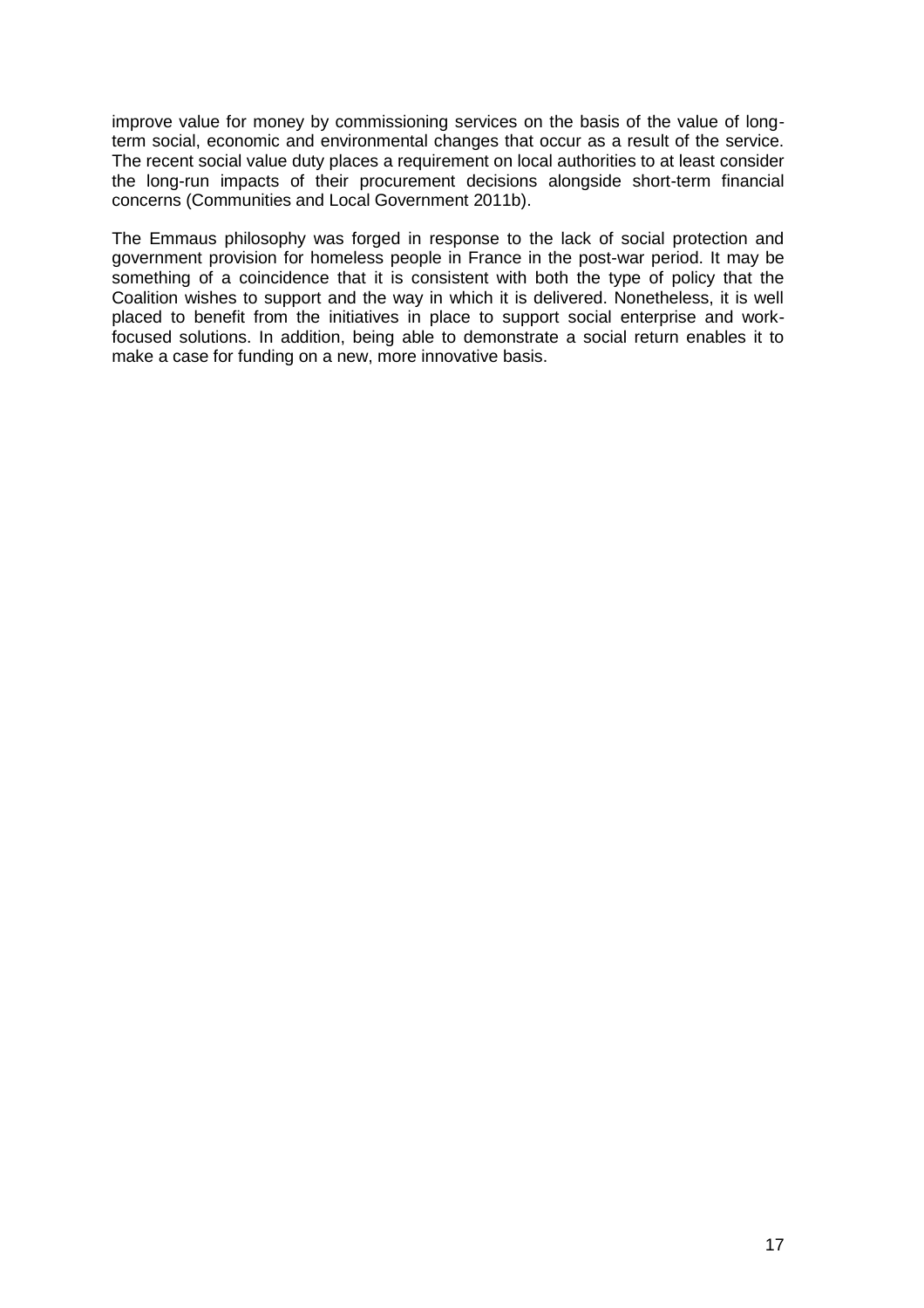improve value for money by commissioning services on the basis of the value of long-term social, economic and environmental changes that occur as a result of the service. The recent social value duty places a requirement on local authorities to at least consider the long-run impacts of their procurement decisions alongside short-term financial concerns (Communities and Local Government 2011b).

The Emmaus philosophy was forged in response to the lack of social protection and government provision for homeless people in France in the post-war period. It may be something of a coincidence that it is consistent with both the type of policy that the Coalition wishes to support and the way in which it is delivered. Nonetheless, it is well placed to benefit from the initiatives in place to support social enterprise and work-focused solutions. In addition, being able to demonstrate a social return enables it to make a case for funding on a new, more innovative basis.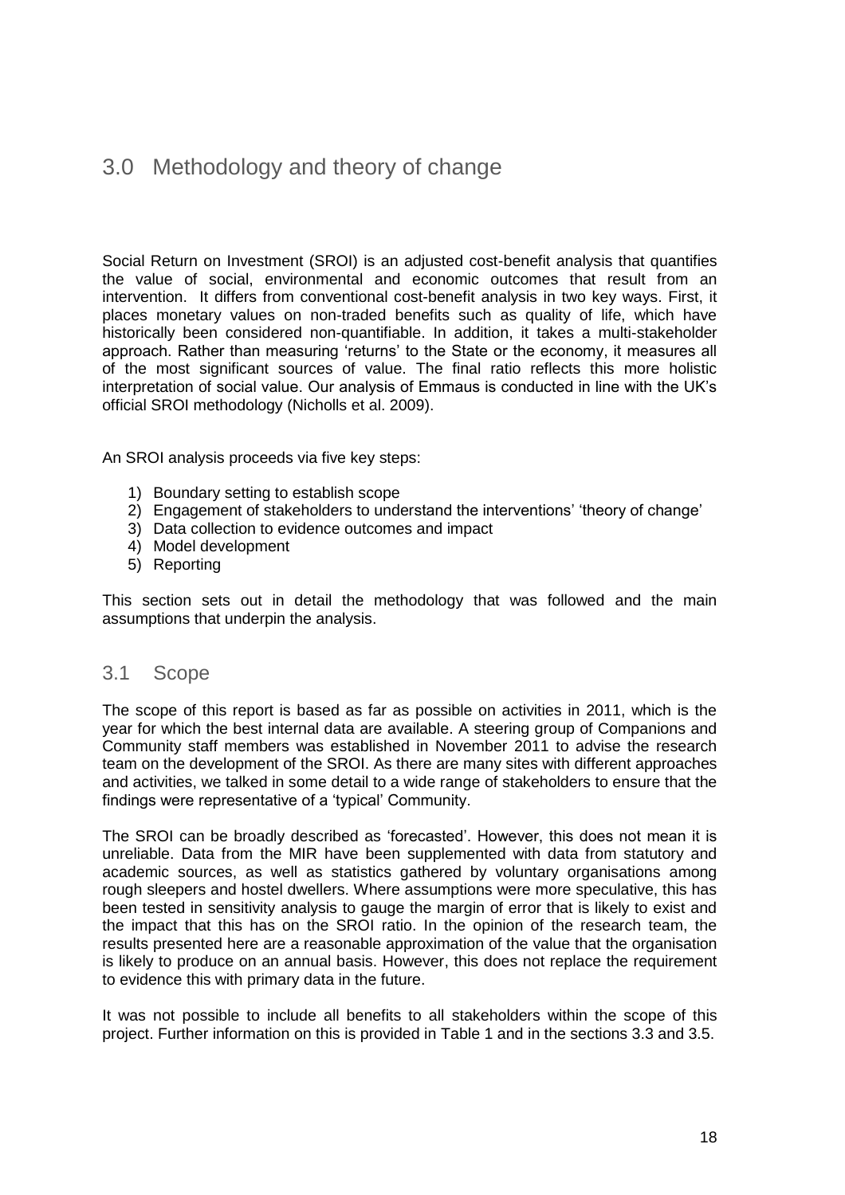# 3.0 Methodology and theory of change

Social Return on Investment (SROI) is an adjusted cost-benefit analysis that quantifies the value of social, environmental and economic outcomes that result from an intervention. It differs from conventional cost-benefit analysis in two key ways. First, it places monetary values on non-traded benefits such as quality of life, which have historically been considered non-quantifiable. In addition, it takes a multi-stakeholder approach. Rather than measuring 'returns' to the State or the economy, it measures all of the most significant sources of value. The final ratio reflects this more holistic interpretation of social value. Our analysis of Emmaus is conducted in line with the UK's official SROI methodology (Nicholls et al. 2009).

An SROI analysis proceeds via five key steps:

1) Boundary setting to establish scope
2) Engagement of stakeholders to understand the interventions' 'theory of change'
3) Data collection to evidence outcomes and impact
4) Model development
5) Reporting

This section sets out in detail the methodology that was followed and the main assumptions that underpin the analysis.

## 3.1 Scope

The scope of this report is based as far as possible on activities in 2011, which is the year for which the best internal data are available. A steering group of Companions and Community staff members was established in November 2011 to advise the research team on the development of the SROI. As there are many sites with different approaches and activities, we talked in some detail to a wide range of stakeholders to ensure that the findings were representative of a 'typical' Community.

The SROI can be broadly described as 'forecasted'. However, this does not mean it is unreliable. Data from the MIR have been supplemented with data from statutory and academic sources, as well as statistics gathered by voluntary organisations among rough sleepers and hostel dwellers. Where assumptions were more speculative, this has been tested in sensitivity analysis to gauge the margin of error that is likely to exist and the impact that this has on the SROI ratio. In the opinion of the research team, the results presented here are a reasonable approximation of the value that the organisation is likely to produce on an annual basis. However, this does not replace the requirement to evidence this with primary data in the future.

It was not possible to include all benefits to all stakeholders within the scope of this project. Further information on this is provided in Table 1 and in the sections 3.3 and 3.5.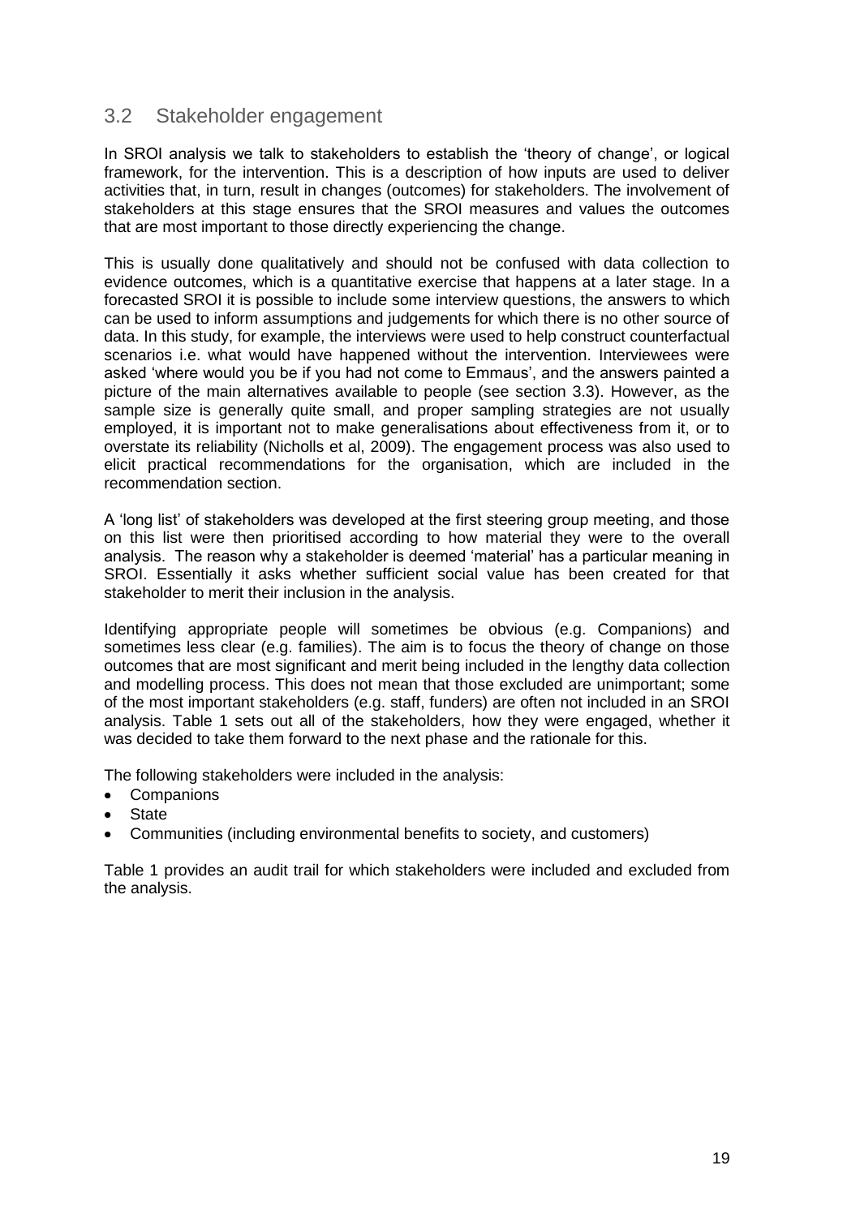## 3.2 Stakeholder engagement

In SROI analysis we talk to stakeholders to establish the 'theory of change', or logical framework, for the intervention. This is a description of how inputs are used to deliver activities that, in turn, result in changes (outcomes) for stakeholders. The involvement of stakeholders at this stage ensures that the SROI measures and values the outcomes that are most important to those directly experiencing the change.

This is usually done qualitatively and should not be confused with data collection to evidence outcomes, which is a quantitative exercise that happens at a later stage. In a forecasted SROI it is possible to include some interview questions, the answers to which can be used to inform assumptions and judgements for which there is no other source of data. In this study, for example, the interviews were used to help construct counterfactual scenarios i.e. what would have happened without the intervention. Interviewees were asked 'where would you be if you had not come to Emmaus', and the answers painted a picture of the main alternatives available to people (see section 3.3). However, as the sample size is generally quite small, and proper sampling strategies are not usually employed, it is important not to make generalisations about effectiveness from it, or to overstate its reliability (Nicholls et al, 2009). The engagement process was also used to elicit practical recommendations for the organisation, which are included in the recommendation section.

A 'long list' of stakeholders was developed at the first steering group meeting, and those on this list were then prioritised according to how material they were to the overall analysis. The reason why a stakeholder is deemed 'material' has a particular meaning in SROI. Essentially it asks whether sufficient social value has been created for that stakeholder to merit their inclusion in the analysis.

Identifying appropriate people will sometimes be obvious (e.g. Companions) and sometimes less clear (e.g. families). The aim is to focus the theory of change on those outcomes that are most significant and merit being included in the lengthy data collection and modelling process. This does not mean that those excluded are unimportant; some of the most important stakeholders (e.g. staff, funders) are often not included in an SROI analysis. Table 1 sets out all of the stakeholders, how they were engaged, whether it was decided to take them forward to the next phase and the rationale for this.

The following stakeholders were included in the analysis:

- Companions
- State
- Communities (including environmental benefits to society, and customers)

Table 1 provides an audit trail for which stakeholders were included and excluded from the analysis.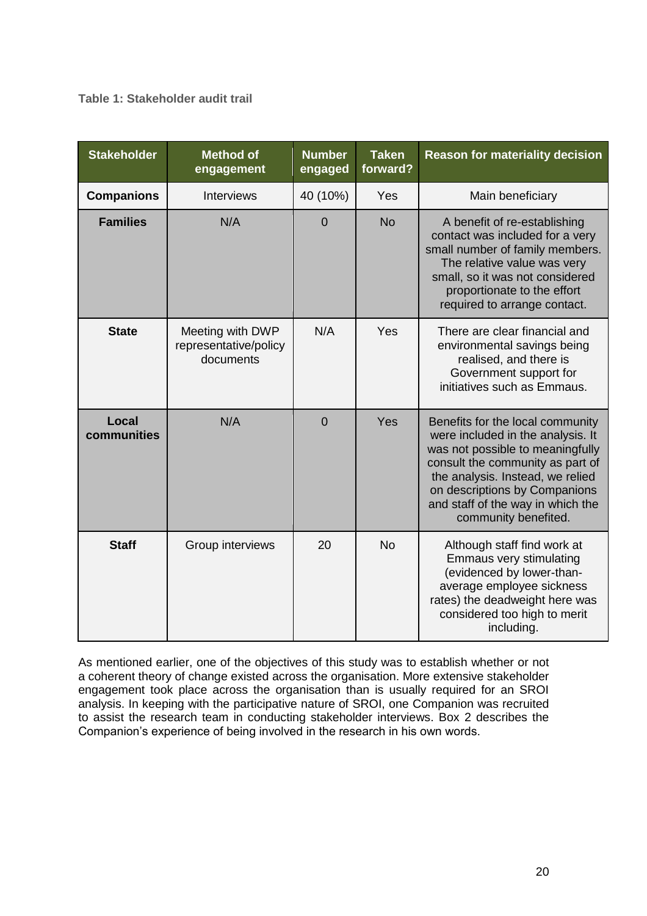**Table 1: Stakeholder audit trail**

| Stakeholder | Method of engagement | Number engaged | Taken forward? | Reason for materiality decision |
|---|---|---|---|---|
| **Companions** | Interviews | 40 (10%) | Yes | Main beneficiary |
| **Families** | N/A | 0 | No | A benefit of re-establishing contact was included for a very small number of family members. The relative value was very small, so it was not considered proportionate to the effort required to arrange contact. |
| **State** | Meeting with DWP representative/policy documents | N/A | Yes | There are clear financial and environmental savings being realised, and there is Government support for initiatives such as Emmaus. |
| **Local communities** | N/A | 0 | Yes | Benefits for the local community were included in the analysis. It was not possible to meaningfully consult the community as part of the analysis. Instead, we relied on descriptions by Companions and staff of the way in which the community benefited. |
| **Staff** | Group interviews | 20 | No | Although staff find work at Emmaus very stimulating (evidenced by lower-than-average employee sickness rates) the deadweight here was considered too high to merit including. |

As mentioned earlier, one of the objectives of this study was to establish whether or not a coherent theory of change existed across the organisation. More extensive stakeholder engagement took place across the organisation than is usually required for an SROI analysis. In keeping with the participative nature of SROI, one Companion was recruited to assist the research team in conducting stakeholder interviews. Box 2 describes the Companion's experience of being involved in the research in his own words.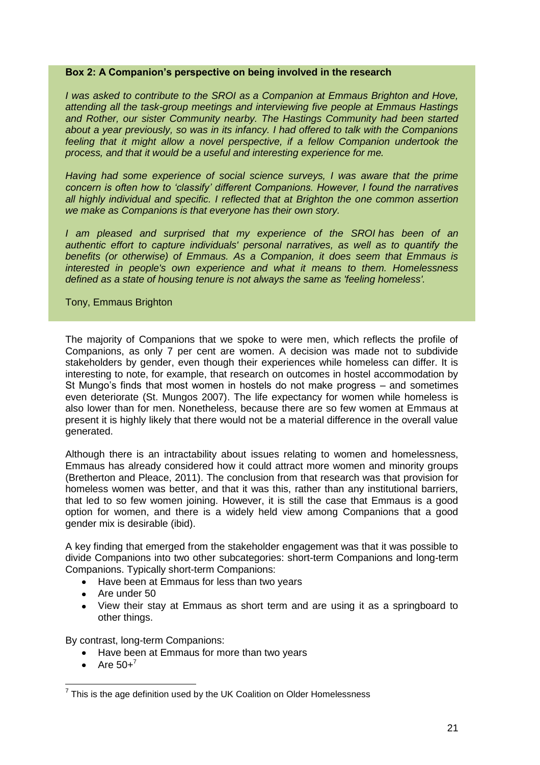**Box 2: A Companion's perspective on being involved in the research**

*I was asked to contribute to the SROI as a Companion at Emmaus Brighton and Hove, attending all the task-group meetings and interviewing five people at Emmaus Hastings and Rother, our sister Community nearby. The Hastings Community had been started about a year previously, so was in its infancy. I had offered to talk with the Companions feeling that it might allow a novel perspective, if a fellow Companion undertook the process, and that it would be a useful and interesting experience for me.*

*Having had some experience of social science surveys, I was aware that the prime concern is often how to 'classify' different Companions. However, I found the narratives all highly individual and specific. I reflected that at Brighton the one common assertion we make as Companions is that everyone has their own story.*

*I am pleased and surprised that my experience of the SROI has been of an authentic effort to capture individuals' personal narratives, as well as to quantify the benefits (or otherwise) of Emmaus. As a Companion, it does seem that Emmaus is interested in people's own experience and what it means to them. Homelessness defined as a state of housing tenure is not always the same as 'feeling homeless'.*

Tony, Emmaus Brighton

The majority of Companions that we spoke to were men, which reflects the profile of Companions, as only 7 per cent are women. A decision was made not to subdivide stakeholders by gender, even though their experiences while homeless can differ. It is interesting to note, for example, that research on outcomes in hostel accommodation by St Mungo's finds that most women in hostels do not make progress – and sometimes even deteriorate (St. Mungos 2007). The life expectancy for women while homeless is also lower than for men. Nonetheless, because there are so few women at Emmaus at present it is highly likely that there would not be a material difference in the overall value generated.

Although there is an intractability about issues relating to women and homelessness, Emmaus has already considered how it could attract more women and minority groups (Bretherton and Pleace, 2011). The conclusion from that research was that provision for homeless women was better, and that it was this, rather than any institutional barriers, that led to so few women joining. However, it is still the case that Emmaus is a good option for women, and there is a widely held view among Companions that a good gender mix is desirable (ibid).

A key finding that emerged from the stakeholder engagement was that it was possible to divide Companions into two other subcategories: short-term Companions and long-term Companions. Typically short-term Companions:

- Have been at Emmaus for less than two years
- Are under 50
- View their stay at Emmaus as short term and are using it as a springboard to other things.

By contrast, long-term Companions:

- Have been at Emmaus for more than two years
- Are 50+[7]

[7] This is the age definition used by the UK Coalition on Older Homelessness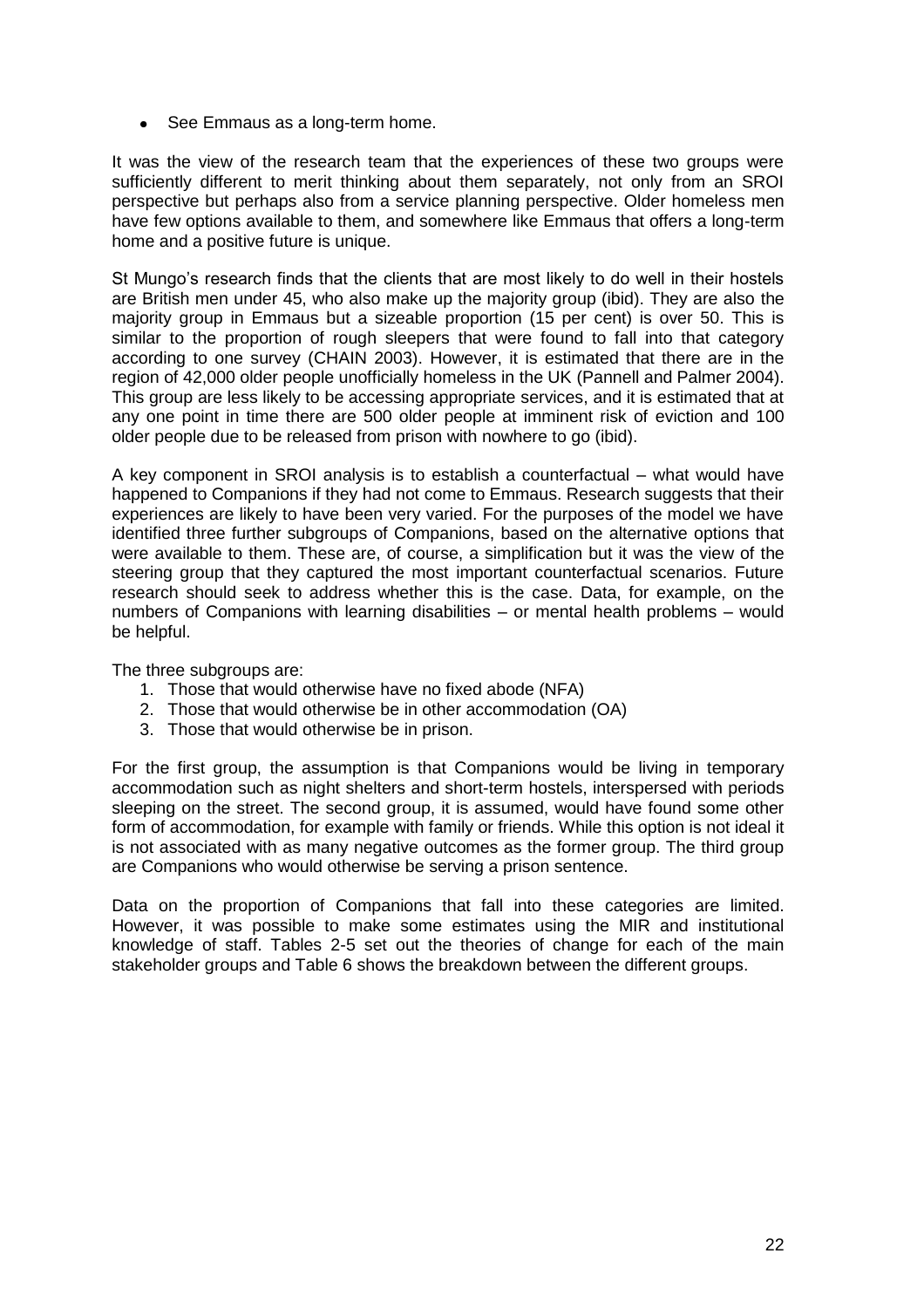- See Emmaus as a long-term home.

It was the view of the research team that the experiences of these two groups were sufficiently different to merit thinking about them separately, not only from an SROI perspective but perhaps also from a service planning perspective. Older homeless men have few options available to them, and somewhere like Emmaus that offers a long-term home and a positive future is unique.

St Mungo's research finds that the clients that are most likely to do well in their hostels are British men under 45, who also make up the majority group (ibid). They are also the majority group in Emmaus but a sizeable proportion (15 per cent) is over 50. This is similar to the proportion of rough sleepers that were found to fall into that category according to one survey (CHAIN 2003). However, it is estimated that there are in the region of 42,000 older people unofficially homeless in the UK (Pannell and Palmer 2004). This group are less likely to be accessing appropriate services, and it is estimated that at any one point in time there are 500 older people at imminent risk of eviction and 100 older people due to be released from prison with nowhere to go (ibid).

A key component in SROI analysis is to establish a counterfactual – what would have happened to Companions if they had not come to Emmaus. Research suggests that their experiences are likely to have been very varied. For the purposes of the model we have identified three further subgroups of Companions, based on the alternative options that were available to them. These are, of course, a simplification but it was the view of the steering group that they captured the most important counterfactual scenarios. Future research should seek to address whether this is the case. Data, for example, on the numbers of Companions with learning disabilities – or mental health problems – would be helpful.

The three subgroups are:

1. Those that would otherwise have no fixed abode (NFA)
2. Those that would otherwise be in other accommodation (OA)
3. Those that would otherwise be in prison.

For the first group, the assumption is that Companions would be living in temporary accommodation such as night shelters and short-term hostels, interspersed with periods sleeping on the street. The second group, it is assumed, would have found some other form of accommodation, for example with family or friends. While this option is not ideal it is not associated with as many negative outcomes as the former group. The third group are Companions who would otherwise be serving a prison sentence.

Data on the proportion of Companions that fall into these categories are limited. However, it was possible to make some estimates using the MIR and institutional knowledge of staff. Tables 2-5 set out the theories of change for each of the main stakeholder groups and Table 6 shows the breakdown between the different groups.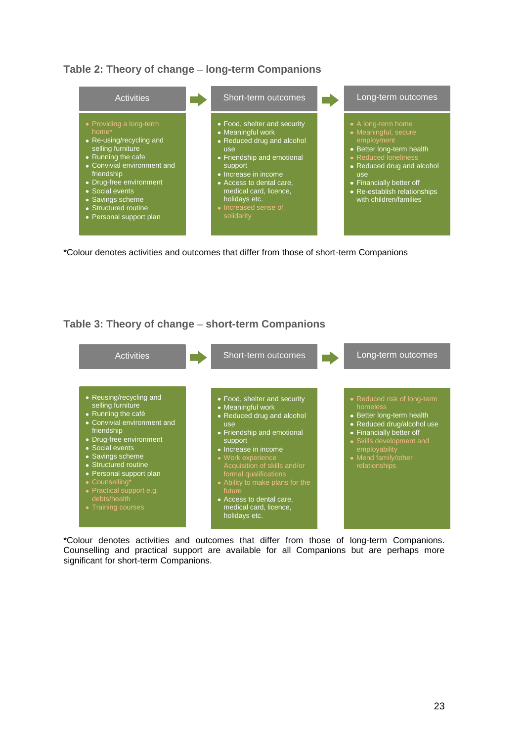### Table 2: Theory of change – long-term Companions

| Activities | Short-term outcomes | Long-term outcomes |
|---|---|---|
| • Providing a long-term home*<br>• Re-using/recycling and selling furniture<br>• Running the cafe<br>• Convivial environment and friendship<br>• Drug-free environment<br>• Social events<br>• Savings scheme<br>• Structured routine<br>• Personal support plan | • Food, shelter and security<br>• Meaningful work<br>• Reduced drug and alcohol use<br>• Friendship and emotional support<br>• Increase in income<br>• Access to dental care, medical card, licence, holidays etc.<br>• Increased sense of solidarity | • A long-term home<br>• Meaningful, secure employment<br>• Better long-term health<br>• Reduced loneliness<br>• Reduced drug and alcohol use<br>• Financially better off<br>• Re-establish relationships with children/families |

*Colour denotes activities and outcomes that differ from those of short-term Companions

### Table 3: Theory of change – short-term Companions

| Activities | Short-term outcomes | Long-term outcomes |
|---|---|---|
| • Reusing/recycling and selling furniture<br>• Running the café<br>• Convivial environment and friendship<br>• Drug-free environment<br>• Social events<br>• Savings scheme<br>• Structured routine<br>• Personal support plan<br>• Counselling*<br>• Practical support e.g. debts/health<br>• Training courses | • Food, shelter and security<br>• Meaningful work<br>• Reduced drug and alcohol use<br>• Friendship and emotional support<br>• Increase in income<br>• Work experience Acquisition of skills and/or formal qualifications<br>• Ability to make plans for the future<br>• Access to dental care, medical card, licence, holidays etc. | • Reduced risk of long-term homeless<br>• Better long-term health<br>• Reduced drug/alcohol use<br>• Financially better off<br>• Skills development and employability<br>• Mend family/other relationships |

*Colour denotes activities and outcomes that differ from those of long-term Companions. Counselling and practical support are available for all Companions but are perhaps more significant for short-term Companions.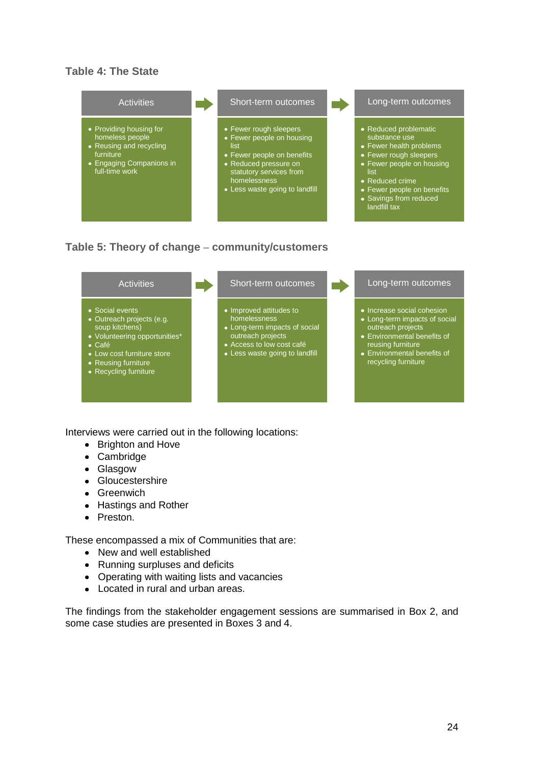### Table 4: The State

| Activities | Short-term outcomes | Long-term outcomes |
| --- | --- | --- |
| • Providing housing for homeless people<br>• Reusing and recycling furniture<br>• Engaging Companions in full-time work | • Fewer rough sleepers<br>• Fewer people on housing list<br>• Fewer people on benefits<br>• Reduced pressure on statutory services from homelessness<br>• Less waste going to landfill | • Reduced problematic substance use<br>• Fewer health problems<br>• Fewer rough sleepers<br>• Fewer people on housing list<br>• Reduced crime<br>• Fewer people on benefits<br>• Savings from reduced landfill tax |

### Table 5: Theory of change – community/customers

| Activities | Short-term outcomes | Long-term outcomes |
| --- | --- | --- |
| • Social events<br>• Outreach projects (e.g. soup kitchens)<br>• Volunteering opportunities*<br>• Café<br>• Low cost furniture store<br>• Reusing furniture<br>• Recycling furniture | • Improved attitudes to homelessness<br>• Long-term impacts of social outreach projects<br>• Access to low cost café<br>• Less waste going to landfill | • Increase social cohesion<br>• Long-term impacts of social outreach projects<br>• Environmental benefits of reusing furniture<br>• Environmental benefits of recycling furniture |

Interviews were carried out in the following locations:

- Brighton and Hove
- Cambridge
- Glasgow
- Gloucestershire
- Greenwich
- Hastings and Rother
- Preston.

These encompassed a mix of Communities that are:

- New and well established
- Running surpluses and deficits
- Operating with waiting lists and vacancies
- Located in rural and urban areas.

The findings from the stakeholder engagement sessions are summarised in Box 2, and some case studies are presented in Boxes 3 and 4.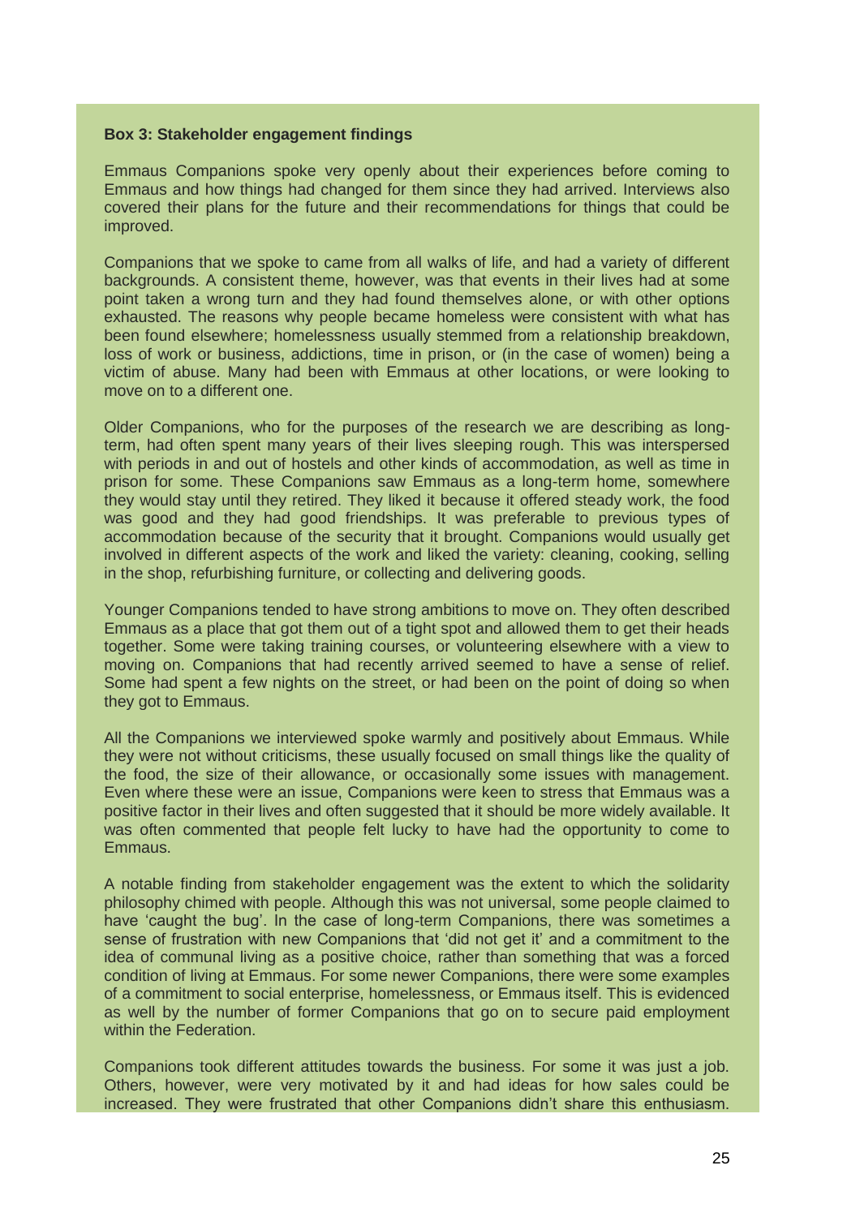**Box 3: Stakeholder engagement findings**

Emmaus Companions spoke very openly about their experiences before coming to Emmaus and how things had changed for them since they had arrived. Interviews also covered their plans for the future and their recommendations for things that could be improved.

Companions that we spoke to came from all walks of life, and had a variety of different backgrounds. A consistent theme, however, was that events in their lives had at some point taken a wrong turn and they had found themselves alone, or with other options exhausted. The reasons why people became homeless were consistent with what has been found elsewhere; homelessness usually stemmed from a relationship breakdown, loss of work or business, addictions, time in prison, or (in the case of women) being a victim of abuse. Many had been with Emmaus at other locations, or were looking to move on to a different one.

Older Companions, who for the purposes of the research we are describing as long-term, had often spent many years of their lives sleeping rough. This was interspersed with periods in and out of hostels and other kinds of accommodation, as well as time in prison for some. These Companions saw Emmaus as a long-term home, somewhere they would stay until they retired. They liked it because it offered steady work, the food was good and they had good friendships. It was preferable to previous types of accommodation because of the security that it brought. Companions would usually get involved in different aspects of the work and liked the variety: cleaning, cooking, selling in the shop, refurbishing furniture, or collecting and delivering goods.

Younger Companions tended to have strong ambitions to move on. They often described Emmaus as a place that got them out of a tight spot and allowed them to get their heads together. Some were taking training courses, or volunteering elsewhere with a view to moving on. Companions that had recently arrived seemed to have a sense of relief. Some had spent a few nights on the street, or had been on the point of doing so when they got to Emmaus.

All the Companions we interviewed spoke warmly and positively about Emmaus. While they were not without criticisms, these usually focused on small things like the quality of the food, the size of their allowance, or occasionally some issues with management. Even where these were an issue, Companions were keen to stress that Emmaus was a positive factor in their lives and often suggested that it should be more widely available. It was often commented that people felt lucky to have had the opportunity to come to Emmaus.

A notable finding from stakeholder engagement was the extent to which the solidarity philosophy chimed with people. Although this was not universal, some people claimed to have 'caught the bug'. In the case of long-term Companions, there was sometimes a sense of frustration with new Companions that 'did not get it' and a commitment to the idea of communal living as a positive choice, rather than something that was a forced condition of living at Emmaus. For some newer Companions, there were some examples of a commitment to social enterprise, homelessness, or Emmaus itself. This is evidenced as well by the number of former Companions that go on to secure paid employment within the Federation.

Companions took different attitudes towards the business. For some it was just a job. Others, however, were very motivated by it and had ideas for how sales could be increased. They were frustrated that other Companions didn't share this enthusiasm.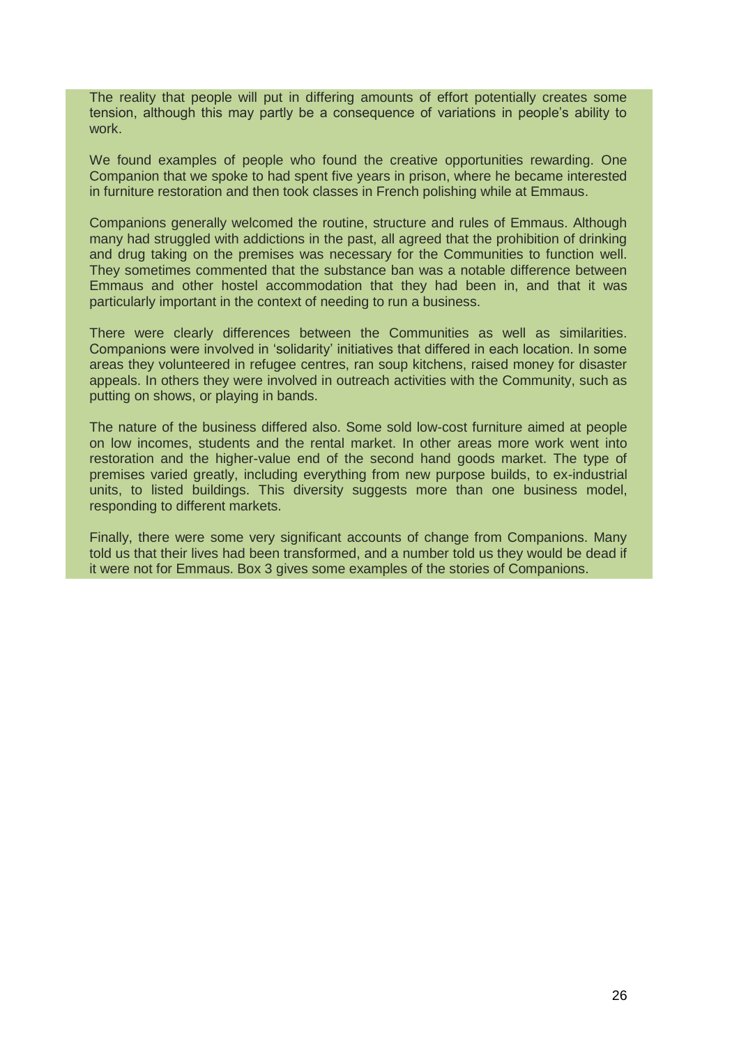The reality that people will put in differing amounts of effort potentially creates some tension, although this may partly be a consequence of variations in people's ability to work.

We found examples of people who found the creative opportunities rewarding. One Companion that we spoke to had spent five years in prison, where he became interested in furniture restoration and then took classes in French polishing while at Emmaus.

Companions generally welcomed the routine, structure and rules of Emmaus. Although many had struggled with addictions in the past, all agreed that the prohibition of drinking and drug taking on the premises was necessary for the Communities to function well. They sometimes commented that the substance ban was a notable difference between Emmaus and other hostel accommodation that they had been in, and that it was particularly important in the context of needing to run a business.

There were clearly differences between the Communities as well as similarities. Companions were involved in 'solidarity' initiatives that differed in each location. In some areas they volunteered in refugee centres, ran soup kitchens, raised money for disaster appeals. In others they were involved in outreach activities with the Community, such as putting on shows, or playing in bands.

The nature of the business differed also. Some sold low-cost furniture aimed at people on low incomes, students and the rental market. In other areas more work went into restoration and the higher-value end of the second hand goods market. The type of premises varied greatly, including everything from new purpose builds, to ex-industrial units, to listed buildings. This diversity suggests more than one business model, responding to different markets.

Finally, there were some very significant accounts of change from Companions. Many told us that their lives had been transformed, and a number told us they would be dead if it were not for Emmaus. Box 3 gives some examples of the stories of Companions.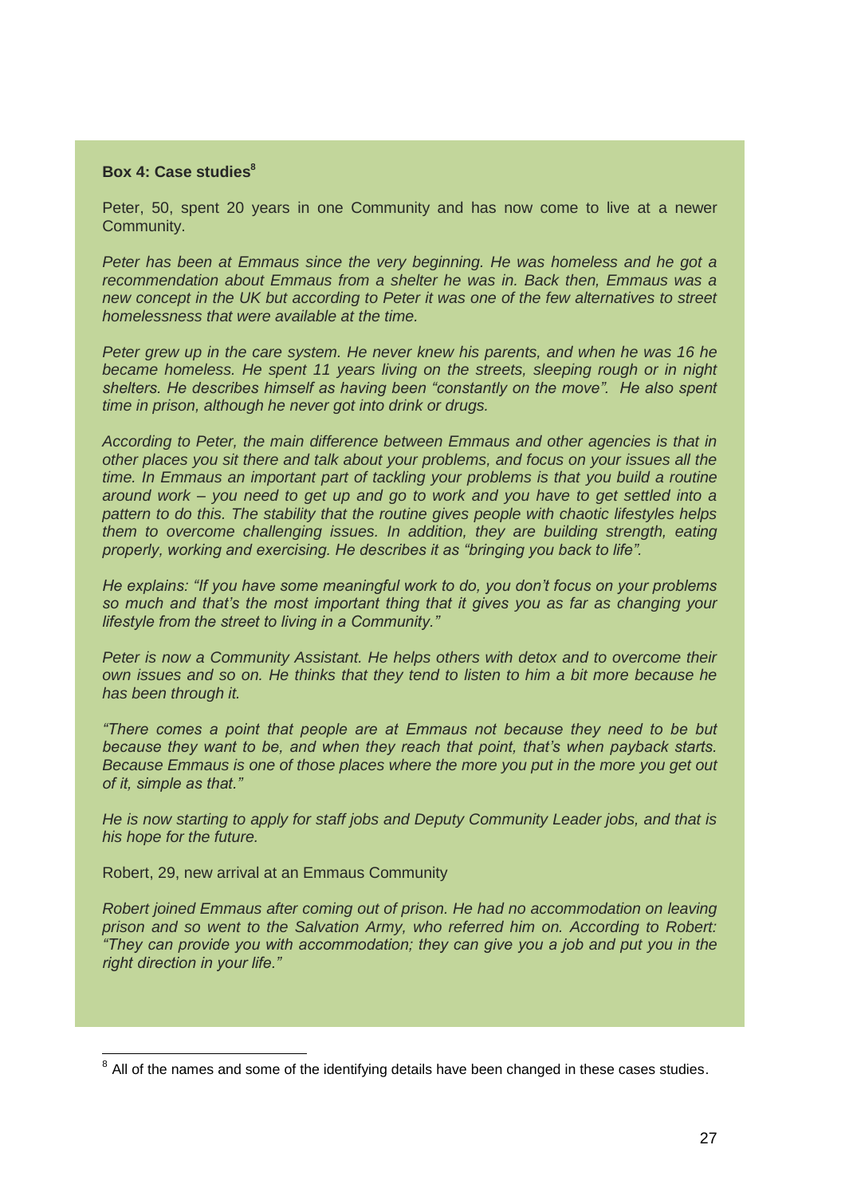**Box 4: Case studies**[8]

Peter, 50, spent 20 years in one Community and has now come to live at a newer Community.

*Peter has been at Emmaus since the very beginning. He was homeless and he got a recommendation about Emmaus from a shelter he was in. Back then, Emmaus was a new concept in the UK but according to Peter it was one of the few alternatives to street homelessness that were available at the time.*

*Peter grew up in the care system. He never knew his parents, and when he was 16 he became homeless. He spent 11 years living on the streets, sleeping rough or in night shelters. He describes himself as having been "constantly on the move". He also spent time in prison, although he never got into drink or drugs.*

*According to Peter, the main difference between Emmaus and other agencies is that in other places you sit there and talk about your problems, and focus on your issues all the time. In Emmaus an important part of tackling your problems is that you build a routine around work – you need to get up and go to work and you have to get settled into a pattern to do this. The stability that the routine gives people with chaotic lifestyles helps them to overcome challenging issues. In addition, they are building strength, eating properly, working and exercising. He describes it as "bringing you back to life".*

*He explains: "If you have some meaningful work to do, you don't focus on your problems so much and that's the most important thing that it gives you as far as changing your lifestyle from the street to living in a Community."*

*Peter is now a Community Assistant. He helps others with detox and to overcome their own issues and so on. He thinks that they tend to listen to him a bit more because he has been through it.*

*"There comes a point that people are at Emmaus not because they need to be but because they want to be, and when they reach that point, that's when payback starts. Because Emmaus is one of those places where the more you put in the more you get out of it, simple as that."*

*He is now starting to apply for staff jobs and Deputy Community Leader jobs, and that is his hope for the future.*

Robert, 29, new arrival at an Emmaus Community

*Robert joined Emmaus after coming out of prison. He had no accommodation on leaving prison and so went to the Salvation Army, who referred him on. According to Robert: "They can provide you with accommodation; they can give you a job and put you in the right direction in your life."*

---

[8] All of the names and some of the identifying details have been changed in these cases studies.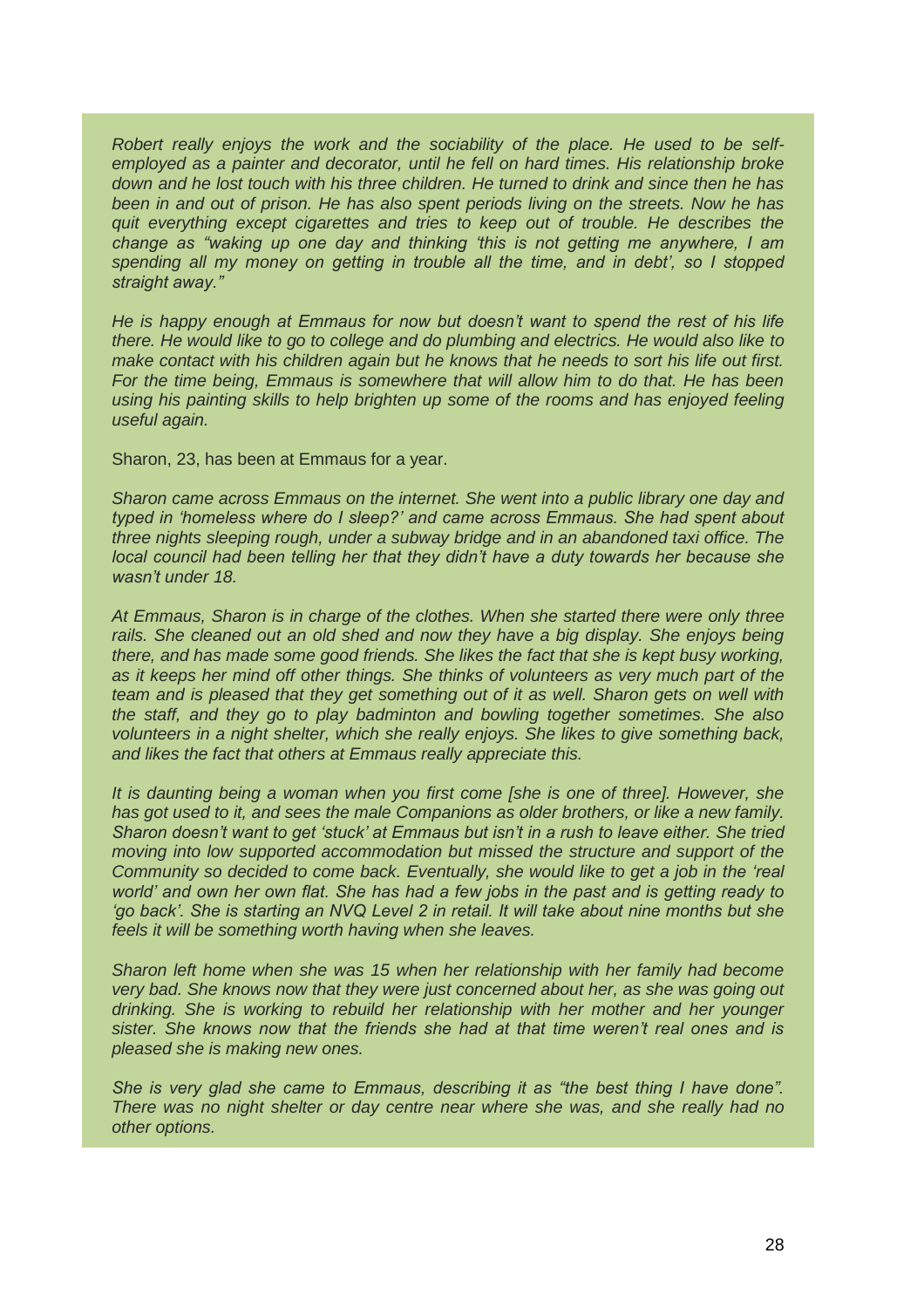*Robert really enjoys the work and the sociability of the place. He used to be self-employed as a painter and decorator, until he fell on hard times. His relationship broke down and he lost touch with his three children. He turned to drink and since then he has been in and out of prison. He has also spent periods living on the streets. Now he has quit everything except cigarettes and tries to keep out of trouble. He describes the change as "waking up one day and thinking 'this is not getting me anywhere, I am spending all my money on getting in trouble all the time, and in debt', so I stopped straight away."*

*He is happy enough at Emmaus for now but doesn't want to spend the rest of his life there. He would like to go to college and do plumbing and electrics. He would also like to make contact with his children again but he knows that he needs to sort his life out first. For the time being, Emmaus is somewhere that will allow him to do that. He has been using his painting skills to help brighten up some of the rooms and has enjoyed feeling useful again.*

Sharon, 23, has been at Emmaus for a year.

*Sharon came across Emmaus on the internet. She went into a public library one day and typed in 'homeless where do I sleep?' and came across Emmaus. She had spent about three nights sleeping rough, under a subway bridge and in an abandoned taxi office. The local council had been telling her that they didn't have a duty towards her because she wasn't under 18.*

*At Emmaus, Sharon is in charge of the clothes. When she started there were only three rails. She cleaned out an old shed and now they have a big display. She enjoys being there, and has made some good friends. She likes the fact that she is kept busy working, as it keeps her mind off other things. She thinks of volunteers as very much part of the team and is pleased that they get something out of it as well. Sharon gets on well with the staff, and they go to play badminton and bowling together sometimes. She also volunteers in a night shelter, which she really enjoys. She likes to give something back, and likes the fact that others at Emmaus really appreciate this.*

*It is daunting being a woman when you first come [she is one of three]. However, she has got used to it, and sees the male Companions as older brothers, or like a new family. Sharon doesn't want to get 'stuck' at Emmaus but isn't in a rush to leave either. She tried moving into low supported accommodation but missed the structure and support of the Community so decided to come back. Eventually, she would like to get a job in the 'real world' and own her own flat. She has had a few jobs in the past and is getting ready to 'go back'. She is starting an NVQ Level 2 in retail. It will take about nine months but she feels it will be something worth having when she leaves.*

*Sharon left home when she was 15 when her relationship with her family had become very bad. She knows now that they were just concerned about her, as she was going out drinking. She is working to rebuild her relationship with her mother and her younger sister. She knows now that the friends she had at that time weren't real ones and is pleased she is making new ones.*

*She is very glad she came to Emmaus, describing it as "the best thing I have done". There was no night shelter or day centre near where she was, and she really had no other options.*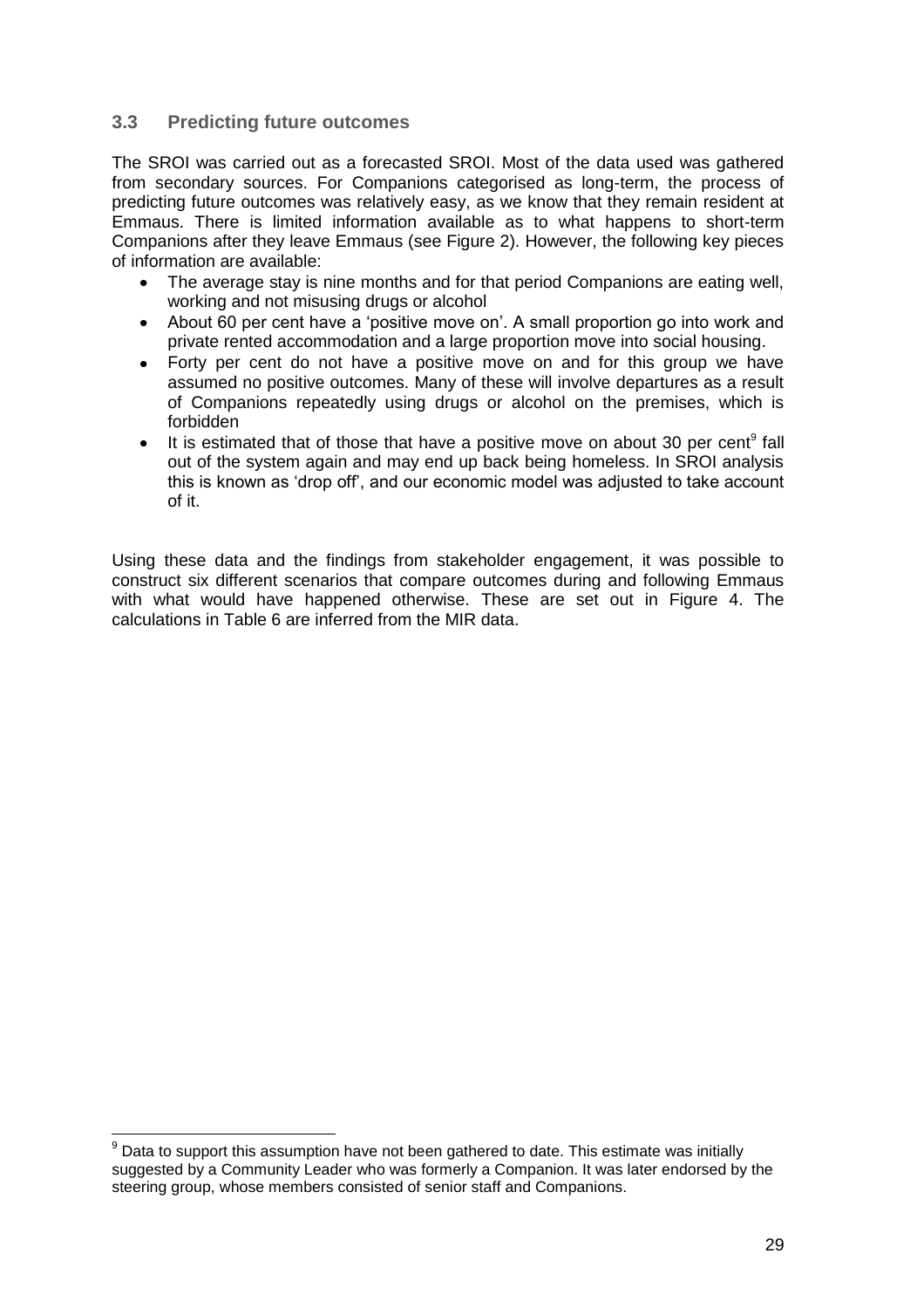### 3.3 Predicting future outcomes

The SROI was carried out as a forecasted SROI. Most of the data used was gathered from secondary sources. For Companions categorised as long-term, the process of predicting future outcomes was relatively easy, as we know that they remain resident at Emmaus. There is limited information available as to what happens to short-term Companions after they leave Emmaus (see Figure 2). However, the following key pieces of information are available:

- The average stay is nine months and for that period Companions are eating well, working and not misusing drugs or alcohol
- About 60 per cent have a 'positive move on'. A small proportion go into work and private rented accommodation and a large proportion move into social housing.
- Forty per cent do not have a positive move on and for this group we have assumed no positive outcomes. Many of these will involve departures as a result of Companions repeatedly using drugs or alcohol on the premises, which is forbidden
- It is estimated that of those that have a positive move on about 30 per cent[9] fall out of the system again and may end up back being homeless. In SROI analysis this is known as 'drop off', and our economic model was adjusted to take account of it.

Using these data and the findings from stakeholder engagement, it was possible to construct six different scenarios that compare outcomes during and following Emmaus with what would have happened otherwise. These are set out in Figure 4. The calculations in Table 6 are inferred from the MIR data.

[9] Data to support this assumption have not been gathered to date. This estimate was initially suggested by a Community Leader who was formerly a Companion. It was later endorsed by the steering group, whose members consisted of senior staff and Companions.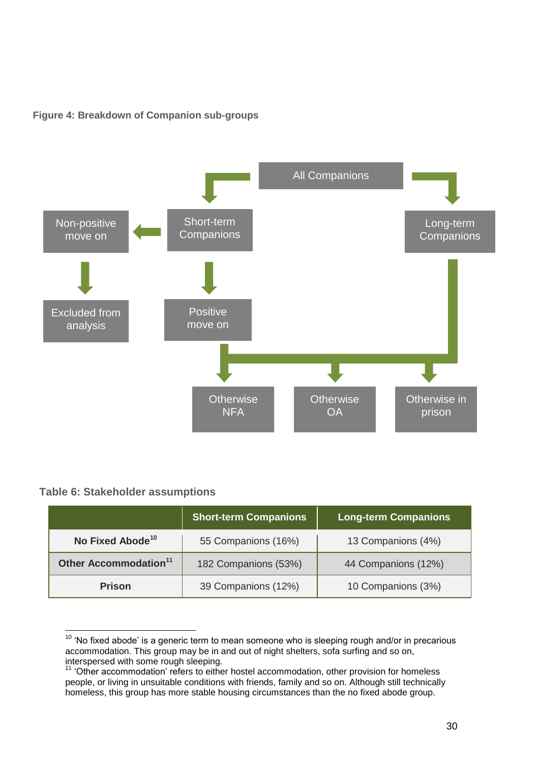**Figure 4: Breakdown of Companion sub-groups**

All Companions

Short-term Companions

Long-term Companions

Non-positive move on

Excluded from analysis

Positive move on

Otherwise NFA

Otherwise OA

Otherwise in prison

**Table 6: Stakeholder assumptions**

| | Short-term Companions | Long-term Companions |
|---|---|---|
| **No Fixed Abode**[10] | 55 Companions (16%) | 13 Companions (4%) |
| **Other Accommodation**[11] | 182 Companions (53%) | 44 Companions (12%) |
| **Prison** | 39 Companions (12%) | 10 Companions (3%) |

[10] 'No fixed abode' is a generic term to mean someone who is sleeping rough and/or in precarious accommodation. This group may be in and out of night shelters, sofa surfing and so on, interspersed with some rough sleeping.

[11] 'Other accommodation' refers to either hostel accommodation, other provision for homeless people, or living in unsuitable conditions with friends, family and so on. Although still technically homeless, this group has more stable housing circumstances than the no fixed abode group.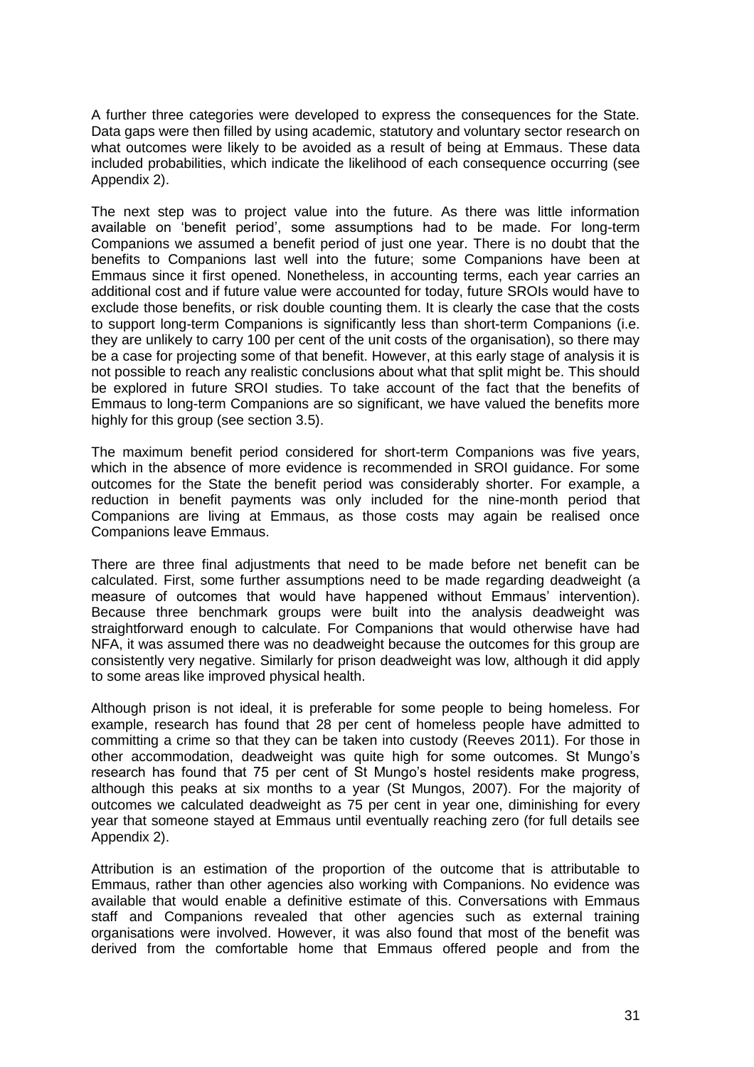A further three categories were developed to express the consequences for the State. Data gaps were then filled by using academic, statutory and voluntary sector research on what outcomes were likely to be avoided as a result of being at Emmaus. These data included probabilities, which indicate the likelihood of each consequence occurring (see Appendix 2).

The next step was to project value into the future. As there was little information available on 'benefit period', some assumptions had to be made. For long-term Companions we assumed a benefit period of just one year. There is no doubt that the benefits to Companions last well into the future; some Companions have been at Emmaus since it first opened. Nonetheless, in accounting terms, each year carries an additional cost and if future value were accounted for today, future SROIs would have to exclude those benefits, or risk double counting them. It is clearly the case that the costs to support long-term Companions is significantly less than short-term Companions (i.e. they are unlikely to carry 100 per cent of the unit costs of the organisation), so there may be a case for projecting some of that benefit. However, at this early stage of analysis it is not possible to reach any realistic conclusions about what that split might be. This should be explored in future SROI studies. To take account of the fact that the benefits of Emmaus to long-term Companions are so significant, we have valued the benefits more highly for this group (see section 3.5).

The maximum benefit period considered for short-term Companions was five years, which in the absence of more evidence is recommended in SROI guidance. For some outcomes for the State the benefit period was considerably shorter. For example, a reduction in benefit payments was only included for the nine-month period that Companions are living at Emmaus, as those costs may again be realised once Companions leave Emmaus.

There are three final adjustments that need to be made before net benefit can be calculated. First, some further assumptions need to be made regarding deadweight (a measure of outcomes that would have happened without Emmaus' intervention). Because three benchmark groups were built into the analysis deadweight was straightforward enough to calculate. For Companions that would otherwise have had NFA, it was assumed there was no deadweight because the outcomes for this group are consistently very negative. Similarly for prison deadweight was low, although it did apply to some areas like improved physical health.

Although prison is not ideal, it is preferable for some people to being homeless. For example, research has found that 28 per cent of homeless people have admitted to committing a crime so that they can be taken into custody (Reeves 2011). For those in other accommodation, deadweight was quite high for some outcomes. St Mungo's research has found that 75 per cent of St Mungo's hostel residents make progress, although this peaks at six months to a year (St Mungos, 2007). For the majority of outcomes we calculated deadweight as 75 per cent in year one, diminishing for every year that someone stayed at Emmaus until eventually reaching zero (for full details see Appendix 2).

Attribution is an estimation of the proportion of the outcome that is attributable to Emmaus, rather than other agencies also working with Companions. No evidence was available that would enable a definitive estimate of this. Conversations with Emmaus staff and Companions revealed that other agencies such as external training organisations were involved. However, it was also found that most of the benefit was derived from the comfortable home that Emmaus offered people and from the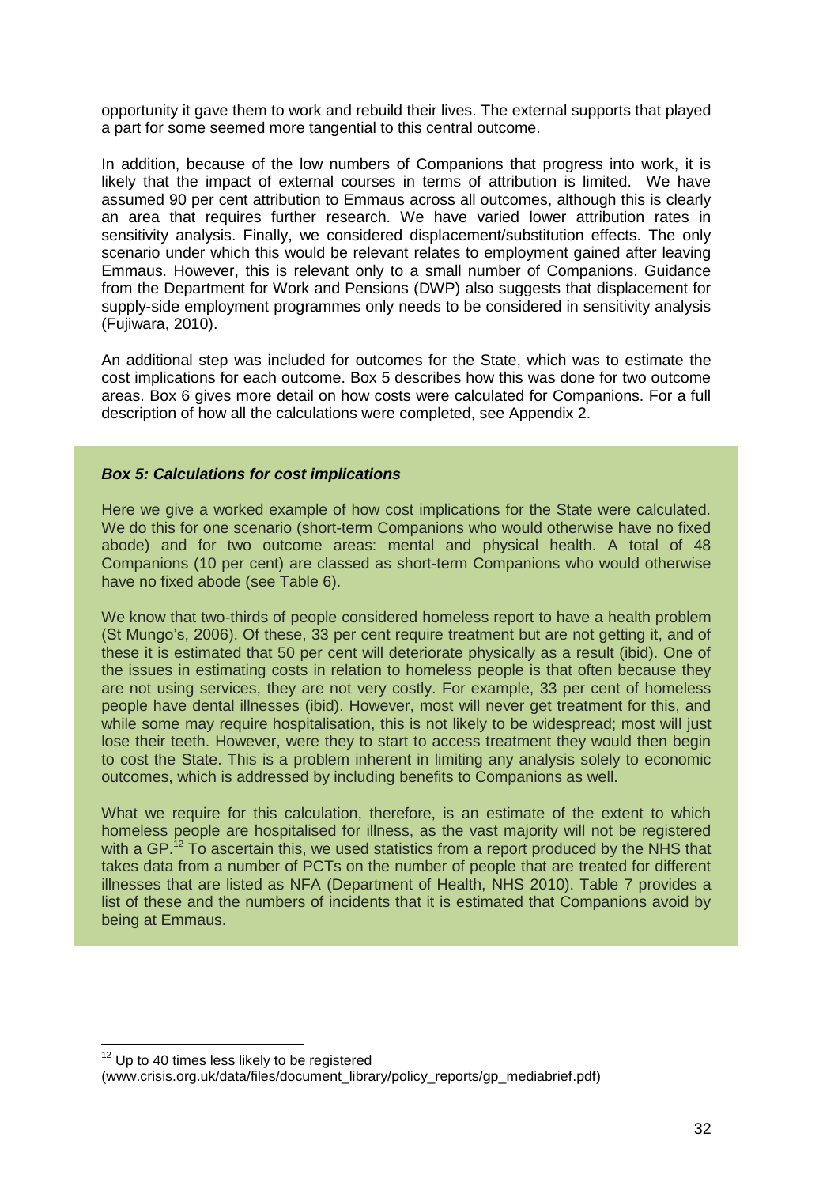opportunity it gave them to work and rebuild their lives. The external supports that played a part for some seemed more tangential to this central outcome.

In addition, because of the low numbers of Companions that progress into work, it is likely that the impact of external courses in terms of attribution is limited. We have assumed 90 per cent attribution to Emmaus across all outcomes, although this is clearly an area that requires further research. We have varied lower attribution rates in sensitivity analysis. Finally, we considered displacement/substitution effects. The only scenario under which this would be relevant relates to employment gained after leaving Emmaus. However, this is relevant only to a small number of Companions. Guidance from the Department for Work and Pensions (DWP) also suggests that displacement for supply-side employment programmes only needs to be considered in sensitivity analysis (Fujiwara, 2010).

An additional step was included for outcomes for the State, which was to estimate the cost implications for each outcome. Box 5 describes how this was done for two outcome areas. Box 6 gives more detail on how costs were calculated for Companions. For a full description of how all the calculations were completed, see Appendix 2.

***Box 5: Calculations for cost implications***

Here we give a worked example of how cost implications for the State were calculated. We do this for one scenario (short-term Companions who would otherwise have no fixed abode) and for two outcome areas: mental and physical health. A total of 48 Companions (10 per cent) are classed as short-term Companions who would otherwise have no fixed abode (see Table 6).

We know that two-thirds of people considered homeless report to have a health problem (St Mungo's, 2006). Of these, 33 per cent require treatment but are not getting it, and of these it is estimated that 50 per cent will deteriorate physically as a result (ibid). One of the issues in estimating costs in relation to homeless people is that often because they are not using services, they are not very costly. For example, 33 per cent of homeless people have dental illnesses (ibid). However, most will never get treatment for this, and while some may require hospitalisation, this is not likely to be widespread; most will just lose their teeth. However, were they to start to access treatment they would then begin to cost the State. This is a problem inherent in limiting any analysis solely to economic outcomes, which is addressed by including benefits to Companions as well.

What we require for this calculation, therefore, is an estimate of the extent to which homeless people are hospitalised for illness, as the vast majority will not be registered with a GP.[12] To ascertain this, we used statistics from a report produced by the NHS that takes data from a number of PCTs on the number of people that are treated for different illnesses that are listed as NFA (Department of Health, NHS 2010). Table 7 provides a list of these and the numbers of incidents that it is estimated that Companions avoid by being at Emmaus.

[12] Up to 40 times less likely to be registered (www.crisis.org.uk/data/files/document_library/policy_reports/gp_mediabrief.pdf)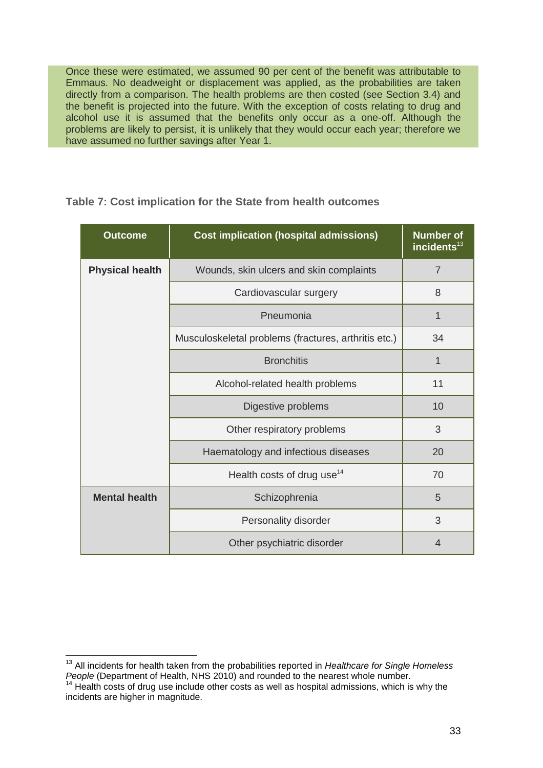Once these were estimated, we assumed 90 per cent of the benefit was attributable to Emmaus. No deadweight or displacement was applied, as the probabilities are taken directly from a comparison. The health problems are then costed (see Section 3.4) and the benefit is projected into the future. With the exception of costs relating to drug and alcohol use it is assumed that the benefits only occur as a one-off. Although the problems are likely to persist, it is unlikely that they would occur each year; therefore we have assumed no further savings after Year 1.

**Table 7: Cost implication for the State from health outcomes**

| Outcome | Cost implication (hospital admissions) | Number of incidents[13] |
|---|---|---|
| **Physical health** | Wounds, skin ulcers and skin complaints | 7 |
| | Cardiovascular surgery | 8 |
| | Pneumonia | 1 |
| | Musculoskeletal problems (fractures, arthritis etc.) | 34 |
| | Bronchitis | 1 |
| | Alcohol-related health problems | 11 |
| | Digestive problems | 10 |
| | Other respiratory problems | 3 |
| | Haematology and infectious diseases | 20 |
| | Health costs of drug use[14] | 70 |
| **Mental health** | Schizophrenia | 5 |
| | Personality disorder | 3 |
| | Other psychiatric disorder | 4 |

[13] All incidents for health taken from the probabilities reported in *Healthcare for Single Homeless People* (Department of Health, NHS 2010) and rounded to the nearest whole number.

[14] Health costs of drug use include other costs as well as hospital admissions, which is why the incidents are higher in magnitude.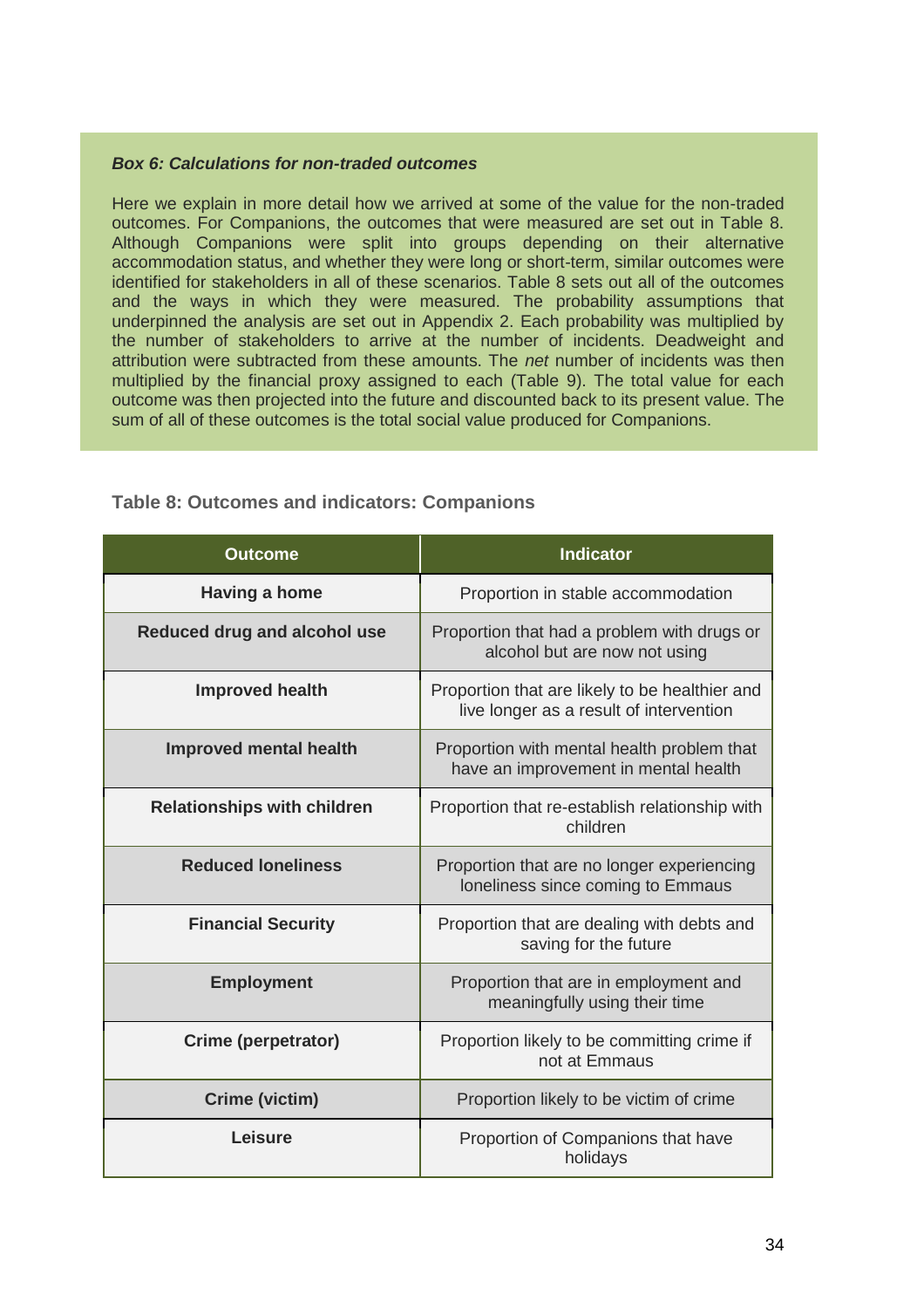***Box 6: Calculations for non-traded outcomes***

Here we explain in more detail how we arrived at some of the value for the non-traded outcomes. For Companions, the outcomes that were measured are set out in Table 8. Although Companions were split into groups depending on their alternative accommodation status, and whether they were long or short-term, similar outcomes were identified for stakeholders in all of these scenarios. Table 8 sets out all of the outcomes and the ways in which they were measured. The probability assumptions that underpinned the analysis are set out in Appendix 2. Each probability was multiplied by the number of stakeholders to arrive at the number of incidents. Deadweight and attribution were subtracted from these amounts. The *net* number of incidents was then multiplied by the financial proxy assigned to each (Table 9). The total value for each outcome was then projected into the future and discounted back to its present value. The sum of all of these outcomes is the total social value produced for Companions.

**Table 8: Outcomes and indicators: Companions**

| Outcome | Indicator |
|---|---|
| **Having a home** | Proportion in stable accommodation |
| **Reduced drug and alcohol use** | Proportion that had a problem with drugs or alcohol but are now not using |
| **Improved health** | Proportion that are likely to be healthier and live longer as a result of intervention |
| **Improved mental health** | Proportion with mental health problem that have an improvement in mental health |
| **Relationships with children** | Proportion that re-establish relationship with children |
| **Reduced loneliness** | Proportion that are no longer experiencing loneliness since coming to Emmaus |
| **Financial Security** | Proportion that are dealing with debts and saving for the future |
| **Employment** | Proportion that are in employment and meaningfully using their time |
| **Crime (perpetrator)** | Proportion likely to be committing crime if not at Emmaus |
| **Crime (victim)** | Proportion likely to be victim of crime |
| **Leisure** | Proportion of Companions that have holidays |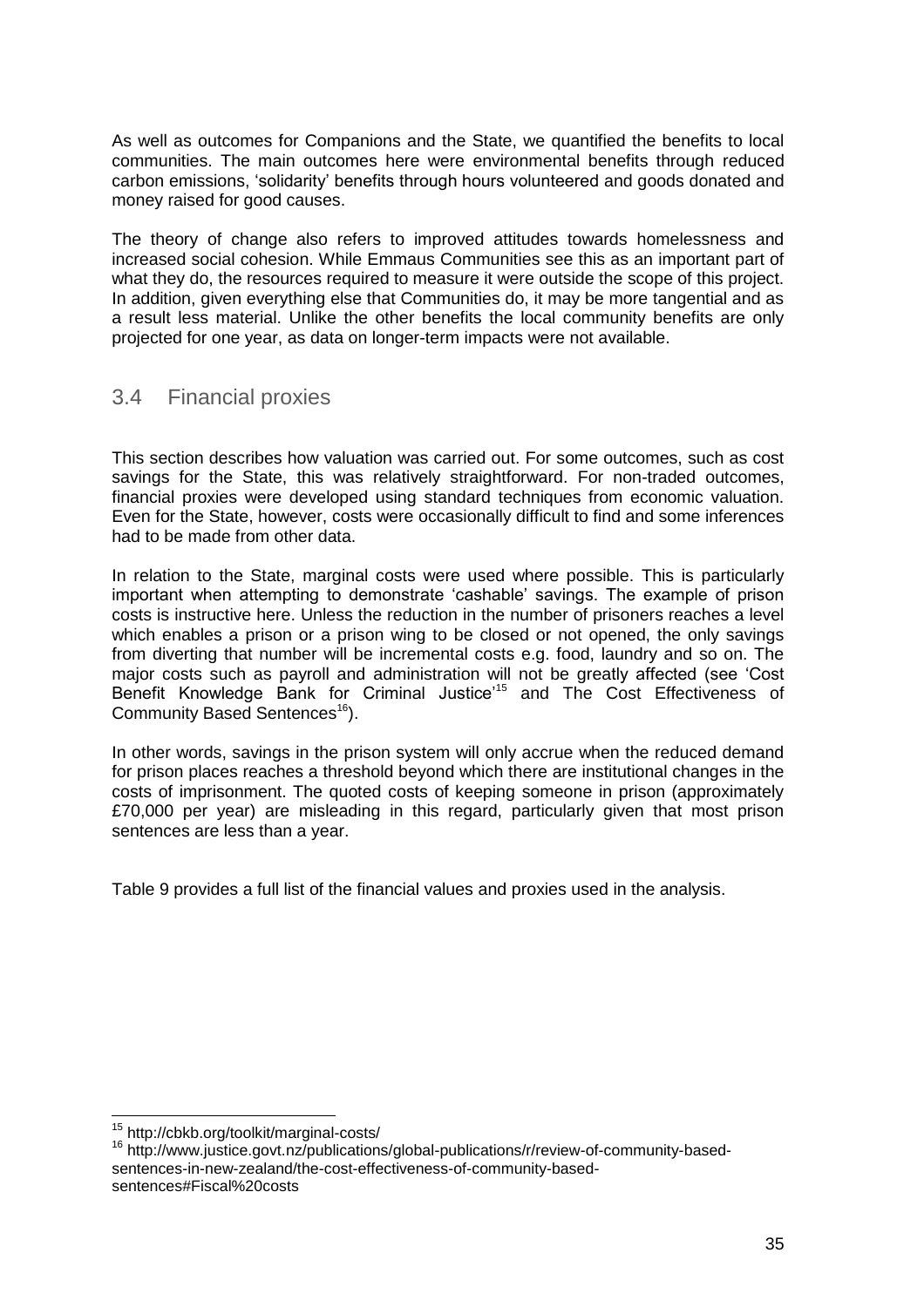As well as outcomes for Companions and the State, we quantified the benefits to local communities. The main outcomes here were environmental benefits through reduced carbon emissions, 'solidarity' benefits through hours volunteered and goods donated and money raised for good causes.

The theory of change also refers to improved attitudes towards homelessness and increased social cohesion. While Emmaus Communities see this as an important part of what they do, the resources required to measure it were outside the scope of this project. In addition, given everything else that Communities do, it may be more tangential and as a result less material. Unlike the other benefits the local community benefits are only projected for one year, as data on longer-term impacts were not available.

## 3.4 Financial proxies

This section describes how valuation was carried out. For some outcomes, such as cost savings for the State, this was relatively straightforward. For non-traded outcomes, financial proxies were developed using standard techniques from economic valuation. Even for the State, however, costs were occasionally difficult to find and some inferences had to be made from other data.

In relation to the State, marginal costs were used where possible. This is particularly important when attempting to demonstrate 'cashable' savings. The example of prison costs is instructive here. Unless the reduction in the number of prisoners reaches a level which enables a prison or a prison wing to be closed or not opened, the only savings from diverting that number will be incremental costs e.g. food, laundry and so on. The major costs such as payroll and administration will not be greatly affected (see 'Cost Benefit Knowledge Bank for Criminal Justice'[15] and The Cost Effectiveness of Community Based Sentences[16]).

In other words, savings in the prison system will only accrue when the reduced demand for prison places reaches a threshold beyond which there are institutional changes in the costs of imprisonment. The quoted costs of keeping someone in prison (approximately £70,000 per year) are misleading in this regard, particularly given that most prison sentences are less than a year.

Table 9 provides a full list of the financial values and proxies used in the analysis.

[15] http://cbkb.org/toolkit/marginal-costs/

[16] http://www.justice.govt.nz/publications/global-publications/r/review-of-community-based-sentences-in-new-zealand/the-cost-effectiveness-of-community-based-sentences#Fiscal%20costs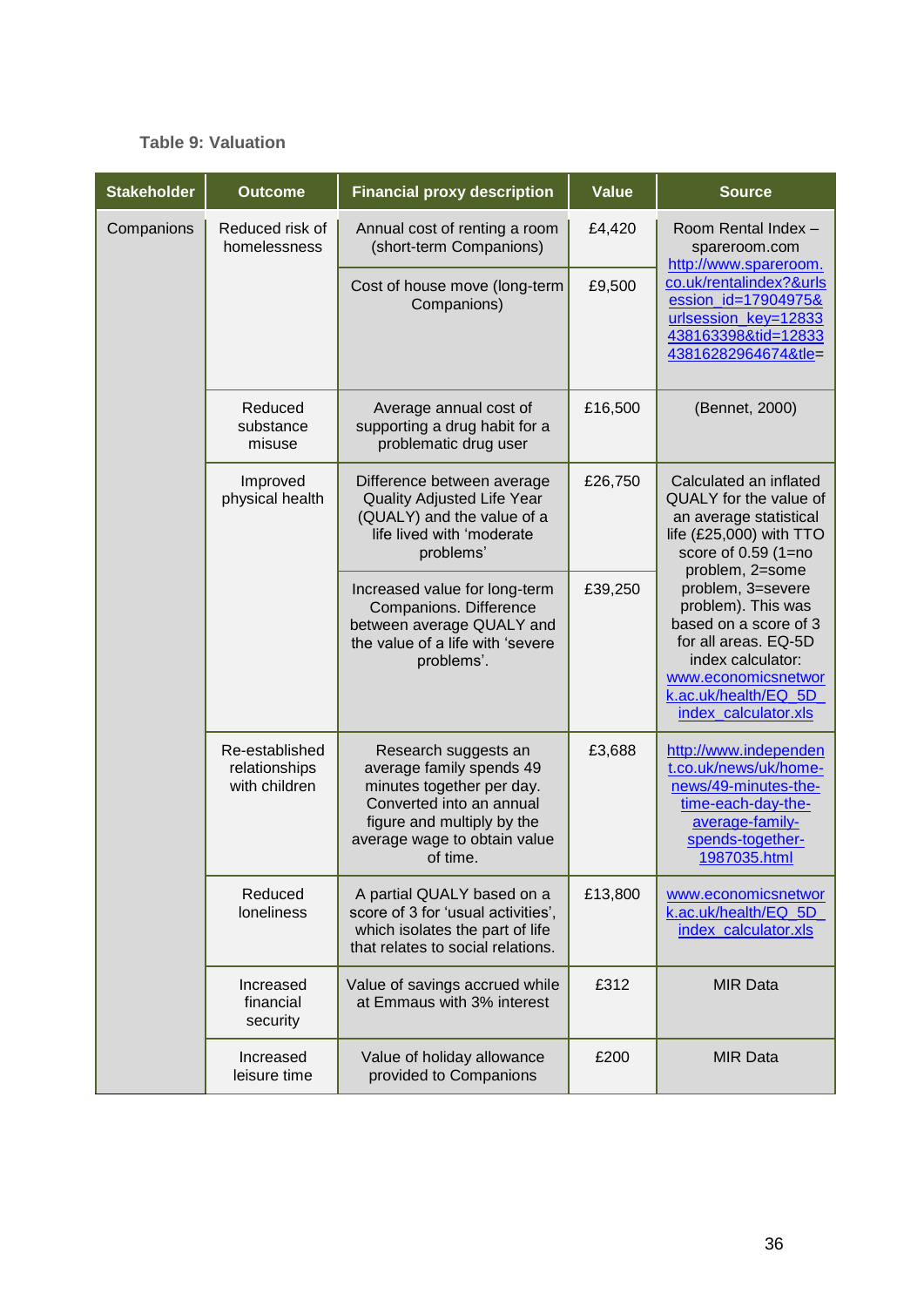**Table 9: Valuation**

| Stakeholder | Outcome | Financial proxy description | Value | Source |
|---|---|---|---|---|
| Companions | Reduced risk of homelessness | Annual cost of renting a room (short-term Companions) | £4,420 | Room Rental Index – spareroom.com http://www.spareroom.co.uk/rentalindex?&urlsession_id=17904975&urlsession_key=12833438163398&tid=1283343816282964674&tle= |
| | | Cost of house move (long-term Companions) | £9,500 | |
| | Reduced substance misuse | Average annual cost of supporting a drug habit for a problematic drug user | £16,500 | (Bennet, 2000) |
| | Improved physical health | Difference between average Quality Adjusted Life Year (QUALY) and the value of a life lived with 'moderate problems' | £26,750 | Calculated an inflated QUALY for the value of an average statistical life (£25,000) with TTO score of 0.59 (1=no problem, 2=some problem, 3=severe problem). This was based on a score of 3 for all areas. EQ-5D index calculator: www.economicsnetwork.ac.uk/health/EQ_5D_index_calculator.xls |
| | | Increased value for long-term Companions. Difference between average QUALY and the value of a life with 'severe problems'. | £39,250 | |
| | Re-established relationships with children | Research suggests an average family spends 49 minutes together per day. Converted into an annual figure and multiply by the average wage to obtain value of time. | £3,688 | http://www.independent.co.uk/news/uk/home-news/49-minutes-the-time-each-day-the-average-family-spends-together-1987035.html |
| | Reduced loneliness | A partial QUALY based on a score of 3 for 'usual activities', which isolates the part of life that relates to social relations. | £13,800 | www.economicsnetwork.ac.uk/health/EQ_5D_index_calculator.xls |
| | Increased financial security | Value of savings accrued while at Emmaus with 3% interest | £312 | MIR Data |
| | Increased leisure time | Value of holiday allowance provided to Companions | £200 | MIR Data |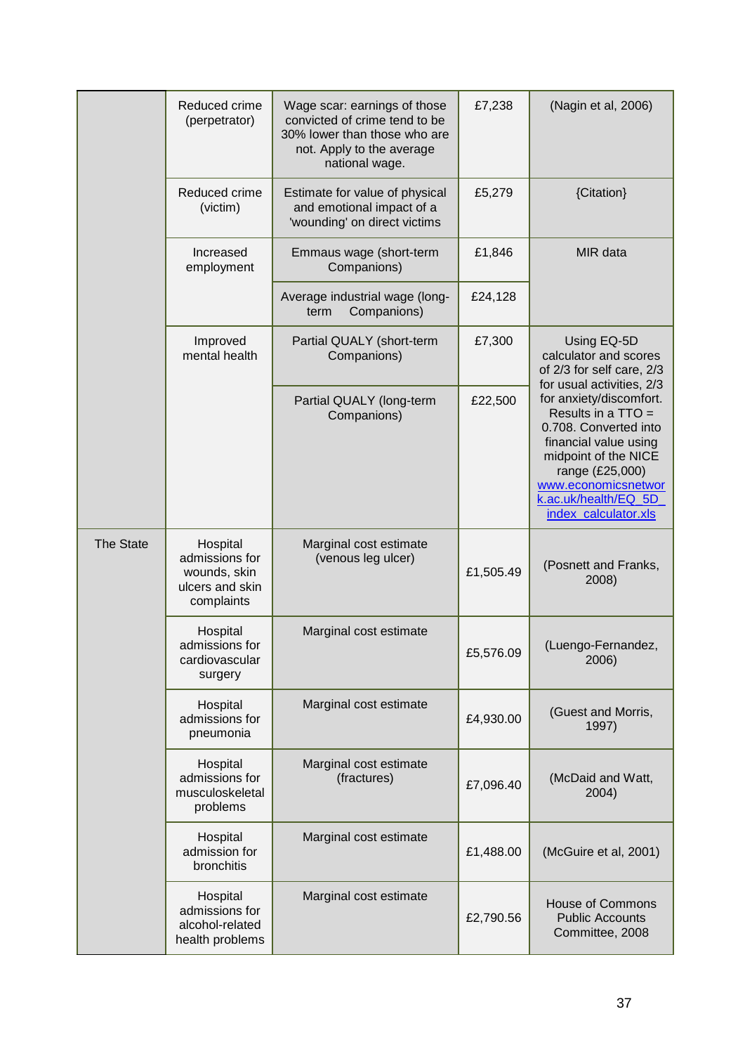| | | | | |
|---|---|---|---|---|
| | Reduced crime (perpetrator) | Wage scar: earnings of those convicted of crime tend to be 30% lower than those who are not. Apply to the average national wage. | £7,238 | (Nagin et al, 2006) |
| | Reduced crime (victim) | Estimate for value of physical and emotional impact of a 'wounding' on direct victims | £5,279 | {Citation} |
| | Increased employment | Emmaus wage (short-term Companions) | £1,846 | MIR data |
| | | Average industrial wage (long-term Companions) | £24,128 | |
| | Improved mental health | Partial QUALY (short-term Companions) | £7,300 | Using EQ-5D calculator and scores of 2/3 for self care, 2/3 for usual activities, 2/3 for anxiety/discomfort. Results in a TTO = 0.708. Converted into financial value using midpoint of the NICE range (£25,000) www.economicsnetwork.ac.uk/health/EQ_5D_index_calculator.xls |
| | | Partial QUALY (long-term Companions) | £22,500 | |
| The State | Hospital admissions for wounds, skin ulcers and skin complaints | Marginal cost estimate (venous leg ulcer) | £1,505.49 | (Posnett and Franks, 2008) |
| | Hospital admissions for cardiovascular surgery | Marginal cost estimate | £5,576.09 | (Luengo-Fernandez, 2006) |
| | Hospital admissions for pneumonia | Marginal cost estimate | £4,930.00 | (Guest and Morris, 1997) |
| | Hospital admissions for musculoskeletal problems | Marginal cost estimate (fractures) | £7,096.40 | (McDaid and Watt, 2004) |
| | Hospital admission for bronchitis | Marginal cost estimate | £1,488.00 | (McGuire et al, 2001) |
| | Hospital admissions for alcohol-related health problems | Marginal cost estimate | £2,790.56 | House of Commons Public Accounts Committee, 2008 |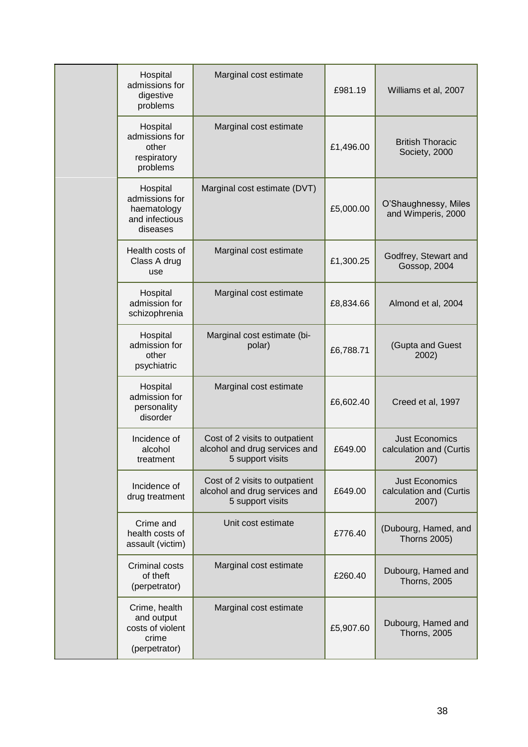| | | | | |
|---|---|---|---|---|
| | Hospital admissions for digestive problems | Marginal cost estimate | £981.19 | Williams et al, 2007 |
| | Hospital admissions for other respiratory problems | Marginal cost estimate | £1,496.00 | British Thoracic Society, 2000 |
| | Hospital admissions for haematology and infectious diseases | Marginal cost estimate (DVT) | £5,000.00 | O'Shaughnessy, Miles and Wimperis, 2000 |
| | Health costs of Class A drug use | Marginal cost estimate | £1,300.25 | Godfrey, Stewart and Gossop, 2004 |
| | Hospital admission for schizophrenia | Marginal cost estimate | £8,834.66 | Almond et al, 2004 |
| | Hospital admission for other psychiatric | Marginal cost estimate (bi-polar) | £6,788.71 | (Gupta and Guest 2002) |
| | Hospital admission for personality disorder | Marginal cost estimate | £6,602.40 | Creed et al, 1997 |
| | Incidence of alcohol treatment | Cost of 2 visits to outpatient alcohol and drug services and 5 support visits | £649.00 | Just Economics calculation and (Curtis 2007) |
| | Incidence of drug treatment | Cost of 2 visits to outpatient alcohol and drug services and 5 support visits | £649.00 | Just Economics calculation and (Curtis 2007) |
| | Crime and health costs of assault (victim) | Unit cost estimate | £776.40 | (Dubourg, Hamed, and Thorns 2005) |
| | Criminal costs of theft (perpetrator) | Marginal cost estimate | £260.40 | Dubourg, Hamed and Thorns, 2005 |
| | Crime, health and output costs of violent crime (perpetrator) | Marginal cost estimate | £5,907.60 | Dubourg, Hamed and Thorns, 2005 |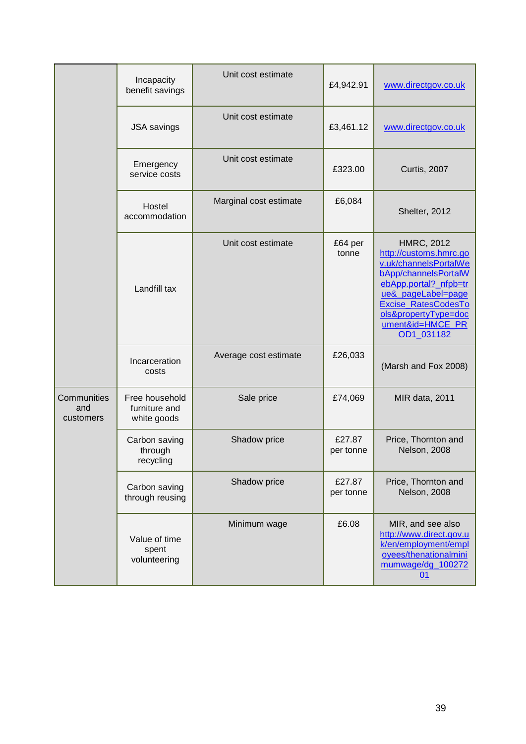| | | | | |
|---|---|---|---|---|
| | Incapacity benefit savings | Unit cost estimate | £4,942.91 | www.directgov.co.uk |
| | JSA savings | Unit cost estimate | £3,461.12 | www.directgov.co.uk |
| | Emergency service costs | Unit cost estimate | £323.00 | Curtis, 2007 |
| | Hostel accommodation | Marginal cost estimate | £6,084 | Shelter, 2012 |
| | Landfill tax | Unit cost estimate | £64 per tonne | HMRC, 2012 http://customs.hmrc.gov.uk/channelsPortalWebApp/channelsPortalWebApp.portal?_nfpb=true&_pageLabel=pageExcise_RatesCodesTools&propertyType=document&id=HMCE_PROD1_031182 |
| | Incarceration costs | Average cost estimate | £26,033 | (Marsh and Fox 2008) |
| Communities and customers | Free household furniture and white goods | Sale price | £74,069 | MIR data, 2011 |
| | Carbon saving through recycling | Shadow price | £27.87 per tonne | Price, Thornton and Nelson, 2008 |
| | Carbon saving through reusing | Shadow price | £27.87 per tonne | Price, Thornton and Nelson, 2008 |
| | Value of time spent volunteering | Minimum wage | £6.08 | MIR, and see also http://www.direct.gov.uk/en/employment/employees/thenationalminimumwage/dg_10027201 |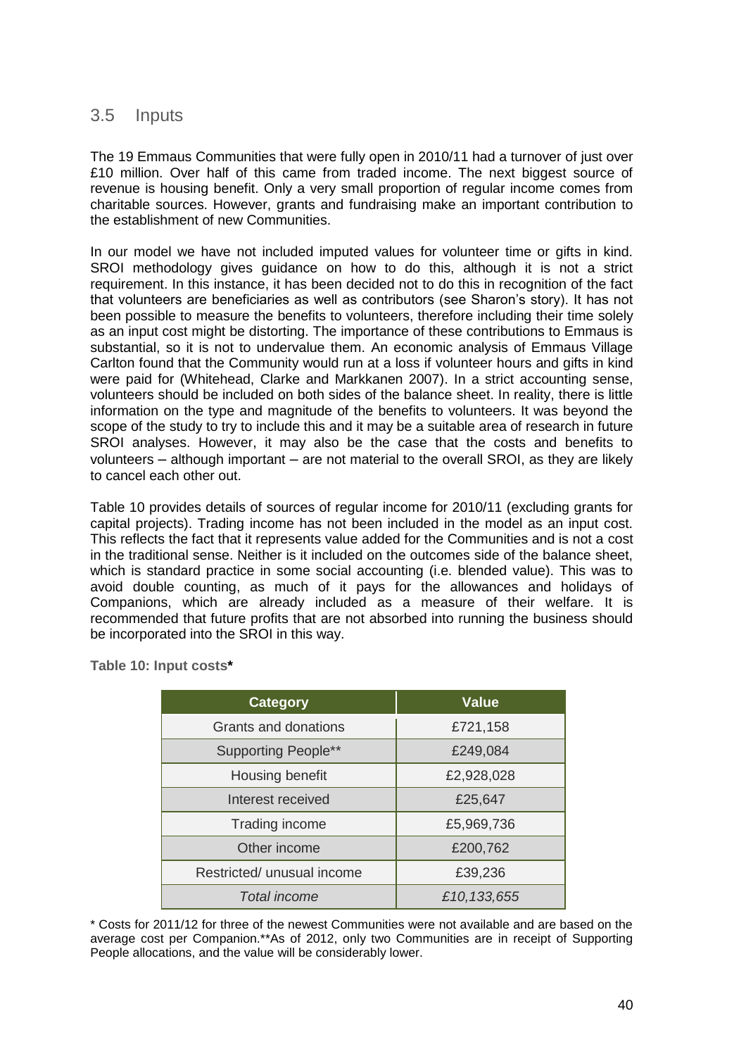## 3.5 Inputs

The 19 Emmaus Communities that were fully open in 2010/11 had a turnover of just over £10 million. Over half of this came from traded income. The next biggest source of revenue is housing benefit. Only a very small proportion of regular income comes from charitable sources. However, grants and fundraising make an important contribution to the establishment of new Communities.

In our model we have not included imputed values for volunteer time or gifts in kind. SROI methodology gives guidance on how to do this, although it is not a strict requirement. In this instance, it has been decided not to do this in recognition of the fact that volunteers are beneficiaries as well as contributors (see Sharon's story). It has not been possible to measure the benefits to volunteers, therefore including their time solely as an input cost might be distorting. The importance of these contributions to Emmaus is substantial, so it is not to undervalue them. An economic analysis of Emmaus Village Carlton found that the Community would run at a loss if volunteer hours and gifts in kind were paid for (Whitehead, Clarke and Markkanen 2007). In a strict accounting sense, volunteers should be included on both sides of the balance sheet. In reality, there is little information on the type and magnitude of the benefits to volunteers. It was beyond the scope of the study to try to include this and it may be a suitable area of research in future SROI analyses. However, it may also be the case that the costs and benefits to volunteers – although important – are not material to the overall SROI, as they are likely to cancel each other out.

Table 10 provides details of sources of regular income for 2010/11 (excluding grants for capital projects). Trading income has not been included in the model as an input cost. This reflects the fact that it represents value added for the Communities and is not a cost in the traditional sense. Neither is it included on the outcomes side of the balance sheet, which is standard practice in some social accounting (i.e. blended value). This was to avoid double counting, as much of it pays for the allowances and holidays of Companions, which are already included as a measure of their welfare. It is recommended that future profits that are not absorbed into running the business should be incorporated into the SROI in this way.

**Table 10: Input costs***

| Category | Value |
|---|---|
| Grants and donations | £721,158 |
| Supporting People** | £249,084 |
| Housing benefit | £2,928,028 |
| Interest received | £25,647 |
| Trading income | £5,969,736 |
| Other income | £200,762 |
| Restricted/ unusual income | £39,236 |
| *Total income* | *£10,133,655* |

\* Costs for 2011/12 for three of the newest Communities were not available and are based on the average cost per Companion.**As of 2012, only two Communities are in receipt of Supporting People allocations, and the value will be considerably lower.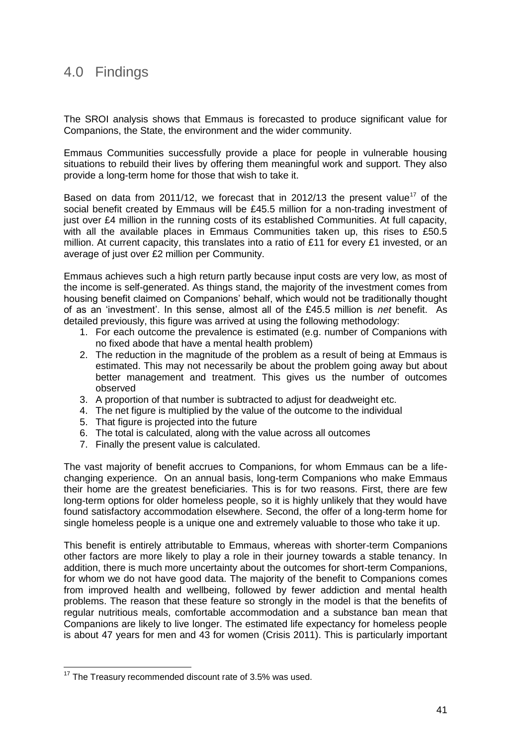## 4.0 Findings

The SROI analysis shows that Emmaus is forecasted to produce significant value for Companions, the State, the environment and the wider community.

Emmaus Communities successfully provide a place for people in vulnerable housing situations to rebuild their lives by offering them meaningful work and support. They also provide a long-term home for those that wish to take it.

Based on data from 2011/12, we forecast that in 2012/13 the present value[17] of the social benefit created by Emmaus will be £45.5 million for a non-trading investment of just over £4 million in the running costs of its established Communities. At full capacity, with all the available places in Emmaus Communities taken up, this rises to £50.5 million. At current capacity, this translates into a ratio of £11 for every £1 invested, or an average of just over £2 million per Community.

Emmaus achieves such a high return partly because input costs are very low, as most of the income is self-generated. As things stand, the majority of the investment comes from housing benefit claimed on Companions' behalf, which would not be traditionally thought of as an 'investment'. In this sense, almost all of the £45.5 million is *net* benefit. As detailed previously, this figure was arrived at using the following methodology:

1. For each outcome the prevalence is estimated (e.g. number of Companions with no fixed abode that have a mental health problem)
2. The reduction in the magnitude of the problem as a result of being at Emmaus is estimated. This may not necessarily be about the problem going away but about better management and treatment. This gives us the number of outcomes observed
3. A proportion of that number is subtracted to adjust for deadweight etc.
4. The net figure is multiplied by the value of the outcome to the individual
5. That figure is projected into the future
6. The total is calculated, along with the value across all outcomes
7. Finally the present value is calculated.

The vast majority of benefit accrues to Companions, for whom Emmaus can be a life-changing experience. On an annual basis, long-term Companions who make Emmaus their home are the greatest beneficiaries. This is for two reasons. First, there are few long-term options for older homeless people, so it is highly unlikely that they would have found satisfactory accommodation elsewhere. Second, the offer of a long-term home for single homeless people is a unique one and extremely valuable to those who take it up.

This benefit is entirely attributable to Emmaus, whereas with shorter-term Companions other factors are more likely to play a role in their journey towards a stable tenancy. In addition, there is much more uncertainty about the outcomes for short-term Companions, for whom we do not have good data. The majority of the benefit to Companions comes from improved health and wellbeing, followed by fewer addiction and mental health problems. The reason that these feature so strongly in the model is that the benefits of regular nutritious meals, comfortable accommodation and a substance ban mean that Companions are likely to live longer. The estimated life expectancy for homeless people is about 47 years for men and 43 for women (Crisis 2011). This is particularly important

---

[17] The Treasury recommended discount rate of 3.5% was used.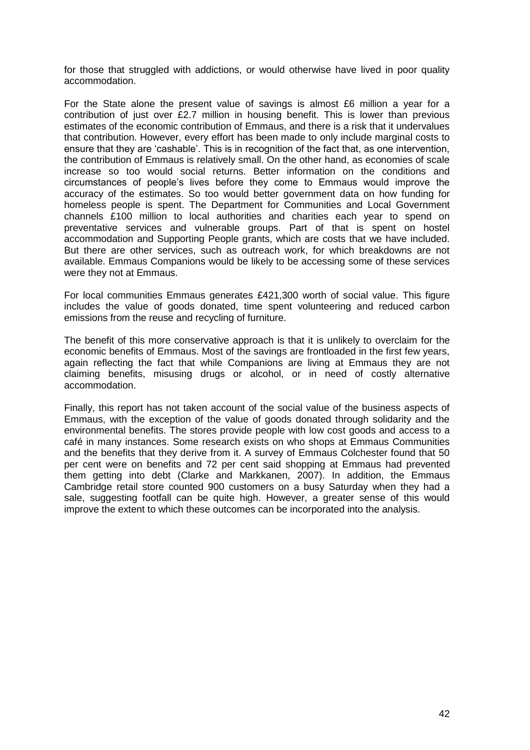for those that struggled with addictions, or would otherwise have lived in poor quality accommodation.

For the State alone the present value of savings is almost £6 million a year for a contribution of just over £2.7 million in housing benefit. This is lower than previous estimates of the economic contribution of Emmaus, and there is a risk that it undervalues that contribution. However, every effort has been made to only include marginal costs to ensure that they are 'cashable'. This is in recognition of the fact that, as one intervention, the contribution of Emmaus is relatively small. On the other hand, as economies of scale increase so too would social returns. Better information on the conditions and circumstances of people's lives before they come to Emmaus would improve the accuracy of the estimates. So too would better government data on how funding for homeless people is spent. The Department for Communities and Local Government channels £100 million to local authorities and charities each year to spend on preventative services and vulnerable groups. Part of that is spent on hostel accommodation and Supporting People grants, which are costs that we have included. But there are other services, such as outreach work, for which breakdowns are not available. Emmaus Companions would be likely to be accessing some of these services were they not at Emmaus.

For local communities Emmaus generates £421,300 worth of social value. This figure includes the value of goods donated, time spent volunteering and reduced carbon emissions from the reuse and recycling of furniture.

The benefit of this more conservative approach is that it is unlikely to overclaim for the economic benefits of Emmaus. Most of the savings are frontloaded in the first few years, again reflecting the fact that while Companions are living at Emmaus they are not claiming benefits, misusing drugs or alcohol, or in need of costly alternative accommodation.

Finally, this report has not taken account of the social value of the business aspects of Emmaus, with the exception of the value of goods donated through solidarity and the environmental benefits. The stores provide people with low cost goods and access to a café in many instances. Some research exists on who shops at Emmaus Communities and the benefits that they derive from it. A survey of Emmaus Colchester found that 50 per cent were on benefits and 72 per cent said shopping at Emmaus had prevented them getting into debt (Clarke and Markkanen, 2007). In addition, the Emmaus Cambridge retail store counted 900 customers on a busy Saturday when they had a sale, suggesting footfall can be quite high. However, a greater sense of this would improve the extent to which these outcomes can be incorporated into the analysis.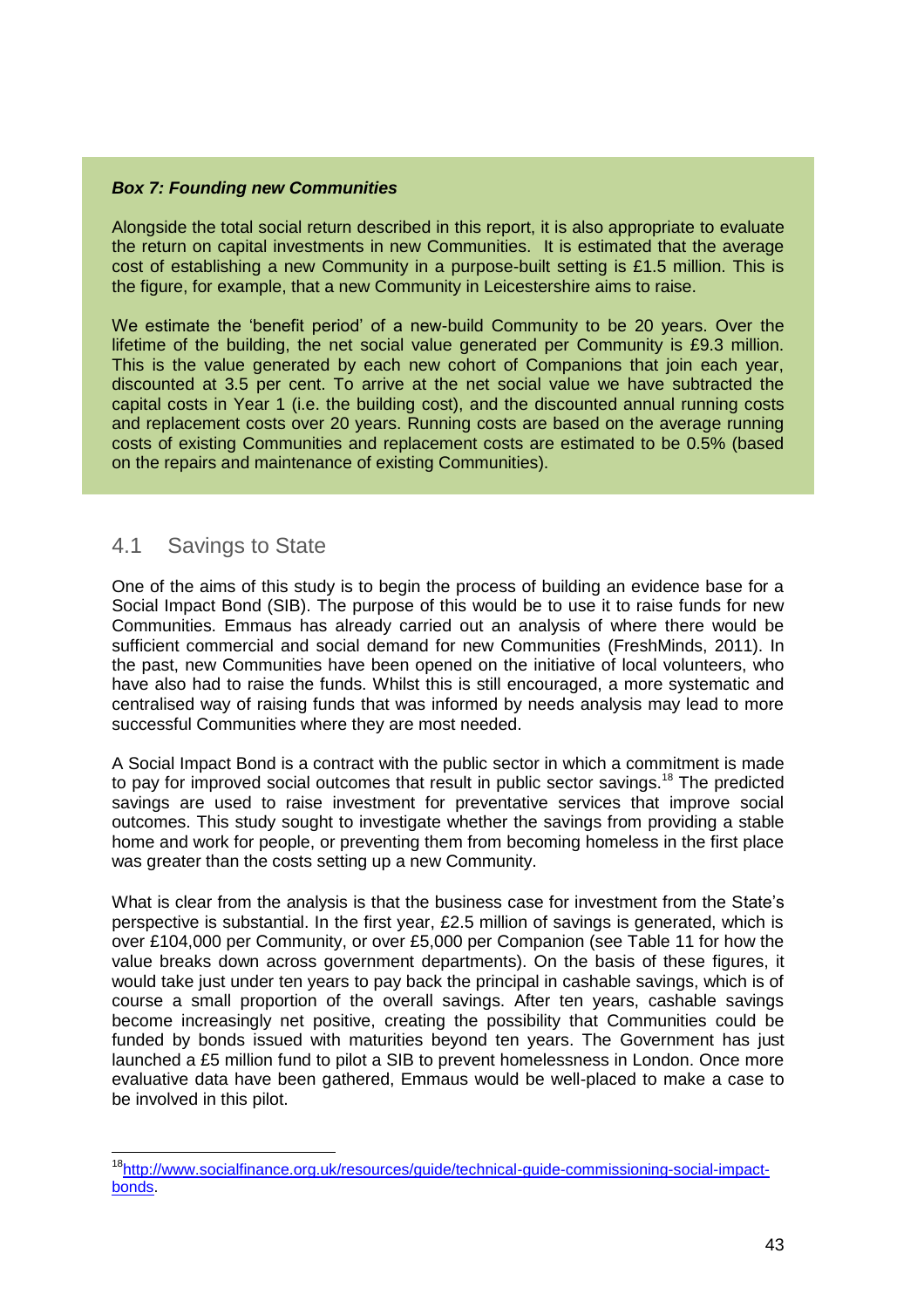***Box 7: Founding new Communities***

Alongside the total social return described in this report, it is also appropriate to evaluate the return on capital investments in new Communities. It is estimated that the average cost of establishing a new Community in a purpose-built setting is £1.5 million. This is the figure, for example, that a new Community in Leicestershire aims to raise.

We estimate the 'benefit period' of a new-build Community to be 20 years. Over the lifetime of the building, the net social value generated per Community is £9.3 million. This is the value generated by each new cohort of Companions that join each year, discounted at 3.5 per cent. To arrive at the net social value we have subtracted the capital costs in Year 1 (i.e. the building cost), and the discounted annual running costs and replacement costs over 20 years. Running costs are based on the average running costs of existing Communities and replacement costs are estimated to be 0.5% (based on the repairs and maintenance of existing Communities).

## 4.1 Savings to State

One of the aims of this study is to begin the process of building an evidence base for a Social Impact Bond (SIB). The purpose of this would be to use it to raise funds for new Communities. Emmaus has already carried out an analysis of where there would be sufficient commercial and social demand for new Communities (FreshMinds, 2011). In the past, new Communities have been opened on the initiative of local volunteers, who have also had to raise the funds. Whilst this is still encouraged, a more systematic and centralised way of raising funds that was informed by needs analysis may lead to more successful Communities where they are most needed.

A Social Impact Bond is a contract with the public sector in which a commitment is made to pay for improved social outcomes that result in public sector savings.[18] The predicted savings are used to raise investment for preventative services that improve social outcomes. This study sought to investigate whether the savings from providing a stable home and work for people, or preventing them from becoming homeless in the first place was greater than the costs setting up a new Community.

What is clear from the analysis is that the business case for investment from the State's perspective is substantial. In the first year, £2.5 million of savings is generated, which is over £104,000 per Community, or over £5,000 per Companion (see Table 11 for how the value breaks down across government departments). On the basis of these figures, it would take just under ten years to pay back the principal in cashable savings, which is of course a small proportion of the overall savings. After ten years, cashable savings become increasingly net positive, creating the possibility that Communities could be funded by bonds issued with maturities beyond ten years. The Government has just launched a £5 million fund to pilot a SIB to prevent homelessness in London. Once more evaluative data have been gathered, Emmaus would be well-placed to make a case to be involved in this pilot.

[18] http://www.socialfinance.org.uk/resources/guide/technical-guide-commissioning-social-impact-bonds.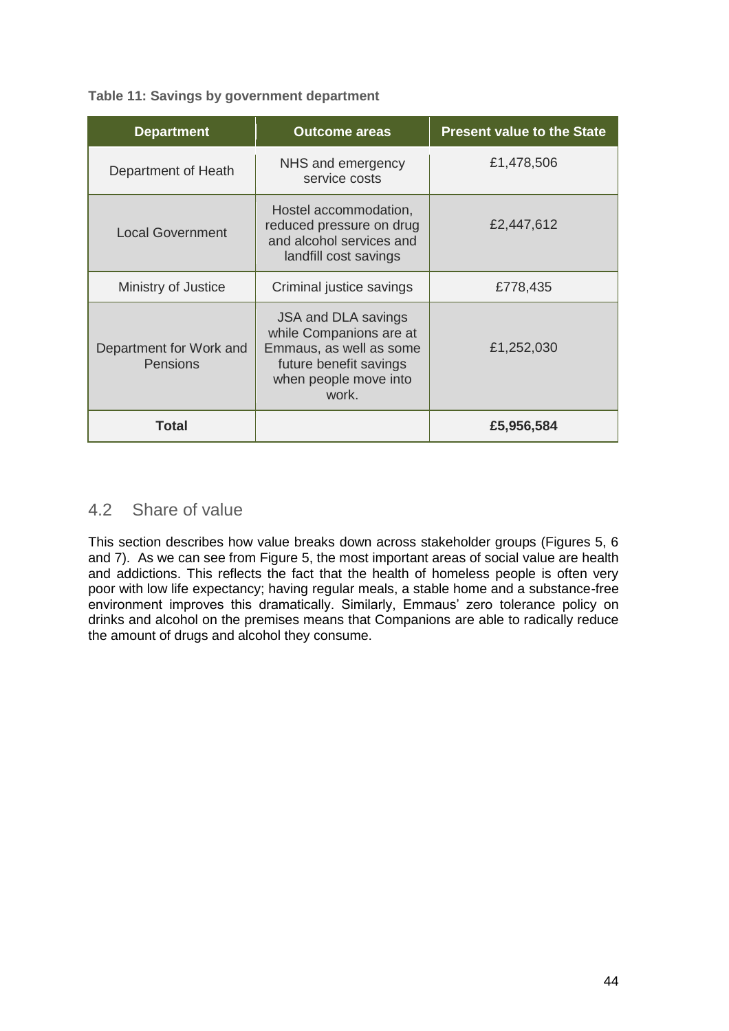**Table 11: Savings by government department**

| Department | Outcome areas | Present value to the State |
|---|---|---|
| Department of Heath | NHS and emergency service costs | £1,478,506 |
| Local Government | Hostel accommodation, reduced pressure on drug and alcohol services and landfill cost savings | £2,447,612 |
| Ministry of Justice | Criminal justice savings | £778,435 |
| Department for Work and Pensions | JSA and DLA savings while Companions are at Emmaus, as well as some future benefit savings when people move into work. | £1,252,030 |
| **Total** | | **£5,956,584** |

## 4.2 Share of value

This section describes how value breaks down across stakeholder groups (Figures 5, 6 and 7). As we can see from Figure 5, the most important areas of social value are health and addictions. This reflects the fact that the health of homeless people is often very poor with low life expectancy; having regular meals, a stable home and a substance-free environment improves this dramatically. Similarly, Emmaus' zero tolerance policy on drinks and alcohol on the premises means that Companions are able to radically reduce the amount of drugs and alcohol they consume.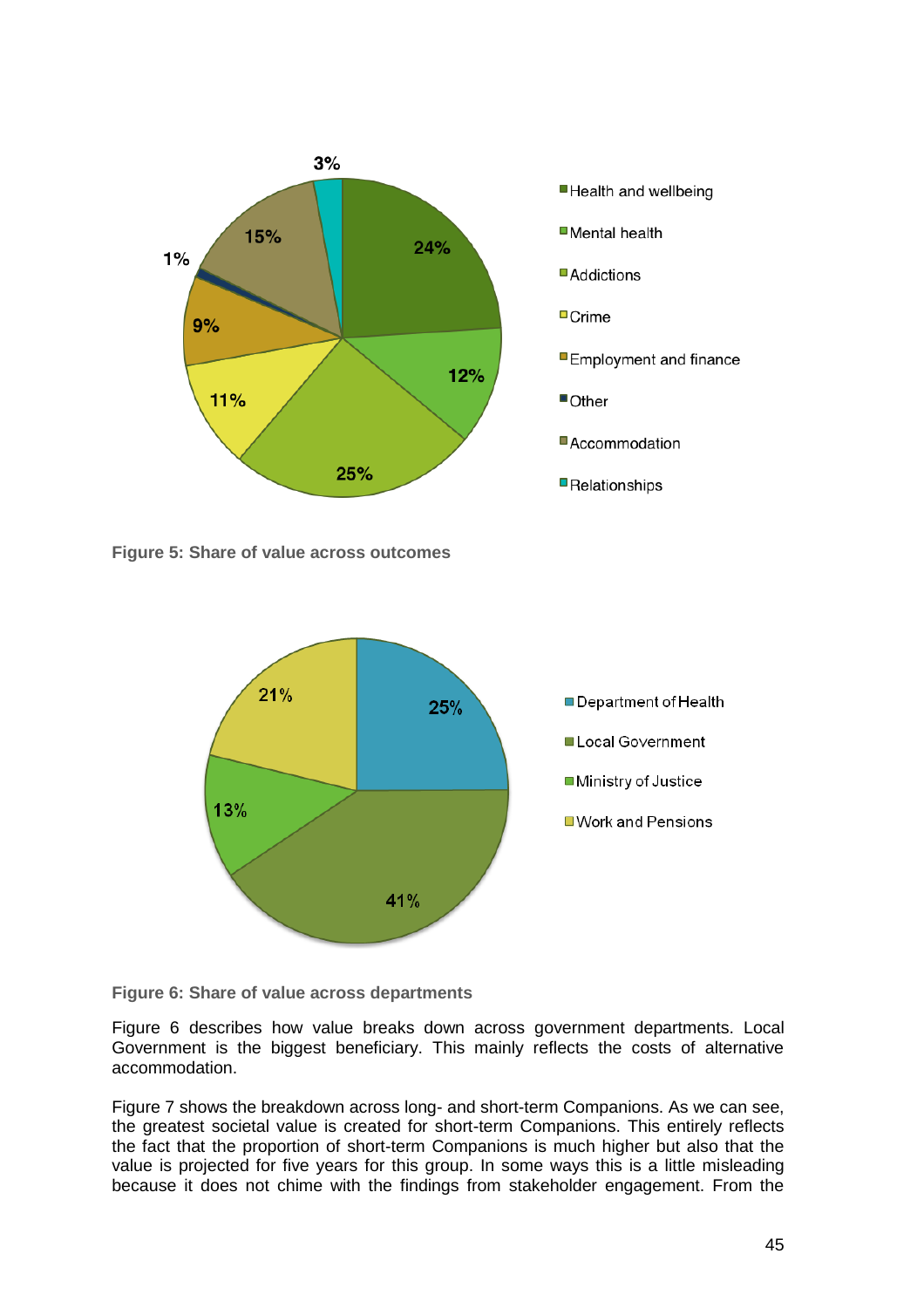Figure 5: Share of value across outcomes

Figure 6: Share of value across departments

Figure 6 describes how value breaks down across government departments. Local Government is the biggest beneficiary. This mainly reflects the costs of alternative accommodation.

Figure 7 shows the breakdown across long- and short-term Companions. As we can see, the greatest societal value is created for short-term Companions. This entirely reflects the fact that the proportion of short-term Companions is much higher but also that the value is projected for five years for this group. In some ways this is a little misleading because it does not chime with the findings from stakeholder engagement. From the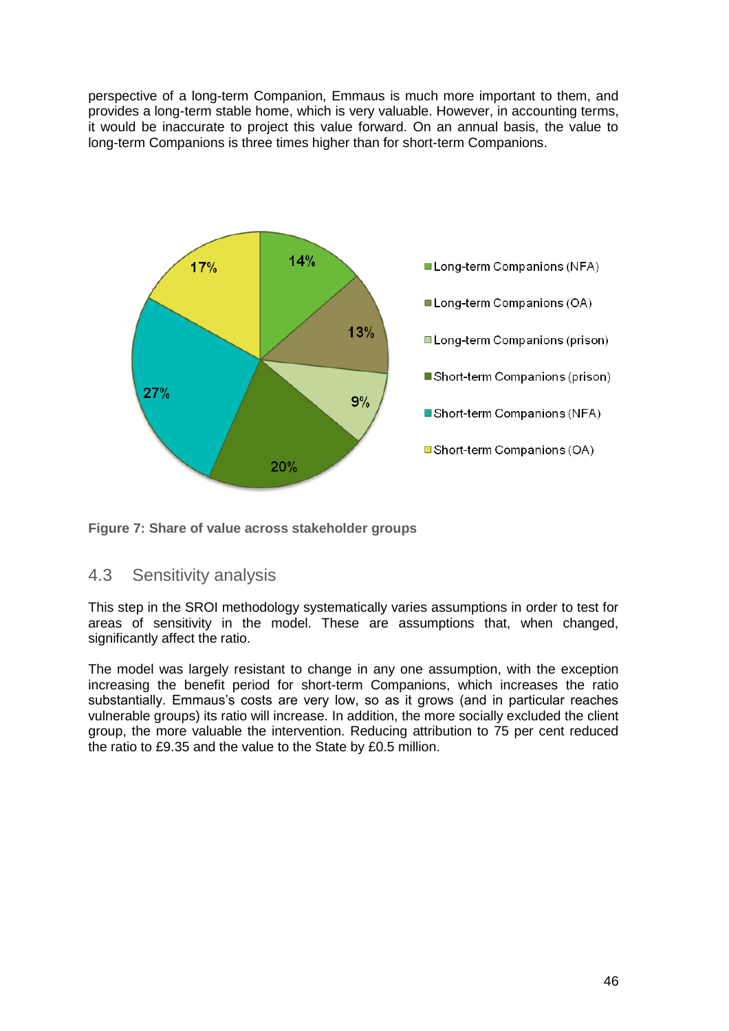perspective of a long-term Companion, Emmaus is much more important to them, and provides a long-term stable home, which is very valuable. However, in accounting terms, it would be inaccurate to project this value forward. On an annual basis, the value to long-term Companions is three times higher than for short-term Companions.

**Figure 7: Share of value across stakeholder groups**

## 4.3 Sensitivity analysis

This step in the SROI methodology systematically varies assumptions in order to test for areas of sensitivity in the model. These are assumptions that, when changed, significantly affect the ratio.

The model was largely resistant to change in any one assumption, with the exception increasing the benefit period for short-term Companions, which increases the ratio substantially. Emmaus's costs are very low, so as it grows (and in particular reaches vulnerable groups) its ratio will increase. In addition, the more socially excluded the client group, the more valuable the intervention. Reducing attribution to 75 per cent reduced the ratio to £9.35 and the value to the State by £0.5 million.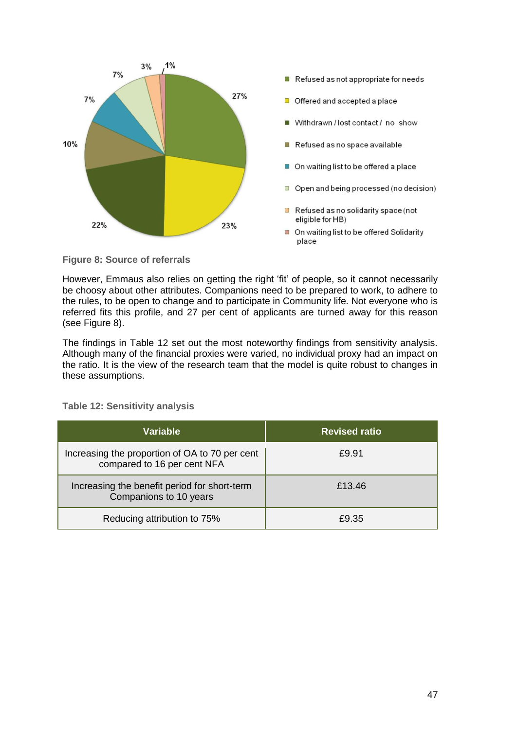Figure 8: Source of referrals

However, Emmaus also relies on getting the right 'fit' of people, so it cannot necessarily be choosy about other attributes. Companions need to be prepared to work, to adhere to the rules, to be open to change and to participate in Community life. Not everyone who is referred fits this profile, and 27 per cent of applicants are turned away for this reason (see Figure 8).

The findings in Table 12 set out the most noteworthy findings from sensitivity analysis. Although many of the financial proxies were varied, no individual proxy had an impact on the ratio. It is the view of the research team that the model is quite robust to changes in these assumptions.

**Table 12: Sensitivity analysis**

| Variable | Revised ratio |
|---|---|
| Increasing the proportion of OA to 70 per cent compared to 16 per cent NFA | £9.91 |
| Increasing the benefit period for short-term Companions to 10 years | £13.46 |
| Reducing attribution to 75% | £9.35 |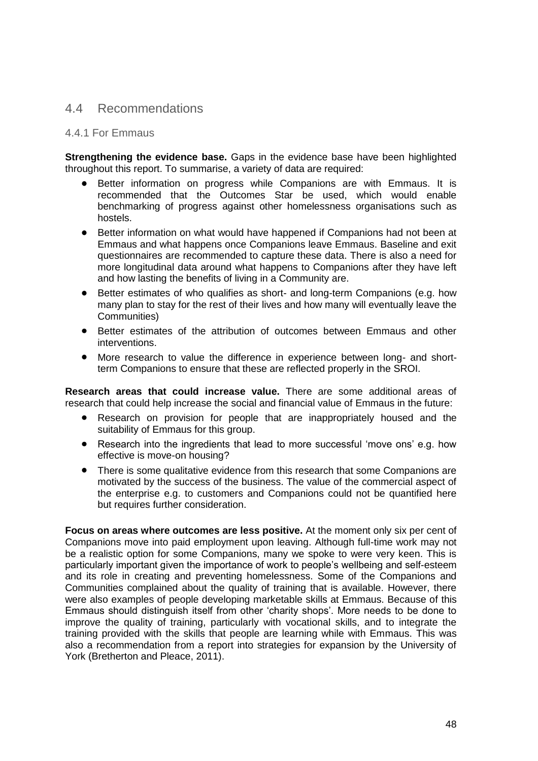## 4.4 Recommendations

### 4.4.1 For Emmaus

**Strengthening the evidence base.** Gaps in the evidence base have been highlighted throughout this report. To summarise, a variety of data are required:

- Better information on progress while Companions are with Emmaus. It is recommended that the Outcomes Star be used, which would enable benchmarking of progress against other homelessness organisations such as hostels.
- Better information on what would have happened if Companions had not been at Emmaus and what happens once Companions leave Emmaus. Baseline and exit questionnaires are recommended to capture these data. There is also a need for more longitudinal data around what happens to Companions after they have left and how lasting the benefits of living in a Community are.
- Better estimates of who qualifies as short- and long-term Companions (e.g. how many plan to stay for the rest of their lives and how many will eventually leave the Communities)
- Better estimates of the attribution of outcomes between Emmaus and other interventions.
- More research to value the difference in experience between long- and short-term Companions to ensure that these are reflected properly in the SROI.

**Research areas that could increase value.** There are some additional areas of research that could help increase the social and financial value of Emmaus in the future:

- Research on provision for people that are inappropriately housed and the suitability of Emmaus for this group.
- Research into the ingredients that lead to more successful 'move ons' e.g. how effective is move-on housing?
- There is some qualitative evidence from this research that some Companions are motivated by the success of the business. The value of the commercial aspect of the enterprise e.g. to customers and Companions could not be quantified here but requires further consideration.

**Focus on areas where outcomes are less positive.** At the moment only six per cent of Companions move into paid employment upon leaving. Although full-time work may not be a realistic option for some Companions, many we spoke to were very keen. This is particularly important given the importance of work to people's wellbeing and self-esteem and its role in creating and preventing homelessness. Some of the Companions and Communities complained about the quality of training that is available. However, there were also examples of people developing marketable skills at Emmaus. Because of this Emmaus should distinguish itself from other 'charity shops'. More needs to be done to improve the quality of training, particularly with vocational skills, and to integrate the training provided with the skills that people are learning while with Emmaus. This was also a recommendation from a report into strategies for expansion by the University of York (Bretherton and Pleace, 2011).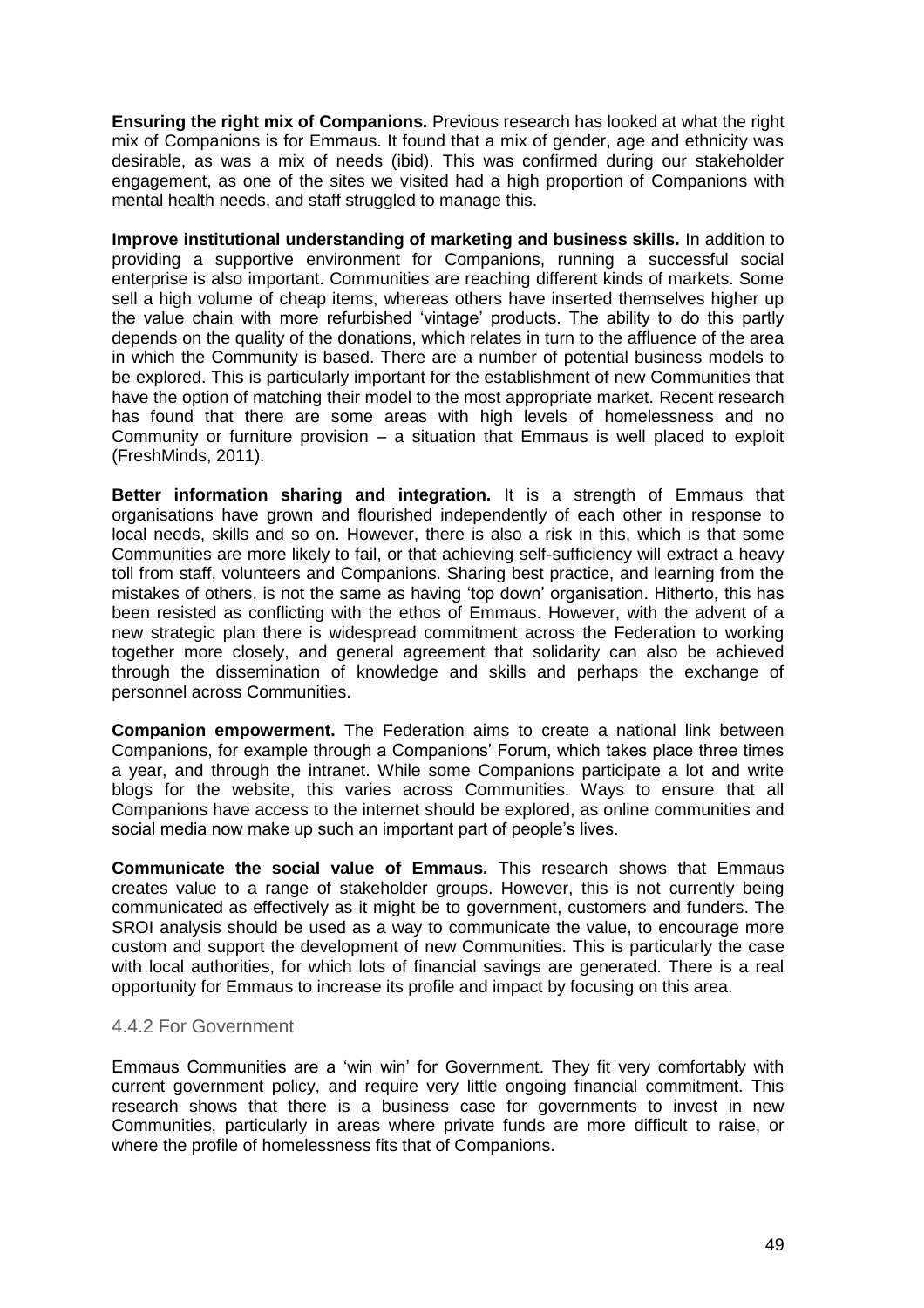**Ensuring the right mix of Companions.** Previous research has looked at what the right mix of Companions is for Emmaus. It found that a mix of gender, age and ethnicity was desirable, as was a mix of needs (ibid). This was confirmed during our stakeholder engagement, as one of the sites we visited had a high proportion of Companions with mental health needs, and staff struggled to manage this.

**Improve institutional understanding of marketing and business skills.** In addition to providing a supportive environment for Companions, running a successful social enterprise is also important. Communities are reaching different kinds of markets. Some sell a high volume of cheap items, whereas others have inserted themselves higher up the value chain with more refurbished 'vintage' products. The ability to do this partly depends on the quality of the donations, which relates in turn to the affluence of the area in which the Community is based. There are a number of potential business models to be explored. This is particularly important for the establishment of new Communities that have the option of matching their model to the most appropriate market. Recent research has found that there are some areas with high levels of homelessness and no Community or furniture provision – a situation that Emmaus is well placed to exploit (FreshMinds, 2011).

**Better information sharing and integration.** It is a strength of Emmaus that organisations have grown and flourished independently of each other in response to local needs, skills and so on. However, there is also a risk in this, which is that some Communities are more likely to fail, or that achieving self-sufficiency will extract a heavy toll from staff, volunteers and Companions. Sharing best practice, and learning from the mistakes of others, is not the same as having 'top down' organisation. Hitherto, this has been resisted as conflicting with the ethos of Emmaus. However, with the advent of a new strategic plan there is widespread commitment across the Federation to working together more closely, and general agreement that solidarity can also be achieved through the dissemination of knowledge and skills and perhaps the exchange of personnel across Communities.

**Companion empowerment.** The Federation aims to create a national link between Companions, for example through a Companions' Forum, which takes place three times a year, and through the intranet. While some Companions participate a lot and write blogs for the website, this varies across Communities. Ways to ensure that all Companions have access to the internet should be explored, as online communities and social media now make up such an important part of people's lives.

**Communicate the social value of Emmaus.** This research shows that Emmaus creates value to a range of stakeholder groups. However, this is not currently being communicated as effectively as it might be to government, customers and funders. The SROI analysis should be used as a way to communicate the value, to encourage more custom and support the development of new Communities. This is particularly the case with local authorities, for which lots of financial savings are generated. There is a real opportunity for Emmaus to increase its profile and impact by focusing on this area.

### 4.4.2 For Government

Emmaus Communities are a 'win win' for Government. They fit very comfortably with current government policy, and require very little ongoing financial commitment. This research shows that there is a business case for governments to invest in new Communities, particularly in areas where private funds are more difficult to raise, or where the profile of homelessness fits that of Companions.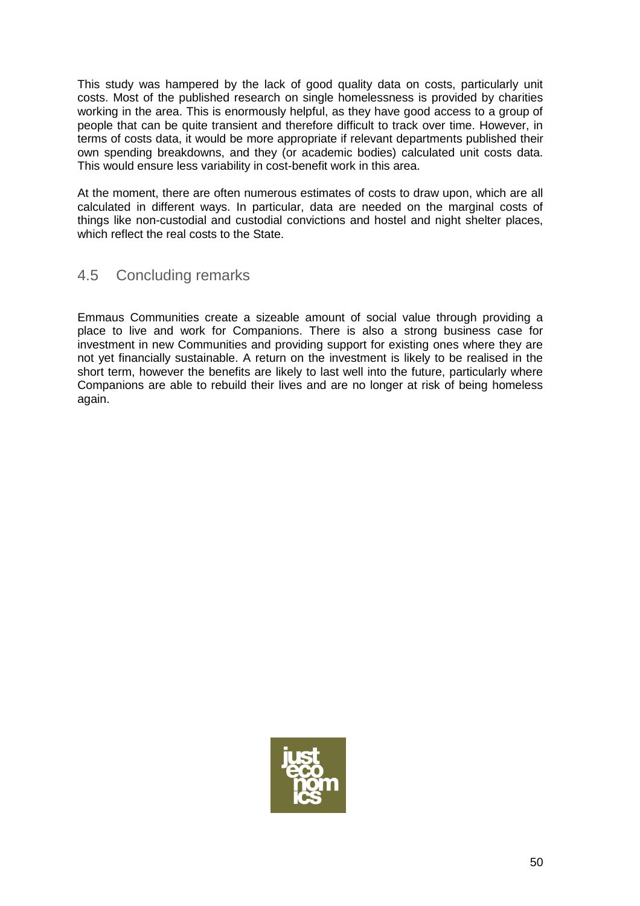This study was hampered by the lack of good quality data on costs, particularly unit costs. Most of the published research on single homelessness is provided by charities working in the area. This is enormously helpful, as they have good access to a group of people that can be quite transient and therefore difficult to track over time. However, in terms of costs data, it would be more appropriate if relevant departments published their own spending breakdowns, and they (or academic bodies) calculated unit costs data. This would ensure less variability in cost-benefit work in this area.

At the moment, there are often numerous estimates of costs to draw upon, which are all calculated in different ways. In particular, data are needed on the marginal costs of things like non-custodial and custodial convictions and hostel and night shelter places, which reflect the real costs to the State.

## 4.5 Concluding remarks

Emmaus Communities create a sizeable amount of social value through providing a place to live and work for Companions. There is also a strong business case for investment in new Communities and providing support for existing ones where they are not yet financially sustainable. A return on the investment is likely to be realised in the short term, however the benefits are likely to last well into the future, particularly where Companions are able to rebuild their lives and are no longer at risk of being homeless again.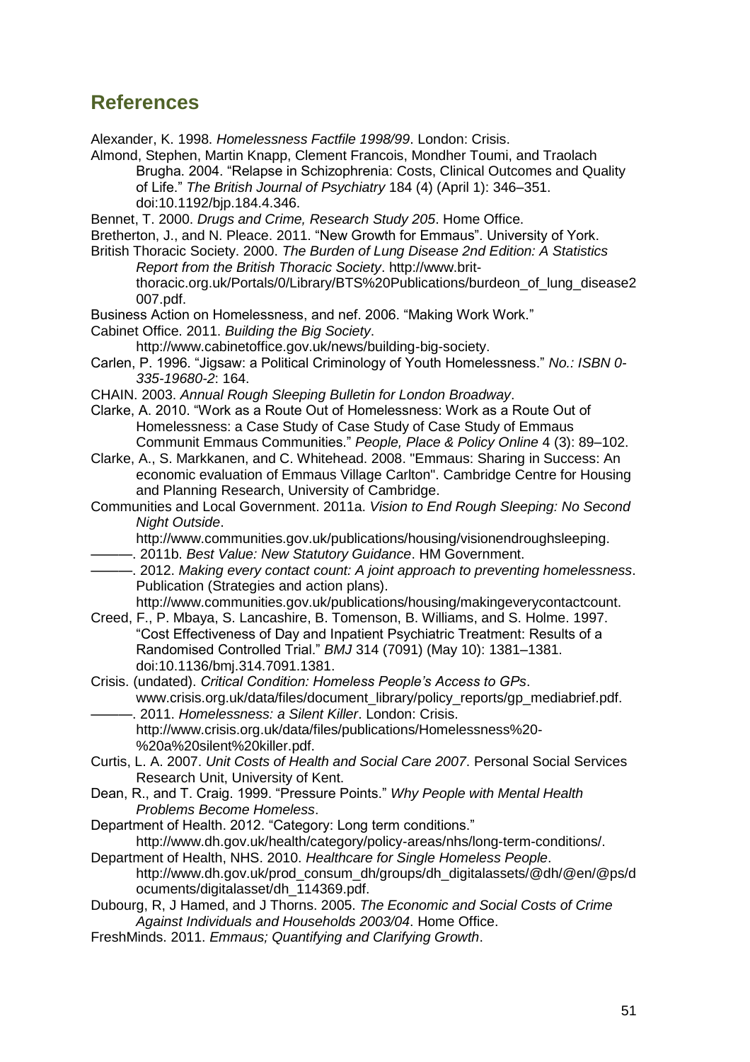## References

Alexander, K. 1998. *Homelessness Factfile 1998/99*. London: Crisis.

Almond, Stephen, Martin Knapp, Clement Francois, Mondher Toumi, and Traolach Brugha. 2004. "Relapse in Schizophrenia: Costs, Clinical Outcomes and Quality of Life." *The British Journal of Psychiatry* 184 (4) (April 1): 346–351. doi:10.1192/bjp.184.4.346.

Bennet, T. 2000. *Drugs and Crime, Research Study 205*. Home Office.

Bretherton, J., and N. Pleace. 2011. "New Growth for Emmaus". University of York.

British Thoracic Society. 2000. *The Burden of Lung Disease 2nd Edition: A Statistics Report from the British Thoracic Society*. http://www.brit-thoracic.org.uk/Portals/0/Library/BTS%20Publications/burdeon_of_lung_disease2007.pdf.

Business Action on Homelessness, and nef. 2006. "Making Work Work."

Cabinet Office. 2011. *Building the Big Society*. http://www.cabinetoffice.gov.uk/news/building-big-society.

Carlen, P. 1996. "Jigsaw: a Political Criminology of Youth Homelessness." *No.: ISBN 0-335-19680-2*: 164.

CHAIN. 2003. *Annual Rough Sleeping Bulletin for London Broadway*.

Clarke, A. 2010. "Work as a Route Out of Homelessness: Work as a Route Out of Homelessness: a Case Study of Case Study of Case Study of Emmaus Communit Emmaus Communities." *People, Place & Policy Online* 4 (3): 89–102.

Clarke, A., S. Markkanen, and C. Whitehead. 2008. "Emmaus: Sharing in Success: An economic evaluation of Emmaus Village Carlton". Cambridge Centre for Housing and Planning Research, University of Cambridge.

Communities and Local Government. 2011a. *Vision to End Rough Sleeping: No Second Night Outside*. http://www.communities.gov.uk/publications/housing/visionendroughsleeping.

———. 2011b. *Best Value: New Statutory Guidance*. HM Government.

———. 2012. *Making every contact count: A joint approach to preventing homelessness*. Publication (Strategies and action plans). http://www.communities.gov.uk/publications/housing/makingeverycontactcount.

Creed, F., P. Mbaya, S. Lancashire, B. Tomenson, B. Williams, and S. Holme. 1997. "Cost Effectiveness of Day and Inpatient Psychiatric Treatment: Results of a Randomised Controlled Trial." *BMJ* 314 (7091) (May 10): 1381–1381. doi:10.1136/bmj.314.7091.1381.

Crisis. (undated). *Critical Condition: Homeless People's Access to GPs*. www.crisis.org.uk/data/files/document_library/policy_reports/gp_mediabrief.pdf.

———. 2011. *Homelessness: a Silent Killer*. London: Crisis. http://www.crisis.org.uk/data/files/publications/Homelessness%20-%20a%20silent%20killer.pdf.

Curtis, L. A. 2007. *Unit Costs of Health and Social Care 2007*. Personal Social Services Research Unit, University of Kent.

Dean, R., and T. Craig. 1999. "Pressure Points." *Why People with Mental Health Problems Become Homeless*.

Department of Health. 2012. "Category: Long term conditions." http://www.dh.gov.uk/health/category/policy-areas/nhs/long-term-conditions/.

Department of Health, NHS. 2010. *Healthcare for Single Homeless People*. http://www.dh.gov.uk/prod_consum_dh/groups/dh_digitalassets/@dh/@en/@ps/documents/digitalasset/dh_114369.pdf.

Dubourg, R, J Hamed, and J Thorns. 2005. *The Economic and Social Costs of Crime Against Individuals and Households 2003/04*. Home Office.

FreshMinds. 2011. *Emmaus; Quantifying and Clarifying Growth*.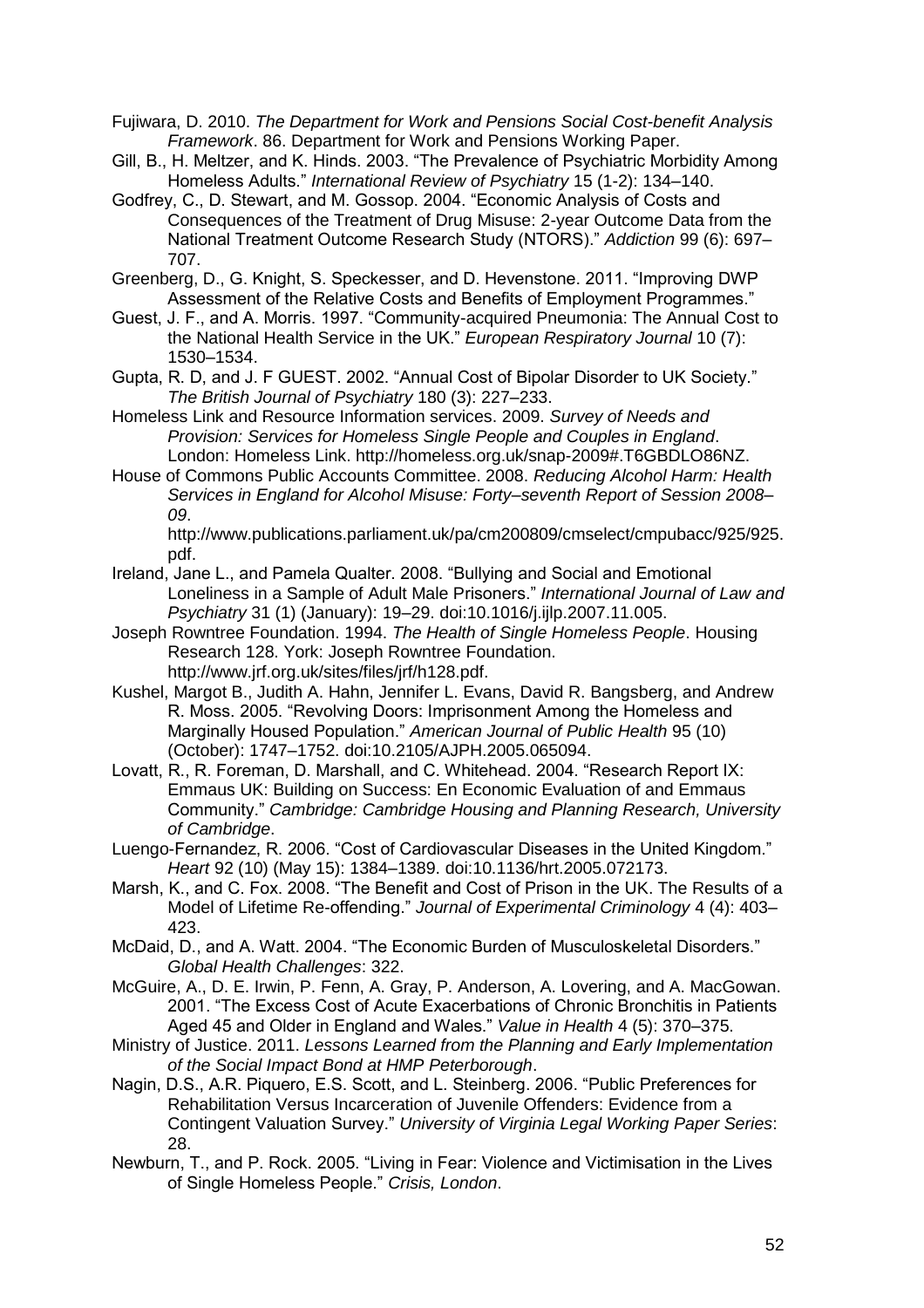Fujiwara, D. 2010. *The Department for Work and Pensions Social Cost-benefit Analysis Framework*. 86. Department for Work and Pensions Working Paper.

Gill, B., H. Meltzer, and K. Hinds. 2003. "The Prevalence of Psychiatric Morbidity Among Homeless Adults." *International Review of Psychiatry* 15 (1-2): 134–140.

Godfrey, C., D. Stewart, and M. Gossop. 2004. "Economic Analysis of Costs and Consequences of the Treatment of Drug Misuse: 2-year Outcome Data from the National Treatment Outcome Research Study (NTORS)." *Addiction* 99 (6): 697–707.

Greenberg, D., G. Knight, S. Speckesser, and D. Hevenstone. 2011. "Improving DWP Assessment of the Relative Costs and Benefits of Employment Programmes."

Guest, J. F., and A. Morris. 1997. "Community-acquired Pneumonia: The Annual Cost to the National Health Service in the UK." *European Respiratory Journal* 10 (7): 1530–1534.

Gupta, R. D, and J. F GUEST. 2002. "Annual Cost of Bipolar Disorder to UK Society." *The British Journal of Psychiatry* 180 (3): 227–233.

Homeless Link and Resource Information services. 2009. *Survey of Needs and Provision: Services for Homeless Single People and Couples in England*. London: Homeless Link. http://homeless.org.uk/snap-2009#.T6GBDLO86NZ.

House of Commons Public Accounts Committee. 2008. *Reducing Alcohol Harm: Health Services in England for Alcohol Misuse: Forty–seventh Report of Session 2008–09*. http://www.publications.parliament.uk/pa/cm200809/cmselect/cmpubacc/925/925.pdf.

Ireland, Jane L., and Pamela Qualter. 2008. "Bullying and Social and Emotional Loneliness in a Sample of Adult Male Prisoners." *International Journal of Law and Psychiatry* 31 (1) (January): 19–29. doi:10.1016/j.ijlp.2007.11.005.

Joseph Rowntree Foundation. 1994. *The Health of Single Homeless People*. Housing Research 128. York: Joseph Rowntree Foundation. http://www.jrf.org.uk/sites/files/jrf/h128.pdf.

Kushel, Margot B., Judith A. Hahn, Jennifer L. Evans, David R. Bangsberg, and Andrew R. Moss. 2005. "Revolving Doors: Imprisonment Among the Homeless and Marginally Housed Population." *American Journal of Public Health* 95 (10) (October): 1747–1752. doi:10.2105/AJPH.2005.065094.

Lovatt, R., R. Foreman, D. Marshall, and C. Whitehead. 2004. "Research Report IX: Emmaus UK: Building on Success: En Economic Evaluation of and Emmaus Community." *Cambridge: Cambridge Housing and Planning Research, University of Cambridge*.

Luengo-Fernandez, R. 2006. "Cost of Cardiovascular Diseases in the United Kingdom." *Heart* 92 (10) (May 15): 1384–1389. doi:10.1136/hrt.2005.072173.

Marsh, K., and C. Fox. 2008. "The Benefit and Cost of Prison in the UK. The Results of a Model of Lifetime Re-offending." *Journal of Experimental Criminology* 4 (4): 403–423.

McDaid, D., and A. Watt. 2004. "The Economic Burden of Musculoskeletal Disorders." *Global Health Challenges*: 322.

McGuire, A., D. E. Irwin, P. Fenn, A. Gray, P. Anderson, A. Lovering, and A. MacGowan. 2001. "The Excess Cost of Acute Exacerbations of Chronic Bronchitis in Patients Aged 45 and Older in England and Wales." *Value in Health* 4 (5): 370–375.

Ministry of Justice. 2011. *Lessons Learned from the Planning and Early Implementation of the Social Impact Bond at HMP Peterborough*.

Nagin, D.S., A.R. Piquero, E.S. Scott, and L. Steinberg. 2006. "Public Preferences for Rehabilitation Versus Incarceration of Juvenile Offenders: Evidence from a Contingent Valuation Survey." *University of Virginia Legal Working Paper Series*: 28.

Newburn, T., and P. Rock. 2005. "Living in Fear: Violence and Victimisation in the Lives of Single Homeless People." *Crisis, London*.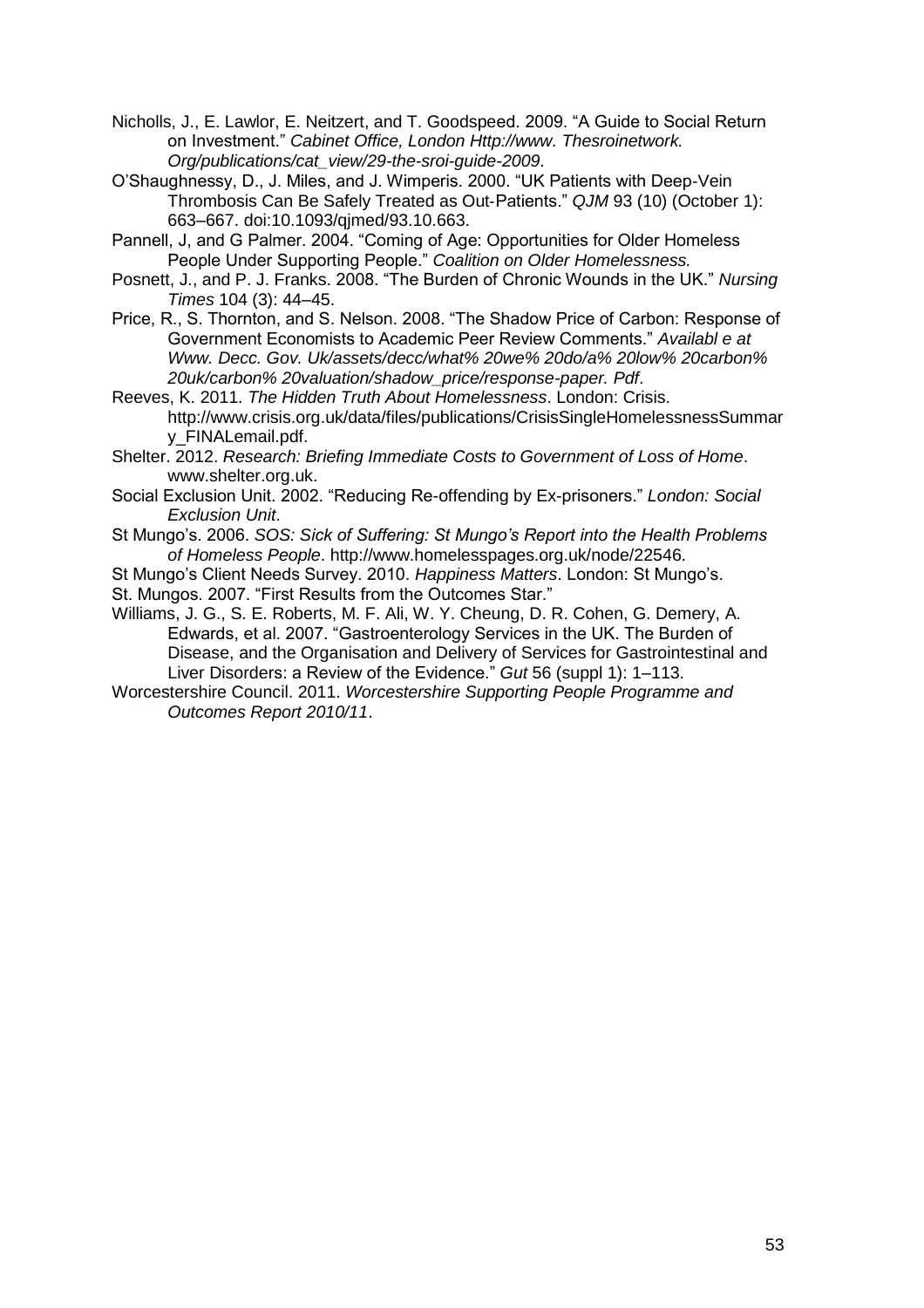Nicholls, J., E. Lawlor, E. Neitzert, and T. Goodspeed. 2009. "A Guide to Social Return on Investment." *Cabinet Office, London Http://www. Thesroinetwork. Org/publications/cat_view/29-the-sroi-guide-2009*.

O'Shaughnessy, D., J. Miles, and J. Wimperis. 2000. "UK Patients with Deep-Vein Thrombosis Can Be Safely Treated as Out-Patients." *QJM* 93 (10) (October 1): 663–667. doi:10.1093/qjmed/93.10.663.

Pannell, J, and G Palmer. 2004. "Coming of Age: Opportunities for Older Homeless People Under Supporting People." *Coalition on Older Homelessness.*

Posnett, J., and P. J. Franks. 2008. "The Burden of Chronic Wounds in the UK." *Nursing Times* 104 (3): 44–45.

Price, R., S. Thornton, and S. Nelson. 2008. "The Shadow Price of Carbon: Response of Government Economists to Academic Peer Review Comments." *Availabl e at Www. Decc. Gov. Uk/assets/decc/what% 20we% 20do/a% 20low% 20carbon% 20uk/carbon% 20valuation/shadow_price/response-paper. Pdf*.

Reeves, K. 2011. *The Hidden Truth About Homelessness*. London: Crisis. http://www.crisis.org.uk/data/files/publications/CrisisSingleHomelessnessSummary_FINALemail.pdf.

Shelter. 2012. *Research: Briefing Immediate Costs to Government of Loss of Home*. www.shelter.org.uk.

Social Exclusion Unit. 2002. "Reducing Re-offending by Ex-prisoners." *London: Social Exclusion Unit*.

St Mungo's. 2006. *SOS: Sick of Suffering: St Mungo's Report into the Health Problems of Homeless People*. http://www.homelesspages.org.uk/node/22546.

St Mungo's Client Needs Survey. 2010. *Happiness Matters*. London: St Mungo's.

St. Mungos. 2007. "First Results from the Outcomes Star."

Williams, J. G., S. E. Roberts, M. F. Ali, W. Y. Cheung, D. R. Cohen, G. Demery, A. Edwards, et al. 2007. "Gastroenterology Services in the UK. The Burden of Disease, and the Organisation and Delivery of Services for Gastrointestinal and Liver Disorders: a Review of the Evidence." *Gut* 56 (suppl 1): 1–113.

Worcestershire Council. 2011. *Worcestershire Supporting People Programme and Outcomes Report 2010/11*.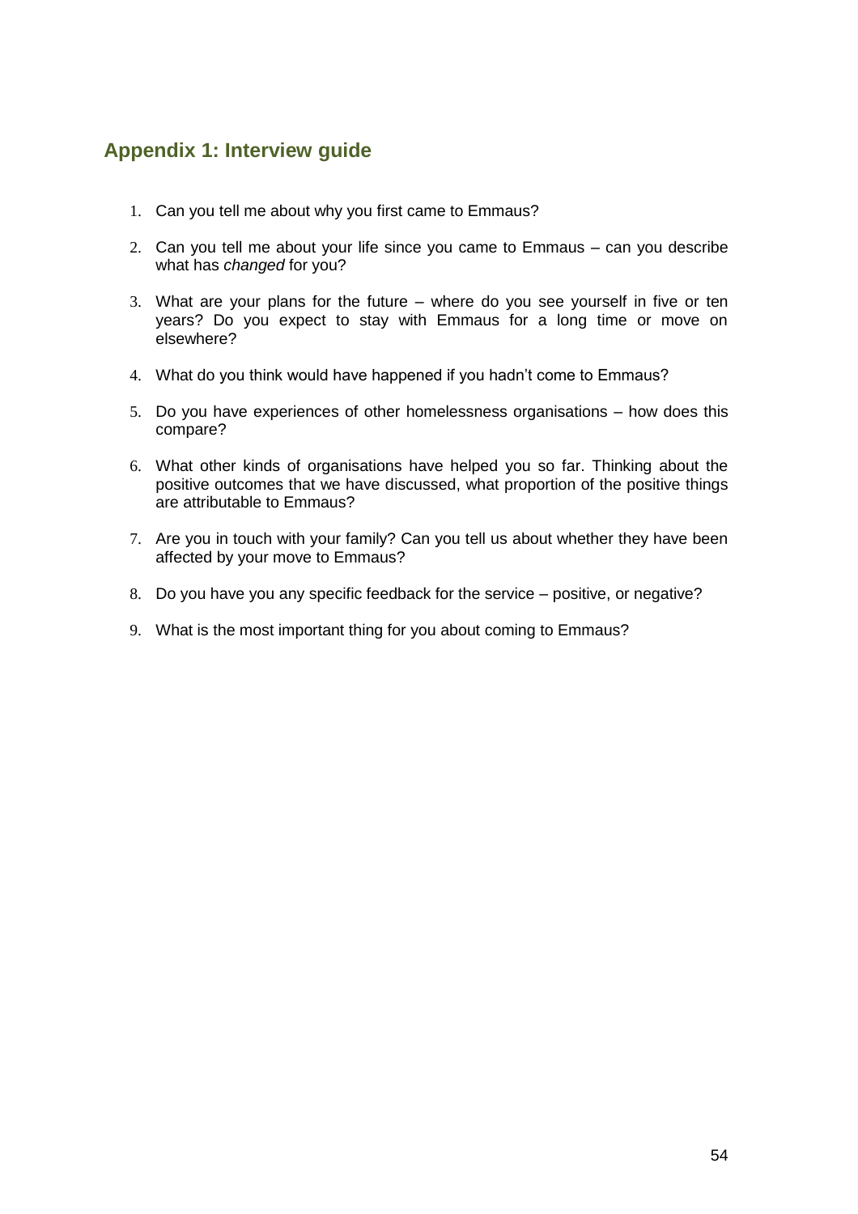## Appendix 1: Interview guide

1. Can you tell me about why you first came to Emmaus?
2. Can you tell me about your life since you came to Emmaus – can you describe what has *changed* for you?
3. What are your plans for the future – where do you see yourself in five or ten years? Do you expect to stay with Emmaus for a long time or move on elsewhere?
4. What do you think would have happened if you hadn't come to Emmaus?
5. Do you have experiences of other homelessness organisations – how does this compare?
6. What other kinds of organisations have helped you so far. Thinking about the positive outcomes that we have discussed, what proportion of the positive things are attributable to Emmaus?
7. Are you in touch with your family? Can you tell us about whether they have been affected by your move to Emmaus?
8. Do you have you any specific feedback for the service – positive, or negative?
9. What is the most important thing for you about coming to Emmaus?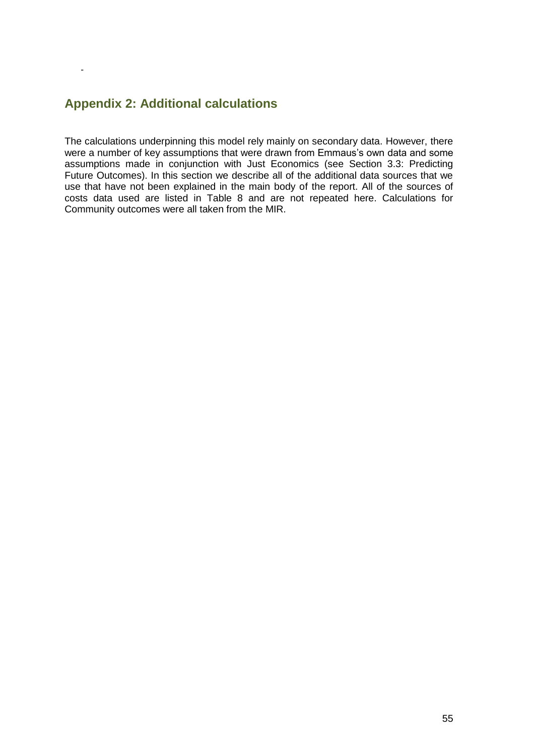-

## Appendix 2: Additional calculations

The calculations underpinning this model rely mainly on secondary data. However, there were a number of key assumptions that were drawn from Emmaus's own data and some assumptions made in conjunction with Just Economics (see Section 3.3: Predicting Future Outcomes). In this section we describe all of the additional data sources that we use that have not been explained in the main body of the report. All of the sources of costs data used are listed in Table 8 and are not repeated here. Calculations for Community outcomes were all taken from the MIR.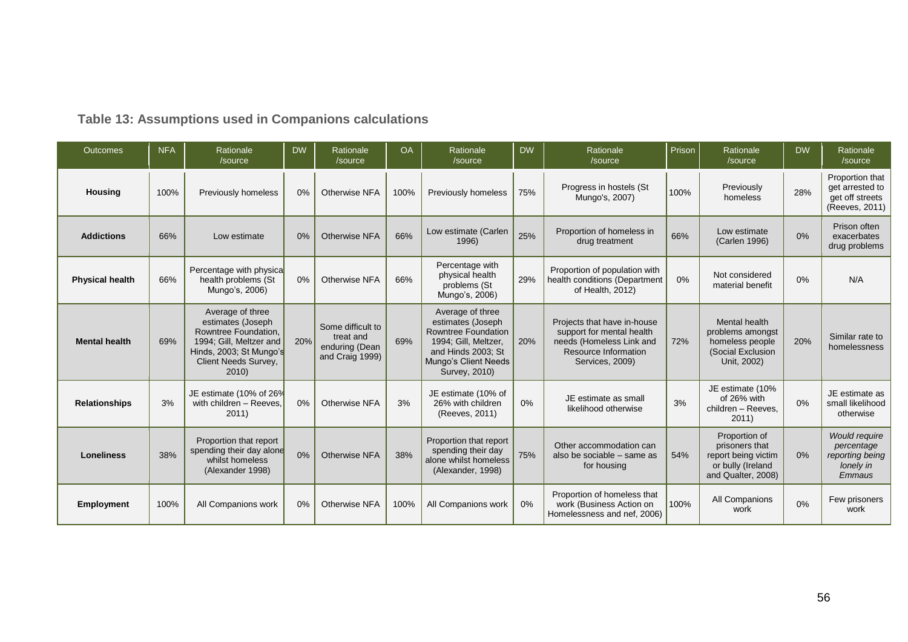### Table 13: Assumptions used in Companions calculations

| Outcomes | NFA | Rationale /source | DW | Rationale /source | OA | Rationale /source | DW | Rationale /source | Prison | Rationale /source | DW | Rationale /source |
|---|---|---|---|---|---|---|---|---|---|---|---|---|
| **Housing** | 100% | Previously homeless | 0% | Otherwise NFA | 100% | Previously homeless | 75% | Progress in hostels (St Mungo's, 2007) | 100% | Previously homeless | 28% | Proportion that get arrested to get off streets (Reeves, 2011) |
| **Addictions** | 66% | Low estimate | 0% | Otherwise NFA | 66% | Low estimate (Carlen 1996) | 25% | Proportion of homeless in drug treatment | 66% | Low estimate (Carlen 1996) | 0% | Prison often exacerbates drug problems |
| **Physical health** | 66% | Percentage with physical health problems (St Mungo's, 2006) | 0% | Otherwise NFA | 66% | Percentage with physical health problems (St Mungo's, 2006) | 29% | Proportion of population with health conditions (Department of Health, 2012) | 0% | Not considered material benefit | 0% | N/A |
| **Mental health** | 69% | Average of three estimates (Joseph Rowntree Foundation, 1994; Gill, Meltzer and Hinds, 2003; St Mungo's Client Needs Survey, 2010) | 20% | Some difficult to treat and enduring (Dean and Craig 1999) | 69% | Average of three estimates (Joseph Rowntree Foundation 1994; Gill, Meltzer, and Hinds 2003; St Mungo's Client Needs Survey, 2010) | 20% | Projects that have in-house support for mental health needs (Homeless Link and Resource Information Services, 2009) | 72% | Mental health problems amongst homeless people (Social Exclusion Unit, 2002) | 20% | Similar rate to homelessness |
| **Relationships** | 3% | JE estimate (10% of 26% with children – Reeves, 2011) | 0% | Otherwise NFA | 3% | JE estimate (10% of 26% with children (Reeves, 2011) | 0% | JE estimate as small likelihood otherwise | 3% | JE estimate (10% of 26% with children – Reeves, 2011) | 0% | JE estimate as small likelihood otherwise |
| **Loneliness** | 38% | Proportion that report spending their day alone whilst homeless (Alexander 1998) | 0% | Otherwise NFA | 38% | Proportion that report spending their day alone whilst homeless (Alexander, 1998) | 75% | Other accommodation can also be sociable – same as for housing | 54% | Proportion of prisoners that report being victim or bully (Ireland and Qualter, 2008) | 0% | *Would require percentage reporting being lonely in Emmaus* |
| **Employment** | 100% | All Companions work | 0% | Otherwise NFA | 100% | All Companions work | 0% | Proportion of homeless that work (Business Action on Homelessness and nef, 2006) | 100% | All Companions work | 0% | Few prisoners work |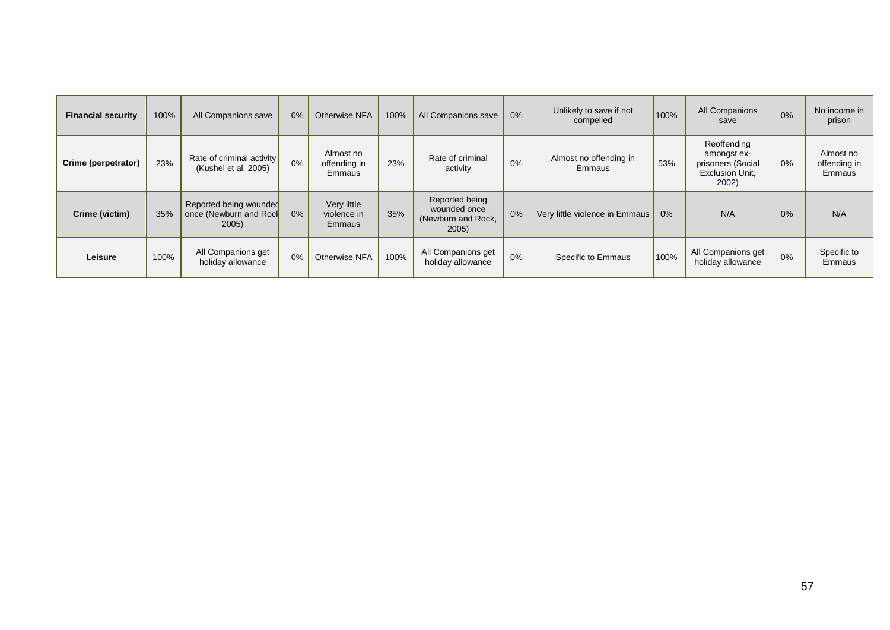| Financial security | 100% | All Companions save | 0% | Otherwise NFA | 100% | All Companions save | 0% | Unlikely to save if not compelled | 100% | All Companions save | 0% | No income in prison |
|---|---|---|---|---|---|---|---|---|---|---|---|---|
| **Crime (perpetrator)** | 23% | Rate of criminal activity (Kushel et al. 2005) | 0% | Almost no offending in Emmaus | 23% | Rate of criminal activity | 0% | Almost no offending in Emmaus | 53% | Reoffending amongst ex-prisoners (Social Exclusion Unit, 2002) | 0% | Almost no offending in Emmaus |
| **Crime (victim)** | 35% | Reported being wounded once (Newburn and Rock 2005) | 0% | Very little violence in Emmaus | 35% | Reported being wounded once (Newburn and Rock, 2005) | 0% | Very little violence in Emmaus | 0% | N/A | 0% | N/A |
| **Leisure** | 100% | All Companions get holiday allowance | 0% | Otherwise NFA | 100% | All Companions get holiday allowance | 0% | Specific to Emmaus | 100% | All Companions get holiday allowance | 0% | Specific to Emmaus |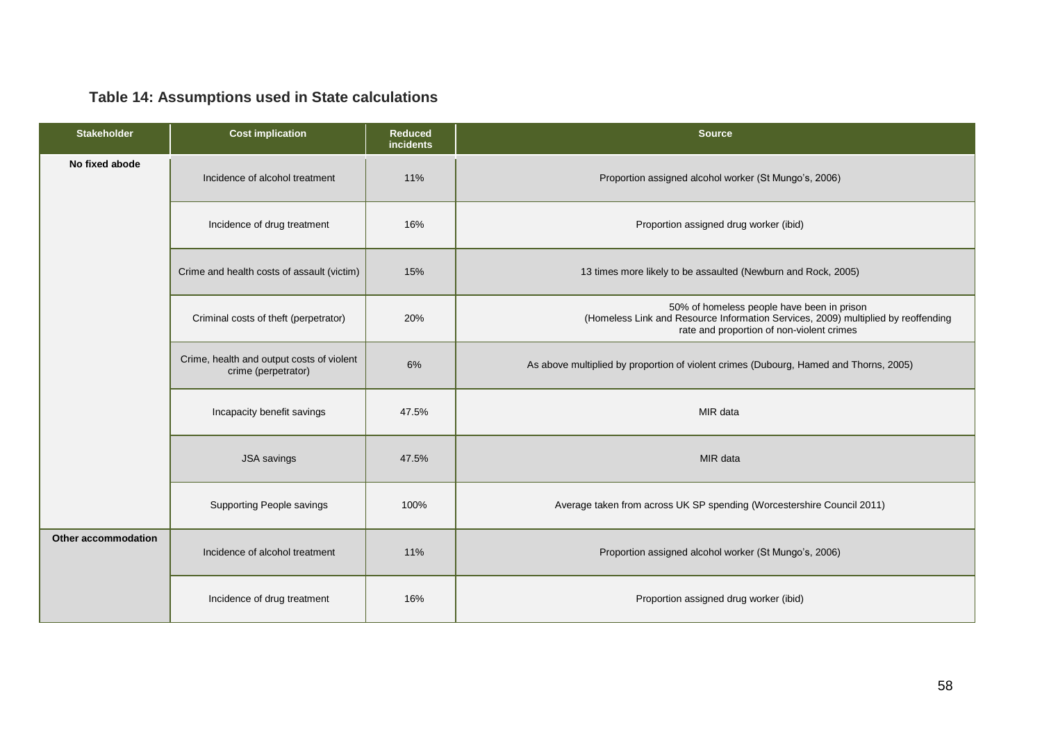**Table 14: Assumptions used in State calculations**

| Stakeholder | Cost implication | Reduced incidents | Source |
|---|---|---|---|
| No fixed abode | Incidence of alcohol treatment | 11% | Proportion assigned alcohol worker (St Mungo's, 2006) |
| | Incidence of drug treatment | 16% | Proportion assigned drug worker (ibid) |
| | Crime and health costs of assault (victim) | 15% | 13 times more likely to be assaulted (Newburn and Rock, 2005) |
| | Criminal costs of theft (perpetrator) | 20% | 50% of homeless people have been in prison (Homeless Link and Resource Information Services, 2009) multiplied by reoffending rate and proportion of non-violent crimes |
| | Crime, health and output costs of violent crime (perpetrator) | 6% | As above multiplied by proportion of violent crimes (Dubourg, Hamed and Thorns, 2005) |
| | Incapacity benefit savings | 47.5% | MIR data |
| | JSA savings | 47.5% | MIR data |
| | Supporting People savings | 100% | Average taken from across UK SP spending (Worcestershire Council 2011) |
| Other accommodation | Incidence of alcohol treatment | 11% | Proportion assigned alcohol worker (St Mungo's, 2006) |
| | Incidence of drug treatment | 16% | Proportion assigned drug worker (ibid) |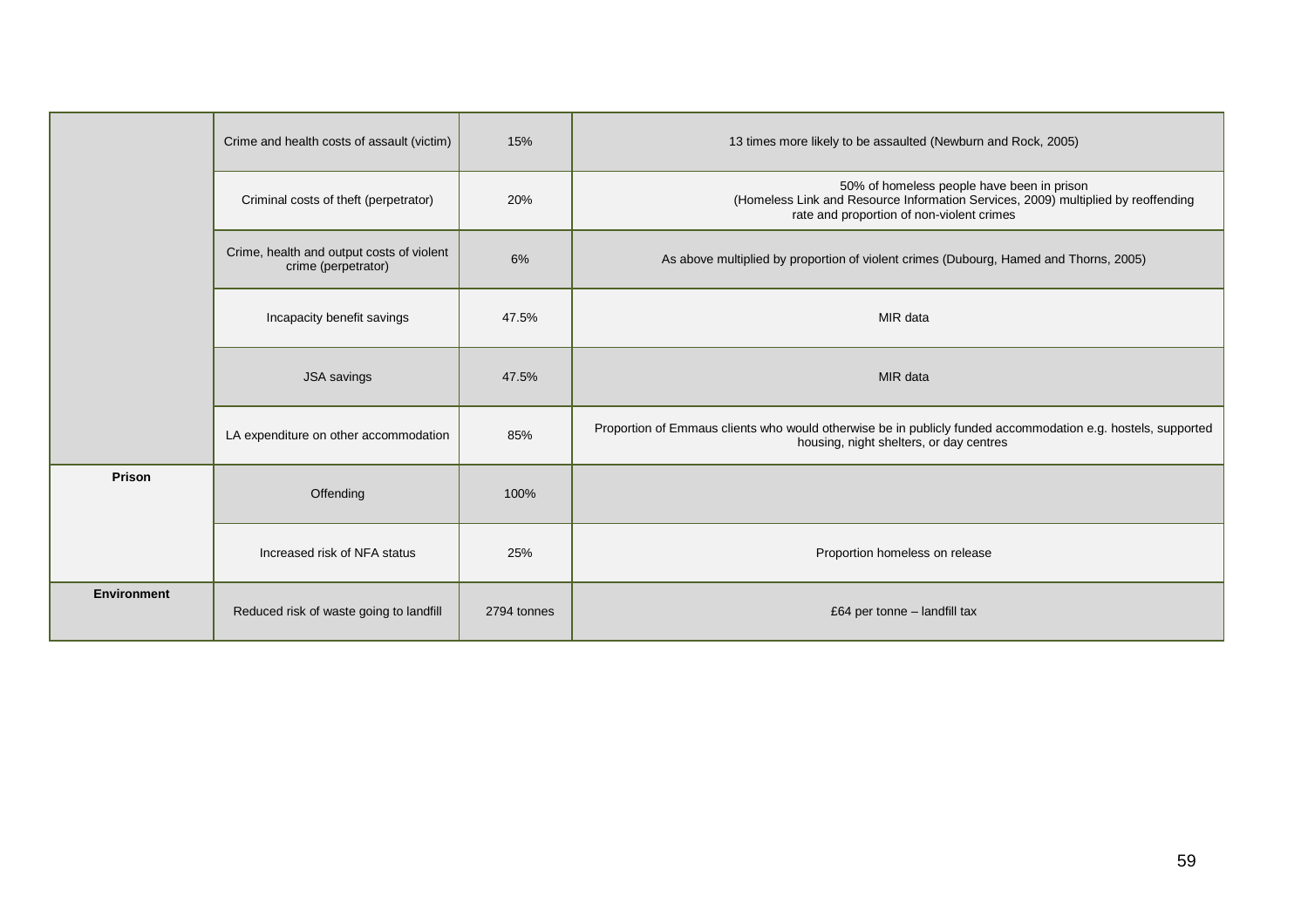| | | | |
|---|---|---|---|
| | Crime and health costs of assault (victim) | 15% | 13 times more likely to be assaulted (Newburn and Rock, 2005) |
| | Criminal costs of theft (perpetrator) | 20% | 50% of homeless people have been in prison (Homeless Link and Resource Information Services, 2009) multiplied by reoffending rate and proportion of non-violent crimes |
| | Crime, health and output costs of violent crime (perpetrator) | 6% | As above multiplied by proportion of violent crimes (Dubourg, Hamed and Thorns, 2005) |
| | Incapacity benefit savings | 47.5% | MIR data |
| | JSA savings | 47.5% | MIR data |
| | LA expenditure on other accommodation | 85% | Proportion of Emmaus clients who would otherwise be in publicly funded accommodation e.g. hostels, supported housing, night shelters, or day centres |
| **Prison** | Offending | 100% | |
| | Increased risk of NFA status | 25% | Proportion homeless on release |
| **Environment** | Reduced risk of waste going to landfill | 2794 tonnes | £64 per tonne – landfill tax |